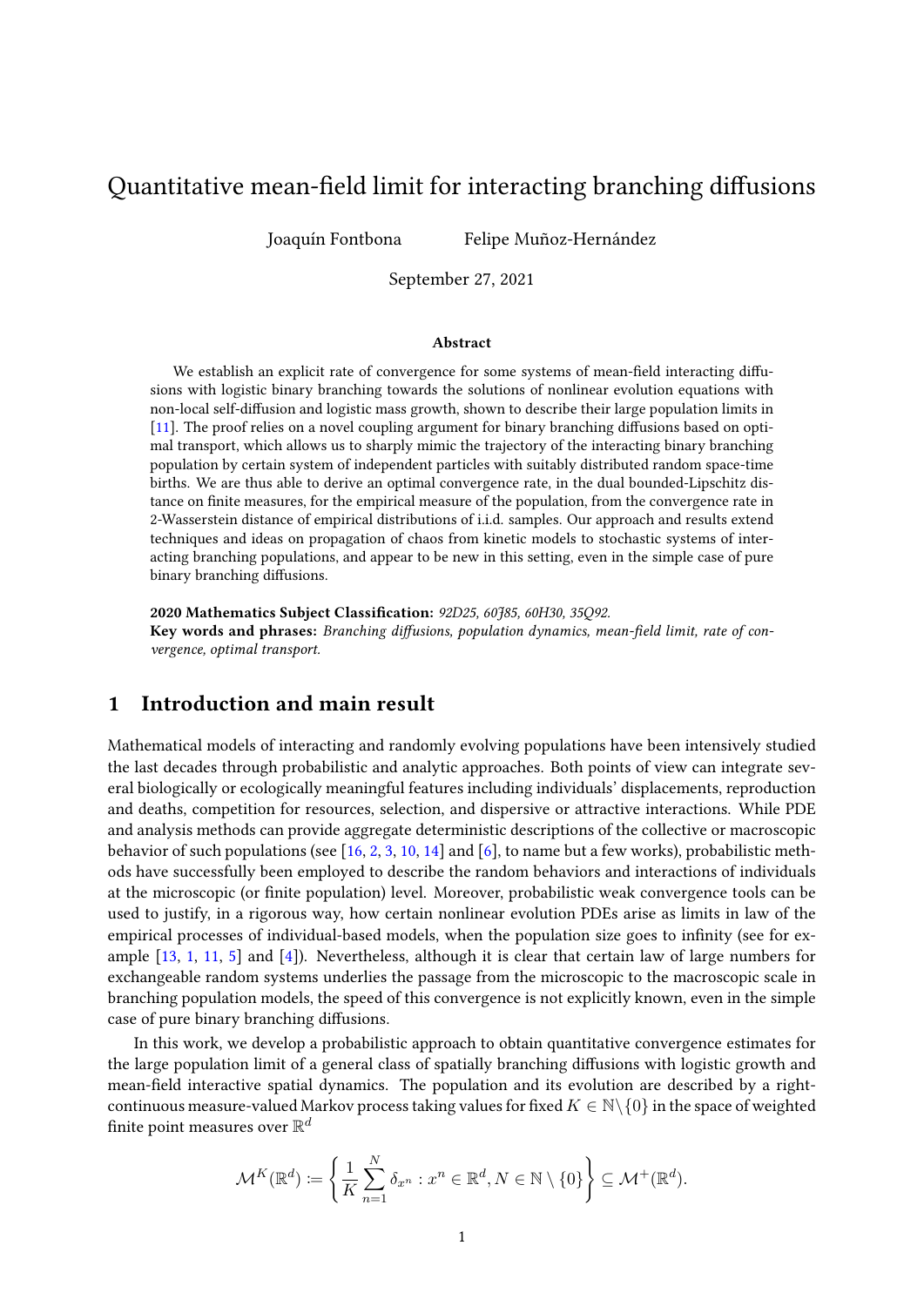# Quantitative mean-field limit for interacting branching diffusions

Joaquín Fontbona Felipe Muñoz-Hernández

September 27, 2021

### Abstract

We establish an explicit rate of convergence for some systems of mean-field interacting diffusions with logistic binary branching towards the solutions of nonlinear evolution equations with non-local self-diffusion and logistic mass growth, shown to describe their large population limits in [11]. The proof relies on a novel coupling argument for binary branching diffusions based on optimal transport, which allows us to sharply mimic the trajectory of the interacting binary branching population by certain system of independent particles with suitably distributed random space-time births. We are thus able to derive an optimal convergence rate, in the dual bounded-Lipschitz distance on finite measures, for the empirical measure of the population, from the convergence rate in 2-Wasserstein distance of empirical distributions of i.i.d. samples. Our approach and results extend techniques and ideas on propagation of chaos from kinetic models to stochastic systems of interacting branching populations, and appear to be new in this setting, even in the simple case of pure binary branching diffusions.

**2020 Mathematics Subject Classification:** *92D25, 60J85, 60H30, 35Q92.*
**Key words and phrases:** *Branching diffusions, population dynamics, mean-field limit, rate of convergence, optimal transport.*

## 1 Introduction and main result

Mathematical models of interacting and randomly evolving populations have been intensively studied the last decades through probabilistic and analytic approaches. Both points of view can integrate several biologically or ecologically meaningful features including individuals' displacements, reproduction and deaths, competition for resources, selection, and dispersive or attractive interactions. While PDE and analysis methods can provide aggregate deterministic descriptions of the collective or macroscopic behavior of such populations (see [16, 2, 3, 10, 14] and [6], to name but a few works), probabilistic methods have successfully been employed to describe the random behaviors and interactions of individuals at the microscopic (or finite population) level. Moreover, probabilistic weak convergence tools can be used to justify, in a rigorous way, how certain nonlinear evolution PDEs arise as limits in law of the empirical processes of individual-based models, when the population size goes to infinity (see for example [13, 1, 11, 5] and [4]). Nevertheless, although it is clear that certain law of large numbers for exchangeable random systems underlies the passage from the microscopic to the macroscopic scale in branching population models, the speed of this convergence is not explicitly known, even in the simple case of pure binary branching diffusions.

In this work, we develop a probabilistic approach to obtain quantitative convergence estimates for the large population limit of a general class of spatially branching diffusions with logistic growth and mean-field interactive spatial dynamics. The population and its evolution are described by a right-continuous measure-valued Markov process taking values for fixed $K \in \mathbb{N}\backslash\{0\}$ in the space of weighted finite point measures over $\mathbb{R}^d$

$$
\mathcal{M}^K(\mathbb{R}^d) := \left\{ \frac{1}{K} \sum_{n=1}^{N} \delta_{x^n} : x^n \in \mathbb{R}^d, N \in \mathbb{N} \setminus \{0\} \right\} \subseteq \mathcal{M}^+(\mathbb{R}^d).
$$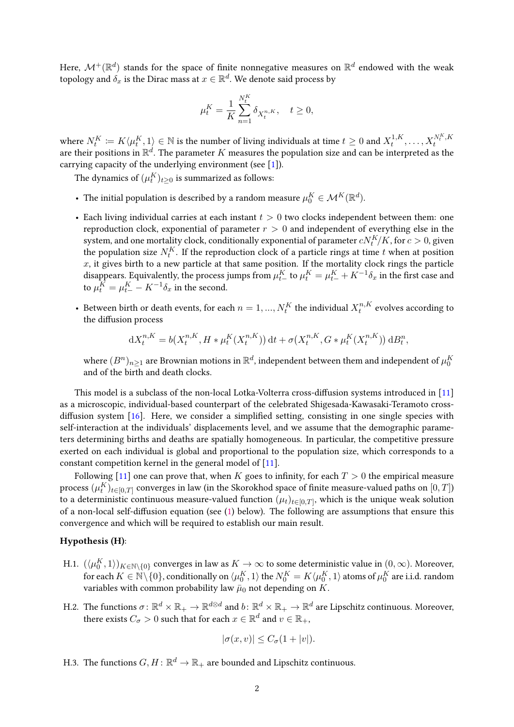Here, $\mathcal{M}^+(\mathbb{R}^d)$ stands for the space of finite nonnegative measures on $\mathbb{R}^d$ endowed with the weak topology and $\delta_x$ is the Dirac mass at $x \in \mathbb{R}^d$. We denote said process by

$$\mu_t^K = \frac{1}{K} \sum_{n=1}^{N_t^K} \delta_{X_t^{n,K}}, \quad t \geq 0,$$

where $N_t^K := K\langle \mu_t^K, 1\rangle \in \mathbb{N}$ is the number of living individuals at time $t \geq 0$ and $X_t^{1,K}, \ldots, X_t^{N_t^K,K}$ are their positions in $\mathbb{R}^d$. The parameter $K$ measures the population size and can be interpreted as the carrying capacity of the underlying environment (see [1]).

The dynamics of $(\mu_t^K)_{t\geq 0}$ is summarized as follows:

- The initial population is described by a random measure $\mu_0^K \in \mathcal{M}^K(\mathbb{R}^d)$.
- Each living individual carries at each instant $t > 0$ two clocks independent between them: one reproduction clock, exponential of parameter $r > 0$ and independent of everything else in the system, and one mortality clock, conditionally exponential of parameter $cN_t^K/K$, for $c > 0$, given the population size $N_t^K$. If the reproduction clock of a particle rings at time $t$ when at position $x$, it gives birth to a new particle at that same position. If the mortality clock rings the particle disappears. Equivalently, the process jumps from $\mu_{t-}^K$ to $\mu_t^K = \mu_{t-}^K + K^{-1}\delta_x$ in the first case and to $\mu_t^K = \mu_{t-}^K - K^{-1}\delta_x$ in the second.
- Between birth or death events, for each $n = 1, ..., N_t^K$ the individual $X_t^{n,K}$ evolves according to the diffusion process

$$\mathrm{d}X_t^{n,K} = b(X_t^{n,K}, H * \mu_t^K(X_t^{n,K}))\,\mathrm{d}t + \sigma(X_t^{n,K}, G * \mu_t^K(X_t^{n,K}))\,\mathrm{d}B_t^n,$$

  where $(B^n)_{n\geq 1}$ are Brownian motions in $\mathbb{R}^d$, independent between them and independent of $\mu_0^K$ and of the birth and death clocks.

This model is a subclass of the non-local Lotka-Volterra cross-diffusion systems introduced in [11] as a microscopic, individual-based counterpart of the celebrated Shigesada-Kawasaki-Teramoto cross-diffusion system [16]. Here, we consider a simplified setting, consisting in one single species with self-interaction at the individuals' displacements level, and we assume that the demographic parameters determining births and deaths are spatially homogeneous. In particular, the competitive pressure exerted on each individual is global and proportional to the population size, which corresponds to a constant competition kernel in the general model of [11].

Following [11] one can prove that, when $K$ goes to infinity, for each $T > 0$ the empirical measure process $(\mu_t^K)_{t\in[0,T]}$ converges in law (in the Skorokhod space of finite measure-valued paths on $[0,T]$) to a deterministic continuous measure-valued function $(\mu_t)_{t\in[0,T]}$, which is the unique weak solution of a non-local self-diffusion equation (see (1) below). The following are assumptions that ensure this convergence and which will be required to establish our main result.

**Hypothesis (H)**:

H.1. $(\langle \mu_0^K, 1\rangle)_{K\in\mathbb{N}\setminus\{0\}}$ converges in law as $K \to \infty$ to some deterministic value in $(0, \infty)$. Moreover, for each $K \in \mathbb{N}\setminus\{0\}$, conditionally on $\langle \mu_0^K, 1\rangle$ the $N_0^K = K\langle \mu_0^K, 1\rangle$ atoms of $\mu_0^K$ are i.i.d. random variables with common probability law $\bar{\mu}_0$ not depending on $K$.

H.2. The functions $\sigma : \mathbb{R}^d \times \mathbb{R}_+ \to \mathbb{R}^{d\otimes d}$ and $b : \mathbb{R}^d \times \mathbb{R}_+ \to \mathbb{R}^d$ are Lipschitz continuous. Moreover, there exists $C_\sigma > 0$ such that for each $x \in \mathbb{R}^d$ and $v \in \mathbb{R}_+$,

$$|\sigma(x, v)| \leq C_\sigma(1 + |v|).$$

H.3. The functions $G, H : \mathbb{R}^d \to \mathbb{R}_+$ are bounded and Lipschitz continuous.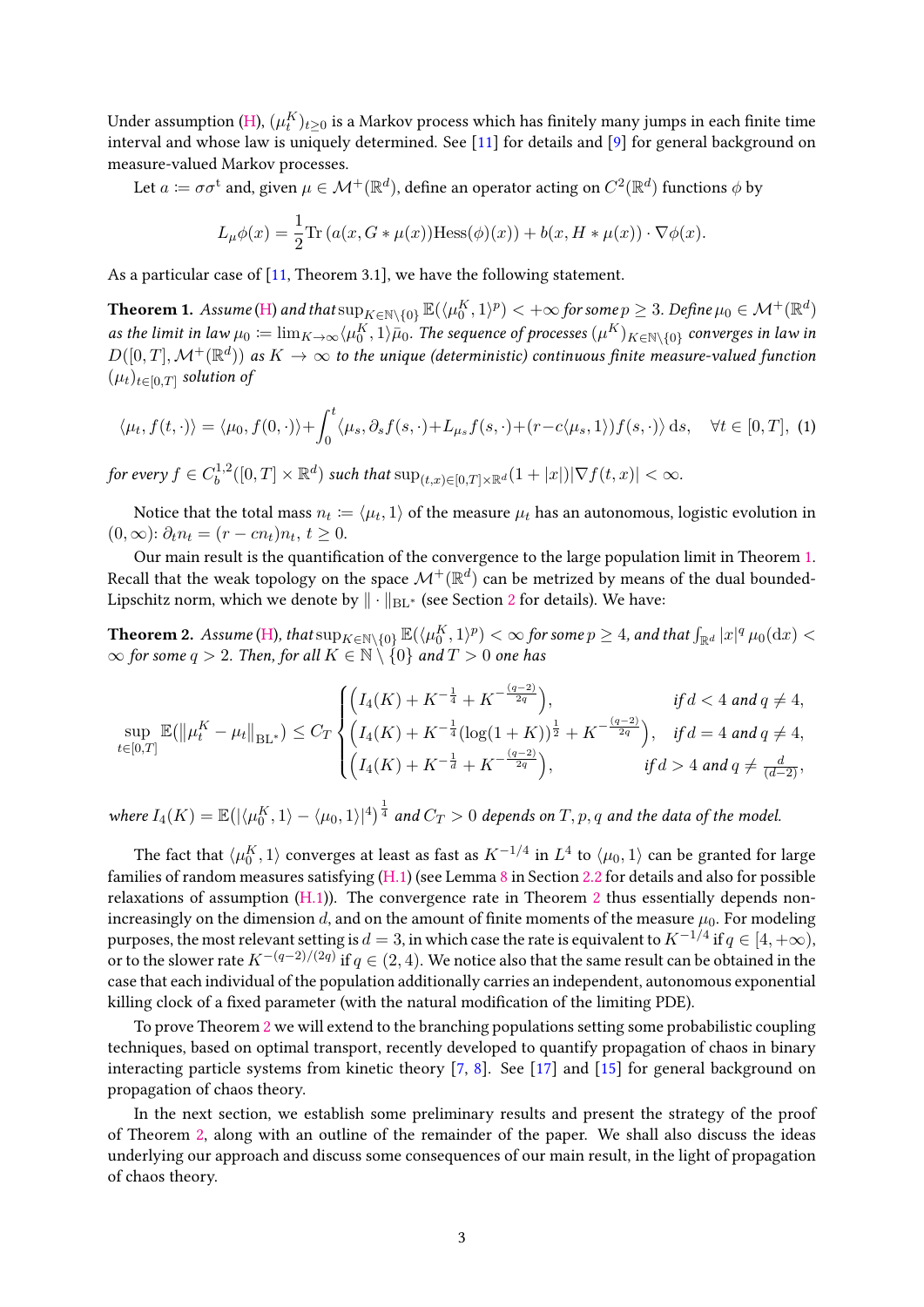Under assumption (H), $(\mu_t^K)_{t\geq 0}$ is a Markov process which has finitely many jumps in each finite time interval and whose law is uniquely determined. See [11] for details and [9] for general background on measure-valued Markov processes.

Let $a := \sigma\sigma^{\mathrm{t}}$ and, given $\mu \in \mathcal{M}^+(\mathbb{R}^d)$, define an operator acting on $C^2(\mathbb{R}^d)$ functions $\phi$ by

$$L_\mu \phi(x) = \frac{1}{2}\mathrm{Tr}\left(a(x, G * \mu(x))\mathrm{Hess}(\phi)(x)\right) + b(x, H * \mu(x)) \cdot \nabla\phi(x).$$

As a particular case of [11, Theorem 3.1], we have the following statement.

**Theorem 1.** *Assume (H) and that $\sup_{K\in\mathbb{N}\setminus\{0\}} \mathbb{E}(\langle \mu_0^K, 1\rangle^p) < +\infty$ for some $p \geq 3$. Define $\mu_0 \in \mathcal{M}^+(\mathbb{R}^d)$ as the limit in law $\mu_0 := \lim_{K\to\infty}\langle \mu_0^K, 1\rangle\bar{\mu}_0$. The sequence of processes $(\mu^K)_{K\in\mathbb{N}\setminus\{0\}}$ converges in law in $D([0,T], \mathcal{M}^+(\mathbb{R}^d))$ as $K \to \infty$ to the unique (deterministic) continuous finite measure-valued function $(\mu_t)_{t\in[0,T]}$ solution of*

$$\langle \mu_t, f(t,\cdot)\rangle = \langle \mu_0, f(0,\cdot)\rangle + \int_0^t \langle \mu_s, \partial_s f(s,\cdot) + L_{\mu_s} f(s,\cdot) + (r - c\langle \mu_s, 1\rangle) f(s,\cdot)\rangle \,\mathrm{d}s, \quad \forall t \in [0,T], \tag{1}$$

*for every $f \in C_b^{1,2}([0,T]\times\mathbb{R}^d)$ such that $\sup_{(t,x)\in[0,T]\times\mathbb{R}^d}(1+|x|)|\nabla f(t,x)| < \infty$.*

Notice that the total mass $n_t := \langle \mu_t, 1\rangle$ of the measure $\mu_t$ has an autonomous, logistic evolution in $(0,\infty)$: $\partial_t n_t = (r - cn_t)n_t$, $t \geq 0$.

Our main result is the quantification of the convergence to the large population limit in Theorem 1. Recall that the weak topology on the space $\mathcal{M}^+(\mathbb{R}^d)$ can be metrized by means of the dual bounded-Lipschitz norm, which we denote by $\|\cdot\|_{\mathrm{BL}^*}$ (see Section 2 for details). We have:

**Theorem 2.** *Assume (H), that $\sup_{K\in\mathbb{N}\setminus\{0\}} \mathbb{E}(\langle \mu_0^K, 1\rangle^p) < \infty$ for some $p \geq 4$, and that $\int_{\mathbb{R}^d} |x|^q \,\mu_0(\mathrm{d}x) < \infty$ for some $q > 2$. Then, for all $K \in \mathbb{N}\setminus\{0\}$ and $T > 0$ one has*

$$\sup_{t\in[0,T]} \mathbb{E}(\|\mu_t^K - \mu_t\|_{\mathrm{BL}^*}) \leq C_T \begin{cases} \left(I_4(K) + K^{-\frac{1}{4}} + K^{-\frac{(q-2)}{2q}}\right), & \text{if } d < 4 \text{ and } q \neq 4, \\ \left(I_4(K) + K^{-\frac{1}{4}}(\log(1+K))^{\frac{1}{2}} + K^{-\frac{(q-2)}{2q}}\right), & \text{if } d = 4 \text{ and } q \neq 4, \\ \left(I_4(K) + K^{-\frac{1}{d}} + K^{-\frac{(q-2)}{2q}}\right), & \text{if } d > 4 \text{ and } q \neq \frac{d}{(d-2)}, \end{cases}$$

*where $I_4(K) = \mathbb{E}(|\langle \mu_0^K, 1\rangle - \langle \mu_0, 1\rangle|^4)^{\frac{1}{4}}$ and $C_T > 0$ depends on $T, p, q$ and the data of the model.*

The fact that $\langle \mu_0^K, 1\rangle$ converges at least as fast as $K^{-1/4}$ in $L^4$ to $\langle \mu_0, 1\rangle$ can be granted for large families of random measures satisfying (H.1) (see Lemma 8 in Section 2.2 for details and also for possible relaxations of assumption (H.1)). The convergence rate in Theorem 2 thus essentially depends non-increasingly on the dimension $d$, and on the amount of finite moments of the measure $\mu_0$. For modeling purposes, the most relevant setting is $d = 3$, in which case the rate is equivalent to $K^{-1/4}$ if $q \in [4, +\infty)$, or to the slower rate $K^{-(q-2)/(2q)}$ if $q \in (2,4)$. We notice also that the same result can be obtained in the case that each individual of the population additionally carries an independent, autonomous exponential killing clock of a fixed parameter (with the natural modification of the limiting PDE).

To prove Theorem 2 we will extend to the branching populations setting some probabilistic coupling techniques, based on optimal transport, recently developed to quantify propagation of chaos in binary interacting particle systems from kinetic theory [7, 8]. See [17] and [15] for general background on propagation of chaos theory.

In the next section, we establish some preliminary results and present the strategy of the proof of Theorem 2, along with an outline of the remainder of the paper. We shall also discuss the ideas underlying our approach and discuss some consequences of our main result, in the light of propagation of chaos theory.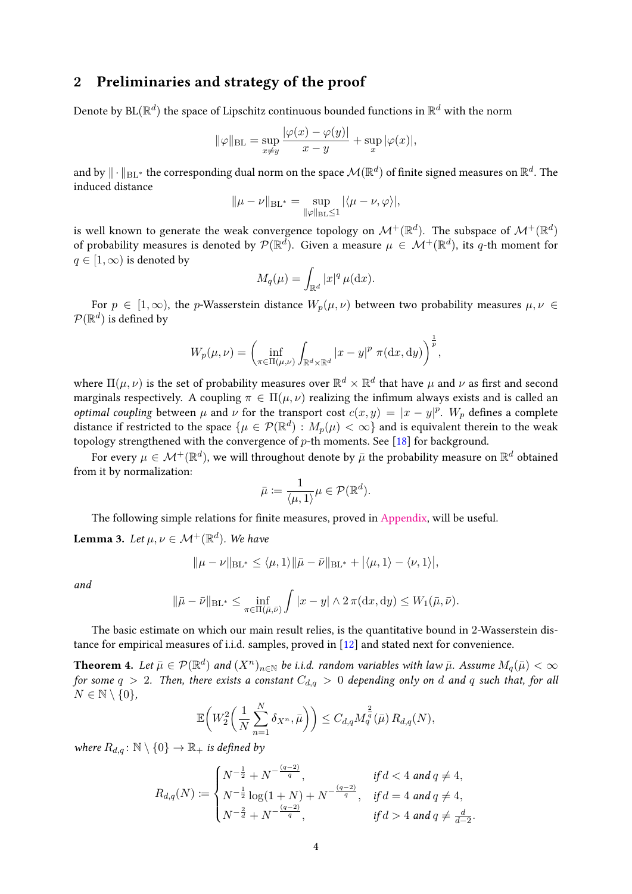## 2 Preliminaries and strategy of the proof

Denote by $\mathrm{BL}(\mathbb{R}^d)$ the space of Lipschitz continuous bounded functions in $\mathbb{R}^d$ with the norm

$$\|\varphi\|_{\mathrm{BL}} = \sup_{x\neq y} \frac{|\varphi(x)-\varphi(y)|}{x-y} + \sup_x |\varphi(x)|,$$

and by $\|\cdot\|_{\mathrm{BL}^*}$ the corresponding dual norm on the space $\mathcal{M}(\mathbb{R}^d)$ of finite signed measures on $\mathbb{R}^d$. The induced distance

$$\|\mu-\nu\|_{\mathrm{BL}^*} = \sup_{\|\varphi\|_{\mathrm{BL}}\leq 1} |\langle \mu-\nu, \varphi\rangle|,$$

is well known to generate the weak convergence topology on $\mathcal{M}^+(\mathbb{R}^d)$. The subspace of $\mathcal{M}^+(\mathbb{R}^d)$ of probability measures is denoted by $\mathcal{P}(\mathbb{R}^d)$. Given a measure $\mu \in \mathcal{M}^+(\mathbb{R}^d)$, its $q$-th moment for $q\in[1,\infty)$ is denoted by

$$M_q(\mu) = \int_{\mathbb{R}^d} |x|^q \,\mu(\mathrm{d}x).$$

For $p\in[1,\infty)$, the $p$-Wasserstein distance $W_p(\mu,\nu)$ between two probability measures $\mu,\nu\in\mathcal{P}(\mathbb{R}^d)$ is defined by

$$W_p(\mu,\nu) = \bigg(\inf_{\pi\in\Pi(\mu,\nu)} \int_{\mathbb{R}^d\times\mathbb{R}^d} |x-y|^p \;\pi(\mathrm{d}x,\mathrm{d}y)\bigg)^{\frac{1}{p}},$$

where $\Pi(\mu,\nu)$ is the set of probability measures over $\mathbb{R}^d\times\mathbb{R}^d$ that have $\mu$ and $\nu$ as first and second marginals respectively. A coupling $\pi\in\Pi(\mu,\nu)$ realizing the infimum always exists and is called an *optimal coupling* between $\mu$ and $\nu$ for the transport cost $c(x,y)=|x-y|^p$. $W_p$ defines a complete distance if restricted to the space $\{\mu\in\mathcal{P}(\mathbb{R}^d) : M_p(\mu)<\infty\}$ and is equivalent therein to the weak topology strengthened with the convergence of $p$-th moments. See [18] for background.

For every $\mu\in\mathcal{M}^+(\mathbb{R}^d)$, we will throughout denote by $\bar\mu$ the probability measure on $\mathbb{R}^d$ obtained from it by normalization:

$$\bar\mu \coloneqq \frac{1}{\langle\mu,1\rangle}\mu \in \mathcal{P}(\mathbb{R}^d).$$

The following simple relations for finite measures, proved in Appendix, will be useful.

**Lemma 3.** *Let $\mu,\nu\in\mathcal{M}^+(\mathbb{R}^d)$. We have*

$$\|\mu-\nu\|_{\mathrm{BL}^*} \leq \langle\mu,1\rangle\|\bar\mu-\bar\nu\|_{\mathrm{BL}^*} + \big|\langle\mu,1\rangle - \langle\nu,1\rangle\big|,$$

*and*

$$\|\bar\mu-\bar\nu\|_{\mathrm{BL}^*} \leq \inf_{\pi\in\Pi(\bar\mu,\bar\nu)} \int |x-y|\wedge 2\,\pi(\mathrm{d}x,\mathrm{d}y) \leq W_1(\bar\mu,\bar\nu).$$

The basic estimate on which our main result relies, is the quantitative bound in 2-Wasserstein distance for empirical measures of i.i.d. samples, proved in [12] and stated next for convenience.

**Theorem 4.** *Let $\bar\mu\in\mathcal{P}(\mathbb{R}^d)$ and $(X^n)_{n\in\mathbb{N}}$ be i.i.d. random variables with law $\bar\mu$. Assume $M_q(\bar\mu)<\infty$ for some $q>2$. Then, there exists a constant $C_{d,q}>0$ depending only on $d$ and $q$ such that, for all $N\in\mathbb{N}\setminus\{0\}$,*

$$\mathbb{E}\bigg(W_2^2\bigg(\frac{1}{N}\sum_{n=1}^N \delta_{X^n},\bar\mu\bigg)\bigg) \leq C_{d,q} M_q^{\frac{2}{q}}(\bar\mu)\,R_{d,q}(N),$$

*where $R_{d,q}\colon \mathbb{N}\setminus\{0\}\to\mathbb{R}_+$ is defined by*

$$R_{d,q}(N) \coloneqq \begin{cases} N^{-\frac12} + N^{-\frac{(q-2)}{q}}, & \text{if } d<4 \text{ and } q\neq 4,\\ N^{-\frac12}\log(1+N) + N^{-\frac{(q-2)}{q}}, & \text{if } d=4 \text{ and } q\neq 4,\\ N^{-\frac{2}{d}} + N^{-\frac{(q-2)}{q}}, & \text{if } d>4 \text{ and } q\neq \frac{d}{d-2}.\end{cases}$$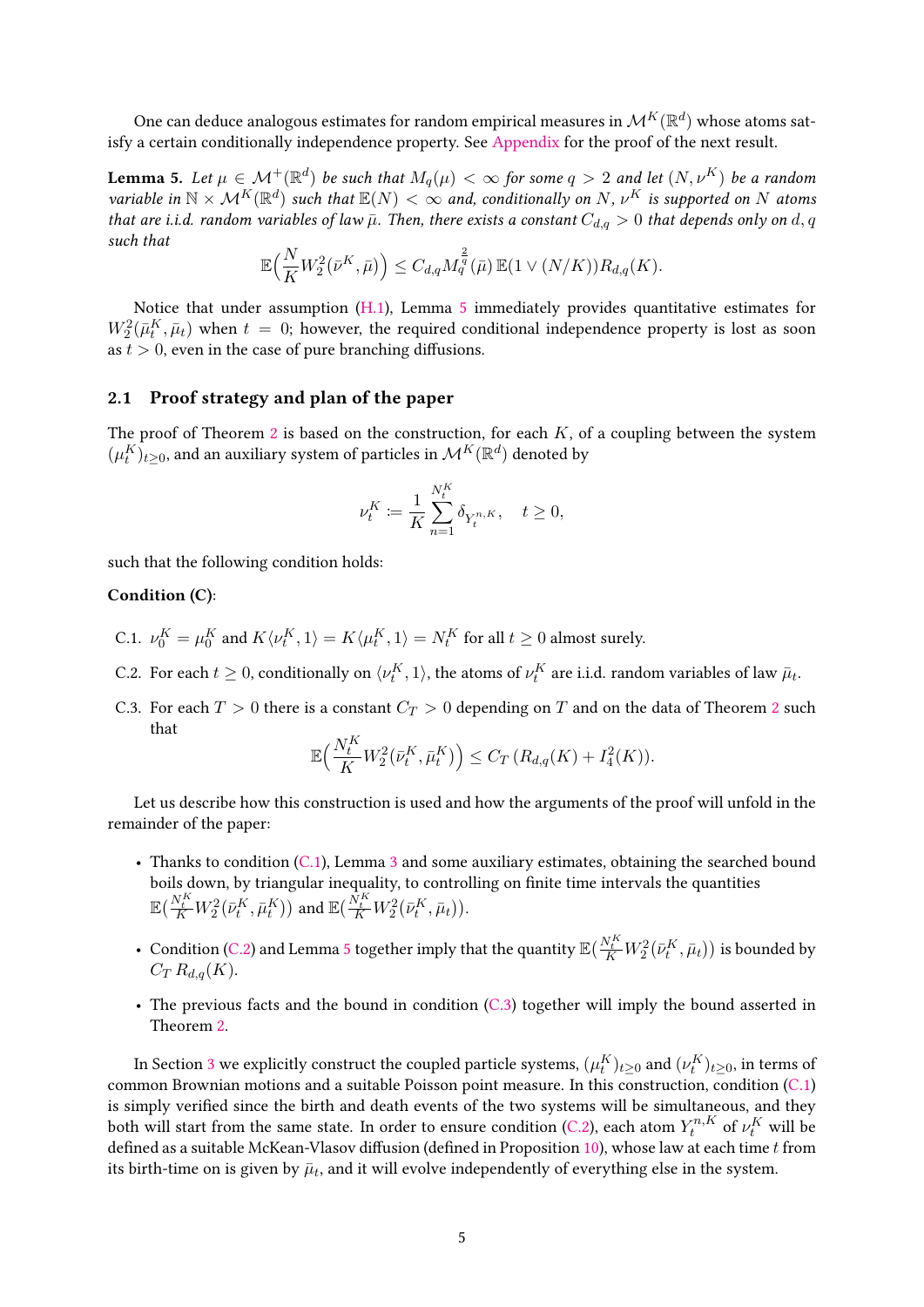One can deduce analogous estimates for random empirical measures in $\mathcal{M}^K(\mathbb{R}^d)$ whose atoms satisfy a certain conditionally independence property. See Appendix for the proof of the next result.

**Lemma 5.** *Let $\mu \in \mathcal{M}^+(\mathbb{R}^d)$ be such that $M_q(\mu) < \infty$ for some $q > 2$ and let $(N, \nu^K)$ be a random variable in $\mathbb{N} \times \mathcal{M}^K(\mathbb{R}^d)$ such that $\mathbb{E}(N) < \infty$ and, conditionally on $N$, $\nu^K$ is supported on $N$ atoms that are i.i.d. random variables of law $\bar{\mu}$. Then, there exists a constant $C_{d,q} > 0$ that depends only on $d, q$ such that*

$$
\mathbb{E}\Big(\frac{N}{K} W_2^2(\bar{\nu}^K, \bar{\mu})\Big) \leq C_{d,q} M_q^{\frac{2}{q}}(\bar{\mu})\, \mathbb{E}(1 \vee (N/K)) R_{d,q}(K).
$$

Notice that under assumption (H.1), Lemma 5 immediately provides quantitative estimates for $W_2^2(\bar{\mu}_t^K, \bar{\mu}_t)$ when $t = 0$; however, the required conditional independence property is lost as soon as $t > 0$, even in the case of pure branching diffusions.

## 2.1 Proof strategy and plan of the paper

The proof of Theorem 2 is based on the construction, for each $K$, of a coupling between the system $(\mu_t^K)_{t \geq 0}$, and an auxiliary system of particles in $\mathcal{M}^K(\mathbb{R}^d)$ denoted by

$$
\nu_t^K := \frac{1}{K} \sum_{n=1}^{N_t^K} \delta_{Y_t^{n,K}}, \quad t \geq 0,
$$

such that the following condition holds:

**Condition (C)**:

C.1. $\nu_0^K = \mu_0^K$ and $K\langle \nu_t^K, 1\rangle = K\langle \mu_t^K, 1\rangle = N_t^K$ for all $t \geq 0$ almost surely.

C.2. For each $t \geq 0$, conditionally on $\langle \nu_t^K, 1\rangle$, the atoms of $\nu_t^K$ are i.i.d. random variables of law $\bar{\mu}_t$.

C.3. For each $T > 0$ there is a constant $C_T > 0$ depending on $T$ and on the data of Theorem 2 such that

$$
\mathbb{E}\Big(\frac{N_t^K}{K} W_2^2(\bar{\nu}_t^K, \bar{\mu}_t^K)\Big) \leq C_T \left(R_{d,q}(K) + I_4^2(K)\right).
$$

Let us describe how this construction is used and how the arguments of the proof will unfold in the remainder of the paper:

- Thanks to condition (C.1), Lemma 3 and some auxiliary estimates, obtaining the searched bound boils down, by triangular inequality, to controlling on finite time intervals the quantities $\mathbb{E}(\frac{N_t^K}{K} W_2^2(\bar{\nu}_t^K, \bar{\mu}_t^K))$ and $\mathbb{E}(\frac{N_t^K}{K} W_2^2(\bar{\nu}_t^K, \bar{\mu}_t))$.
- Condition (C.2) and Lemma 5 together imply that the quantity $\mathbb{E}(\frac{N_t^K}{K} W_2^2(\bar{\nu}_t^K, \bar{\mu}_t))$ is bounded by $C_T\, R_{d,q}(K)$.
- The previous facts and the bound in condition (C.3) together will imply the bound asserted in Theorem 2.

In Section 3 we explicitly construct the coupled particle systems, $(\mu_t^K)_{t \geq 0}$ and $(\nu_t^K)_{t \geq 0}$, in terms of common Brownian motions and a suitable Poisson point measure. In this construction, condition (C.1) is simply verified since the birth and death events of the two systems will be simultaneous, and they both will start from the same state. In order to ensure condition (C.2), each atom $Y_t^{n,K}$ of $\nu_t^K$ will be defined as a suitable McKean-Vlasov diffusion (defined in Proposition 10), whose law at each time $t$ from its birth-time on is given by $\bar{\mu}_t$, and it will evolve independently of everything else in the system.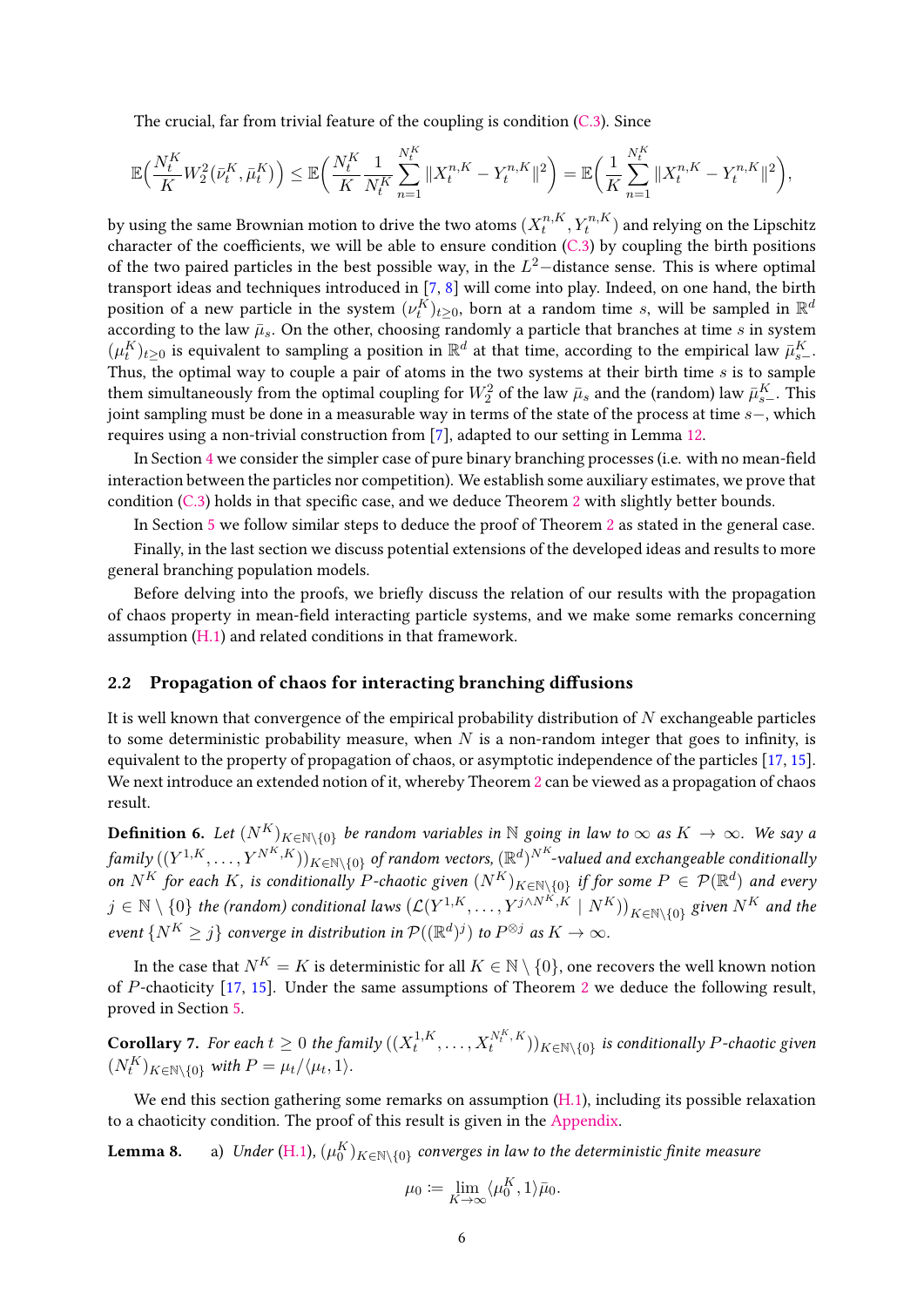The crucial, far from trivial feature of the coupling is condition (C.3). Since

$$\mathbb{E}\Big(\frac{N_t^K}{K}W_2^2(\bar\nu_t^K,\bar\mu_t^K)\Big) \le \mathbb{E}\Big(\frac{N_t^K}{K}\frac{1}{N_t^K}\sum_{n=1}^{N_t^K}\|X_t^{n,K}-Y_t^{n,K}\|^2\Big) = \mathbb{E}\Big(\frac{1}{K}\sum_{n=1}^{N_t^K}\|X_t^{n,K}-Y_t^{n,K}\|^2\Big),$$

by using the same Brownian motion to drive the two atoms $(X_t^{n,K}, Y_t^{n,K})$ and relying on the Lipschitz character of the coefficients, we will be able to ensure condition (C.3) by coupling the birth positions of the two paired particles in the best possible way, in the $L^2-$distance sense. This is where optimal transport ideas and techniques introduced in [7, 8] will come into play. Indeed, on one hand, the birth position of a new particle in the system $(\nu_t^K)_{t\ge 0}$, born at a random time $s$, will be sampled in $\mathbb{R}^d$ according to the law $\bar\mu_s$. On the other, choosing randomly a particle that branches at time $s$ in system $(\mu_t^K)_{t\ge 0}$ is equivalent to sampling a position in $\mathbb{R}^d$ at that time, according to the empirical law $\bar\mu_{s-}^K$. Thus, the optimal way to couple a pair of atoms in the two systems at their birth time $s$ is to sample them simultaneously from the optimal coupling for $W_2^2$ of the law $\bar\mu_s$ and the (random) law $\bar\mu_{s-}^K$. This joint sampling must be done in a measurable way in terms of the state of the process at time $s-$, which requires using a non-trivial construction from [7], adapted to our setting in Lemma 12.

In Section 4 we consider the simpler case of pure binary branching processes (i.e. with no mean-field interaction between the particles nor competition). We establish some auxiliary estimates, we prove that condition (C.3) holds in that specific case, and we deduce Theorem 2 with slightly better bounds.

In Section 5 we follow similar steps to deduce the proof of Theorem 2 as stated in the general case.

Finally, in the last section we discuss potential extensions of the developed ideas and results to more general branching population models.

Before delving into the proofs, we briefly discuss the relation of our results with the propagation of chaos property in mean-field interacting particle systems, and we make some remarks concerning assumption (H.1) and related conditions in that framework.

## 2.2 Propagation of chaos for interacting branching diffusions

It is well known that convergence of the empirical probability distribution of $N$ exchangeable particles to some deterministic probability measure, when $N$ is a non-random integer that goes to infinity, is equivalent to the property of propagation of chaos, or asymptotic independence of the particles [17, 15]. We next introduce an extended notion of it, whereby Theorem 2 can be viewed as a propagation of chaos result.

**Definition 6.** *Let $(N^K)_{K\in\mathbb{N}\setminus\{0\}}$ be random variables in $\mathbb{N}$ going in law to $\infty$ as $K\to\infty$. We say a family $((Y^{1,K},\dots,Y^{N^K,K}))_{K\in\mathbb{N}\setminus\{0\}}$ of random vectors, $(\mathbb{R}^d)^{N^K}$-valued and exchangeable conditionally on $N^K$ for each $K$, is conditionally $P$-chaotic given $(N^K)_{K\in\mathbb{N}\setminus\{0\}}$ if for some $P\in\mathcal{P}(\mathbb{R}^d)$ and every $j\in\mathbb{N}\setminus\{0\}$ the (random) conditional laws $\big(\mathcal{L}(Y^{1,K},\dots,Y^{j\wedge N^K,K}\mid N^K)\big)_{K\in\mathbb{N}\setminus\{0\}}$ given $N^K$ and the event $\{N^K\ge j\}$ converge in distribution in $\mathcal{P}((\mathbb{R}^d)^j)$ to $P^{\otimes j}$ as $K\to\infty$.*

In the case that $N^K=K$ is deterministic for all $K\in\mathbb{N}\setminus\{0\}$, one recovers the well known notion of $P$-chaoticity [17, 15]. Under the same assumptions of Theorem 2 we deduce the following result, proved in Section 5.

**Corollary 7.** *For each $t\ge 0$ the family $((X_t^{1,K},\dots,X_t^{N_t^K,K}))_{K\in\mathbb{N}\setminus\{0\}}$ is conditionally $P$-chaotic given $(N_t^K)_{K\in\mathbb{N}\setminus\{0\}}$ with $P=\mu_t/\langle\mu_t,1\rangle$.*

We end this section gathering some remarks on assumption (H.1), including its possible relaxation to a chaoticity condition. The proof of this result is given in the Appendix.

**Lemma 8.** a) *Under (H.1), $(\mu_0^K)_{K\in\mathbb{N}\setminus\{0\}}$ converges in law to the deterministic finite measure*

$$\mu_0 := \lim_{K\to\infty}\langle\mu_0^K,1\rangle\bar\mu_0.$$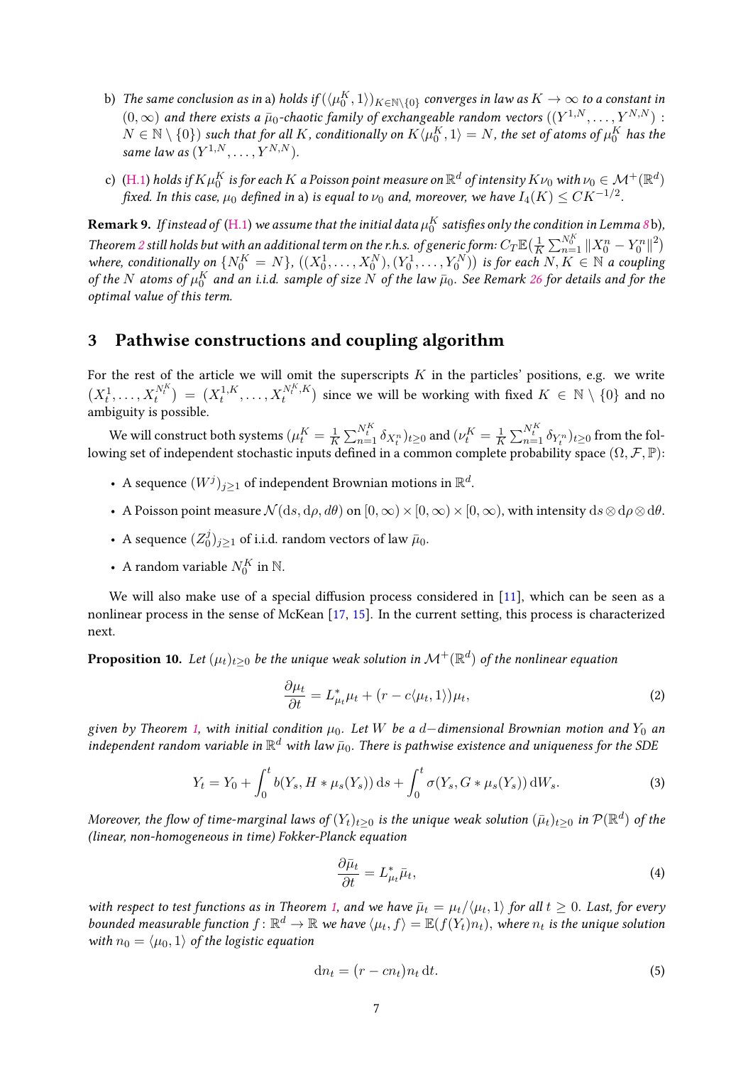b) *The same conclusion as in* a) *holds if* $(\langle \mu_0^K, 1\rangle)_{K\in\mathbb{N}\setminus\{0\}}$ *converges in law as* $K\to\infty$ *to a constant in* $(0,\infty)$ *and there exists a* $\bar{\mu}_0$*-chaotic family of exchangeable random vectors* $((Y^{1,N},\dots,Y^{N,N}) : N\in\mathbb{N}\setminus\{0\})$ *such that for all* $K$*, conditionally on* $K\langle\mu_0^K,1\rangle = N$*, the set of atoms of* $\mu_0^K$ *has the same law as* $(Y^{1,N},\dots,Y^{N,N})$.

c) (H.1) *holds if* $K\mu_0^K$ *is for each* $K$ *a Poisson point measure on* $\mathbb{R}^d$ *of intensity* $K\nu_0$ *with* $\nu_0\in\mathcal{M}^+(\mathbb{R}^d)$ *fixed. In this case,* $\mu_0$ *defined in* a) *is equal to* $\nu_0$ *and, moreover, we have* $I_4(K)\le CK^{-1/2}$.

**Remark 9.** *If instead of* (H.1) *we assume that the initial data* $\mu_0^K$ *satisfies only the condition in Lemma 8* b)*, Theorem 2 still holds but with an additional term on the r.h.s. of generic form:* $C_T\mathbb{E}(\frac{1}{K}\sum_{n=1}^{N_0^K}\|X_0^n - Y_0^n\|^2)$ *where, conditionally on* $\{N_0^K = N\}$*,* $((X_0^1,\dots,X_0^N),(Y_0^1,\dots,Y_0^N))$ *is for each* $N,K\in\mathbb{N}$ *a coupling of the* $N$ *atoms of* $\mu_0^K$ *and an i.i.d. sample of size* $N$ *of the law* $\bar{\mu}_0$*. See Remark 26 for details and for the optimal value of this term.*

## 3 Pathwise constructions and coupling algorithm

For the rest of the article we will omit the superscripts $K$ in the particles' positions, e.g. we write $(X_t^1,\dots,X_t^{N_t^K}) = (X_t^{1,K},\dots,X_t^{N_t^K,K})$ since we will be working with fixed $K\in\mathbb{N}\setminus\{0\}$ and no ambiguity is possible.

We will construct both systems $(\mu_t^K = \frac{1}{K}\sum_{n=1}^{N_t^K}\delta_{X_t^n})_{t\ge0}$ and $(\nu_t^K = \frac{1}{K}\sum_{n=1}^{N_t^K}\delta_{Y_t^n})_{t\ge0}$ from the following set of independent stochastic inputs defined in a common complete probability space $(\Omega,\mathcal{F},\mathbb{P})$:

- A sequence $(W^j)_{j\ge1}$ of independent Brownian motions in $\mathbb{R}^d$.
- A Poisson point measure $\mathcal{N}(\mathrm{d}s,\mathrm{d}\rho,d\theta)$ on $[0,\infty)\times[0,\infty)\times[0,\infty)$, with intensity $\mathrm{d}s\otimes\mathrm{d}\rho\otimes\mathrm{d}\theta$.
- A sequence $(Z_0^j)_{j\ge1}$ of i.i.d. random vectors of law $\bar{\mu}_0$.
- A random variable $N_0^K$ in $\mathbb{N}$.

We will also make use of a special diffusion process considered in [11], which can be seen as a nonlinear process in the sense of McKean [17, 15]. In the current setting, this process is characterized next.

**Proposition 10.** *Let* $(\mu_t)_{t\ge0}$ *be the unique weak solution in* $\mathcal{M}^+(\mathbb{R}^d)$ *of the nonlinear equation*

$$\frac{\partial\mu_t}{\partial t} = L_{\mu_t}^*\mu_t + (r - c\langle\mu_t,1\rangle)\mu_t, \tag{2}$$

*given by Theorem 1, with initial condition* $\mu_0$*. Let* $W$ *be a* $d-$*dimensional Brownian motion and* $Y_0$ *an independent random variable in* $\mathbb{R}^d$ *with law* $\bar{\mu}_0$*. There is pathwise existence and uniqueness for the SDE*

$$Y_t = Y_0 + \int_0^t b(Y_s, H*\mu_s(Y_s))\,\mathrm{d}s + \int_0^t \sigma(Y_s, G*\mu_s(Y_s))\,\mathrm{d}W_s. \tag{3}$$

*Moreover, the flow of time-marginal laws of* $(Y_t)_{t\ge0}$ *is the unique weak solution* $(\bar{\mu}_t)_{t\ge0}$ *in* $\mathcal{P}(\mathbb{R}^d)$ *of the (linear, non-homogeneous in time) Fokker-Planck equation*

$$\frac{\partial\bar{\mu}_t}{\partial t} = L_{\mu_t}^*\bar{\mu}_t, \tag{4}$$

*with respect to test functions as in Theorem 1, and we have* $\bar{\mu}_t = \mu_t/\langle\mu_t,1\rangle$ *for all* $t\ge0$*. Last, for every bounded measurable function* $f\colon\mathbb{R}^d\to\mathbb{R}$ *we have* $\langle\mu_t,f\rangle = \mathbb{E}(f(Y_t)n_t)$*, where* $n_t$ *is the unique solution with* $n_0 = \langle\mu_0,1\rangle$ *of the logistic equation*

$$\mathrm{d}n_t = (r - cn_t)n_t\,\mathrm{d}t. \tag{5}$$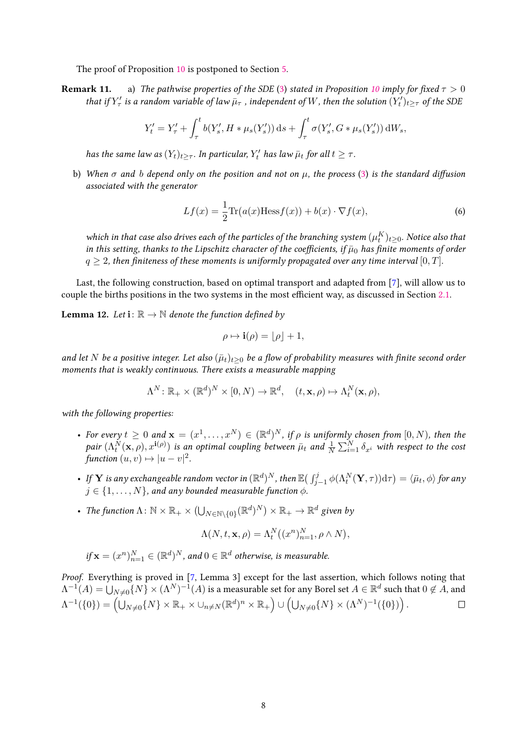The proof of Proposition 10 is postponed to Section 5.

**Remark 11.** a) *The pathwise properties of the SDE (3) stated in Proposition 10 imply for fixed $\tau > 0$ that if $Y'_\tau$ is a random variable of law $\bar{\mu}_\tau$, independent of $W$, then the solution $(Y'_t)_{t\geq\tau}$ of the SDE*

$$Y'_t = Y'_\tau + \int_\tau^t b(Y'_s, H * \mu_s(Y'_s))\,\mathrm{d}s + \int_\tau^t \sigma(Y'_s, G * \mu_s(Y'_s))\,\mathrm{d}W_s,$$

*has the same law as $(Y_t)_{t\geq\tau}$. In particular, $Y'_t$ has law $\bar{\mu}_t$ for all $t \geq \tau$.*

b) *When $\sigma$ and $b$ depend only on the position and not on $\mu$, the process (3) is the standard diffusion associated with the generator*

$$Lf(x) = \frac{1}{2}\mathrm{Tr}(a(x)\mathrm{Hess}f(x)) + b(x)\cdot\nabla f(x), \tag{6}$$

*which in that case also drives each of the particles of the branching system $(\mu_t^K)_{t\geq 0}$. Notice also that in this setting, thanks to the Lipschitz character of the coefficients, if $\bar{\mu}_0$ has finite moments of order $q \geq 2$, then finiteness of these moments is uniformly propagated over any time interval $[0, T]$.*

Last, the following construction, based on optimal transport and adapted from [7], will allow us to couple the births positions in the two systems in the most efficient way, as discussed in Section 2.1.

**Lemma 12.** *Let $\mathbf{i}\colon \mathbb{R} \to \mathbb{N}$ denote the function defined by*

$$\rho \mapsto \mathbf{i}(\rho) = \lfloor \rho \rfloor + 1,$$

*and let $N$ be a positive integer. Let also $(\bar{\mu}_t)_{t\geq 0}$ be a flow of probability measures with finite second order moments that is weakly continuous. There exists a measurable mapping*

$$\Lambda^N\colon \mathbb{R}_+ \times (\mathbb{R}^d)^N \times [0, N) \to \mathbb{R}^d, \quad (t, \mathbf{x}, \rho) \mapsto \Lambda_t^N(\mathbf{x}, \rho),$$

*with the following properties:*

- *For every $t \geq 0$ and $\mathbf{x} = (x^1, \ldots, x^N) \in (\mathbb{R}^d)^N$, if $\rho$ is uniformly chosen from $[0, N)$, then the pair $(\Lambda_t^N(\mathbf{x}, \rho), x^{\mathbf{i}(\rho)})$ is an optimal coupling between $\bar{\mu}_t$ and $\frac{1}{N}\sum_{i=1}^N \delta_{x^i}$ with respect to the cost function $(u, v) \mapsto |u - v|^2$.*
- *If $\mathbf{Y}$ is any exchangeable random vector in $(\mathbb{R}^d)^N$, then $\mathbb{E}\big(\int_{j-1}^j \phi(\Lambda_t^N(\mathbf{Y}, \tau))\mathrm{d}\tau\big) = \langle \bar{\mu}_t, \phi\rangle$ for any $j \in \{1, \ldots, N\}$, and any bounded measurable function $\phi$.*
- *The function $\Lambda\colon \mathbb{N} \times \mathbb{R}_+ \times \big(\bigcup_{N\in\mathbb{N}\setminus\{0\}}(\mathbb{R}^d)^N\big) \times \mathbb{R}_+ \to \mathbb{R}^d$ given by*

$$\Lambda(N, t, \mathbf{x}, \rho) = \Lambda_t^N\big((x^n)_{n=1}^N, \rho \wedge N\big),$$

*if $\mathbf{x} = (x^n)_{n=1}^N \in (\mathbb{R}^d)^N$, and $0 \in \mathbb{R}^d$ otherwise, is measurable.*

*Proof.* Everything is proved in [7, Lemma 3] except for the last assertion, which follows noting that $\Lambda^{-1}(A) = \bigcup_{N\neq 0}\{N\} \times (\Lambda^N)^{-1}(A)$ is a measurable set for any Borel set $A \in \mathbb{R}^d$ such that $0 \notin A$, and $\Lambda^{-1}(\{0\}) = \left(\bigcup_{N\neq 0}\{N\} \times \mathbb{R}_+ \times \cup_{n\neq N}(\mathbb{R}^d)^n \times \mathbb{R}_+\right) \cup \left(\bigcup_{N\neq 0}\{N\} \times (\Lambda^N)^{-1}(\{0\})\right)$. $\square$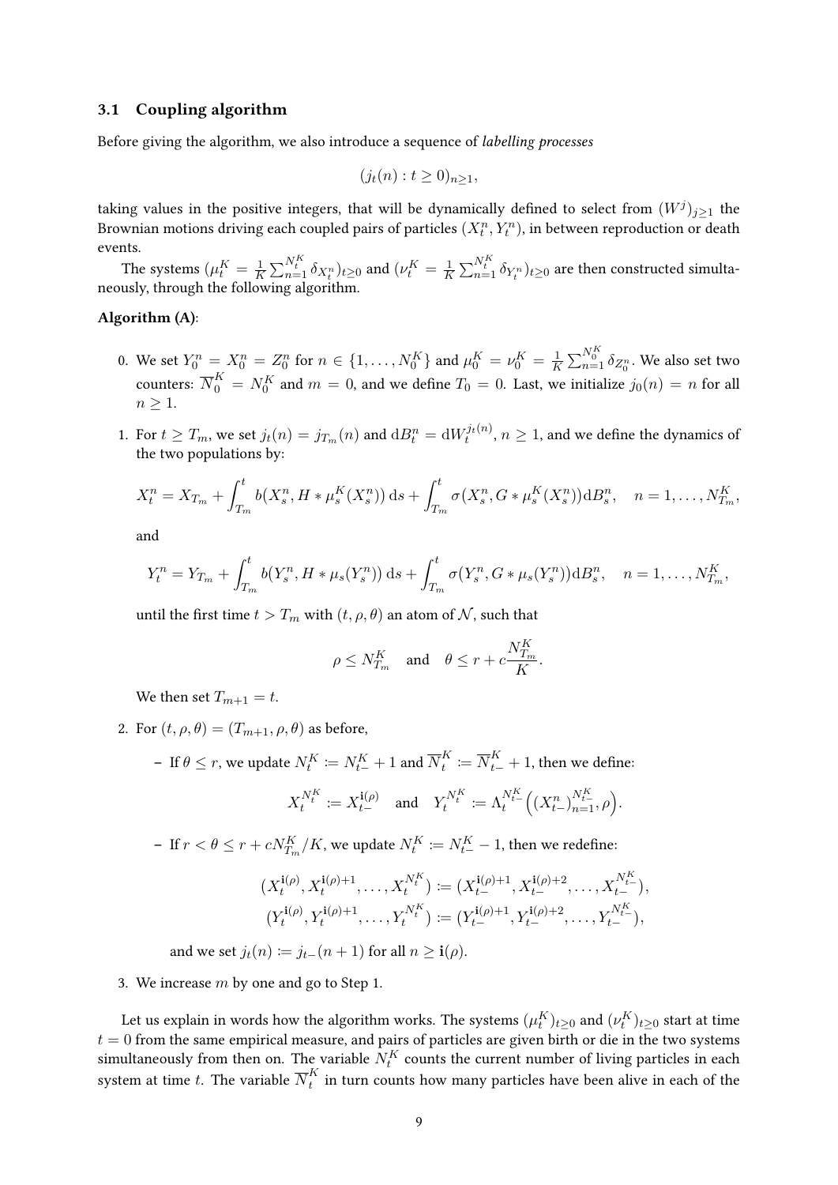### 3.1 Coupling algorithm

Before giving the algorithm, we also introduce a sequence of *labelling processes*

$$(j_t(n) : t \geq 0)_{n \geq 1},$$

taking values in the positive integers, that will be dynamically defined to select from $(W^j)_{j \geq 1}$ the Brownian motions driving each coupled pairs of particles $(X^n_t, Y^n_t)$, in between reproduction or death events.

The systems $(\mu^K_t = \frac{1}{K}\sum_{n=1}^{N^K_t} \delta_{X^n_t})_{t \geq 0}$ and $(\nu^K_t = \frac{1}{K}\sum_{n=1}^{N^K_t} \delta_{Y^n_t})_{t \geq 0}$ are then constructed simultaneously, through the following algorithm.

**Algorithm (A)**:

0. We set $Y^n_0 = X^n_0 = Z^n_0$ for $n \in \{1, \ldots, N^K_0\}$ and $\mu^K_0 = \nu^K_0 = \frac{1}{K}\sum_{n=1}^{N^K_0} \delta_{Z^n_0}$. We also set two counters: $\overline{N}^K_0 = N^K_0$ and $m = 0$, and we define $T_0 = 0$. Last, we initialize $j_0(n) = n$ for all $n \geq 1$.

1. For $t \geq T_m$, we set $j_t(n) = j_{T_m}(n)$ and $\mathrm{d}B^n_t = \mathrm{d}W^{j_t(n)}_t$, $n \geq 1$, and we define the dynamics of the two populations by:

$$X^n_t = X_{T_m} + \int_{T_m}^t b\big(X^n_s, H * \mu^K_s(X^n_s)\big)\,\mathrm{d}s + \int_{T_m}^t \sigma\big(X^n_s, G * \mu^K_s(X^n_s)\big)\mathrm{d}B^n_s, \quad n = 1, \ldots, N^K_{T_m},$$

and

$$Y^n_t = Y_{T_m} + \int_{T_m}^t b\big(Y^n_s, H * \mu_s(Y^n_s)\big)\,\mathrm{d}s + \int_{T_m}^t \sigma\big(Y^n_s, G * \mu_s(Y^n_s)\big)\mathrm{d}B^n_s, \quad n = 1, \ldots, N^K_{T_m},$$

until the first time $t > T_m$ with $(t, \rho, \theta)$ an atom of $\mathcal{N}$, such that

$$\rho \leq N^K_{T_m} \quad \text{and} \quad \theta \leq r + c\frac{N^K_{T_m}}{K}.$$

We then set $T_{m+1} = t$.

2. For $(t, \rho, \theta) = (T_{m+1}, \rho, \theta)$ as before,

   – If $\theta \leq r$, we update $N^K_t := N^K_{t-} + 1$ and $\overline{N}^K_t := \overline{N}^K_{t-} + 1$, then we define:

$$X^{N^K_t}_t := X^{\mathbf{i}(\rho)}_{t-} \quad \text{and} \quad Y^{N^K_t}_t := \Lambda^{N^K_{t-}}_t\Big((X^n_{t-})_{n=1}^{N^K_{t-}}, \rho\Big).$$

   – If $r < \theta \leq r + cN^K_{T_m}/K$, we update $N^K_t := N^K_{t-} - 1$, then we redefine:

$$(X^{\mathbf{i}(\rho)}_t, X^{\mathbf{i}(\rho)+1}_t, \ldots, X^{N^K_t}_t) := (X^{\mathbf{i}(\rho)+1}_{t-}, X^{\mathbf{i}(\rho)+2}_{t-}, \ldots, X^{N^K_{t-}}_{t-}),$$
$$(Y^{\mathbf{i}(\rho)}_t, Y^{\mathbf{i}(\rho)+1}_t, \ldots, Y^{N^K_t}_t) := (Y^{\mathbf{i}(\rho)+1}_{t-}, Y^{\mathbf{i}(\rho)+2}_{t-}, \ldots, Y^{N^K_{t-}}_{t-}),$$

   and we set $j_t(n) := j_{t-}(n+1)$ for all $n \geq \mathbf{i}(\rho)$.

3. We increase $m$ by one and go to Step 1.

Let us explain in words how the algorithm works. The systems $(\mu^K_t)_{t \geq 0}$ and $(\nu^K_t)_{t \geq 0}$ start at time $t = 0$ from the same empirical measure, and pairs of particles are given birth or die in the two systems simultaneously from then on. The variable $N^K_t$ counts the current number of living particles in each system at time $t$. The variable $\overline{N}^K_t$ in turn counts how many particles have been alive in each of the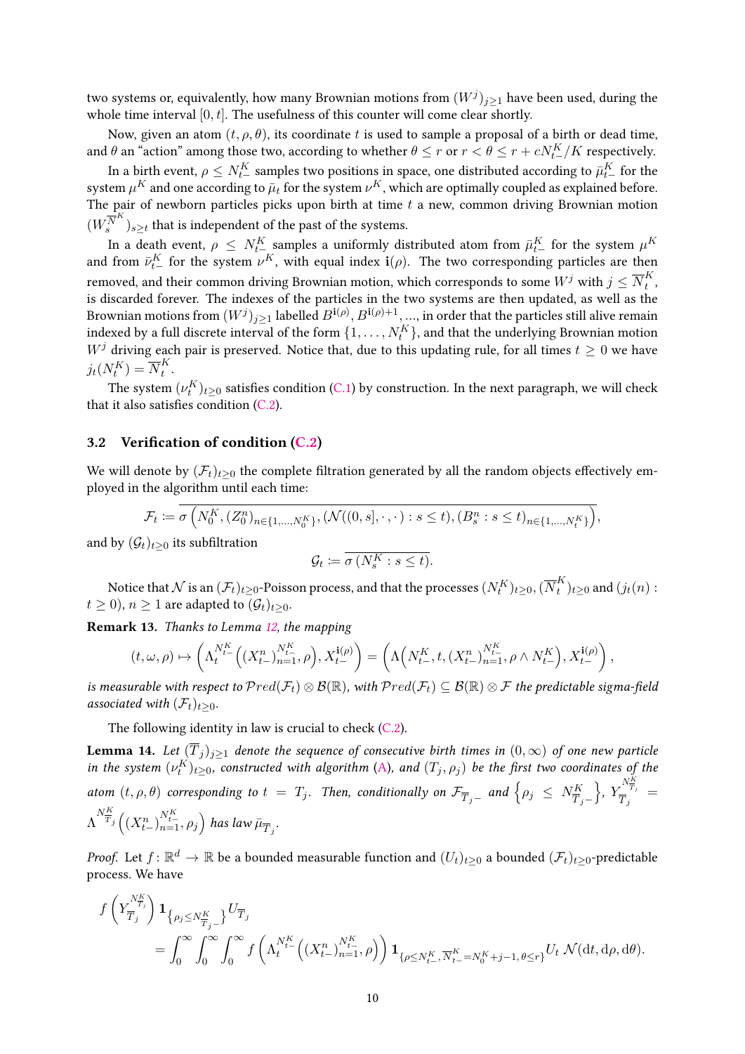two systems or, equivalently, how many Brownian motions from $(W^j)_{j\geq 1}$ have been used, during the whole time interval $[0,t]$. The usefulness of this counter will come clear shortly.

Now, given an atom $(t,\rho,\theta)$, its coordinate $t$ is used to sample a proposal of a birth or dead time, and $\theta$ an "action" among those two, according to whether $\theta \leq r$ or $r < \theta \leq r + cN^K_{t-}/K$ respectively.

In a birth event, $\rho \leq N^K_{t-}$ samples two positions in space, one distributed according to $\bar{\mu}^K_{t-}$ for the system $\mu^K$ and one according to $\bar{\mu}_t$ for the system $\nu^K$, which are optimally coupled as explained before. The pair of newborn particles picks upon birth at time $t$ a new, common driving Brownian motion $(W^{\overline{N}^K}_s)_{s\geq t}$ that is independent of the past of the systems.

In a death event, $\rho \leq N^K_{t-}$ samples a uniformly distributed atom from $\bar{\mu}^K_{t-}$ for the system $\mu^K$ and from $\bar{\nu}^K_{t-}$ for the system $\nu^K$, with equal index $\mathbf{i}(\rho)$. The two corresponding particles are then removed, and their common driving Brownian motion, which corresponds to some $W^j$ with $j \leq \overline{N}^K_t$, is discarded forever. The indexes of the particles in the two systems are then updated, as well as the Brownian motions from $(W^j)_{j\geq 1}$ labelled $B^{\mathbf{i}(\rho)}, B^{\mathbf{i}(\rho)+1}, \ldots$, in order that the particles still alive remain indexed by a full discrete interval of the form $\{1,\ldots,N^K_t\}$, and that the underlying Brownian motion $W^j$ driving each pair is preserved. Notice that, due to this updating rule, for all times $t\geq 0$ we have $j_t(N^K_t) = \overline{N}^K_t$.

The system $(\nu^K_t)_{t\geq 0}$ satisfies condition (C.1) by construction. In the next paragraph, we will check that it also satisfies condition (C.2).

### 3.2 Verification of condition (C.2)

We will denote by $(\mathcal{F}_t)_{t\geq 0}$ the complete filtration generated by all the random objects effectively employed in the algorithm until each time:

$$\mathcal{F}_t \coloneqq \overline{\sigma\left(N^K_0, (Z^n_0)_{n\in\{1,\ldots,N^K_0\}}, (\mathcal{N}((0,s],\cdot,\cdot): s\leq t), (B^n_s : s\leq t)_{n\in\{1,\ldots,N^K_t\}}\right)},$$

and by $(\mathcal{G}_t)_{t\geq 0}$ its subfiltration

$$\mathcal{G}_t \coloneqq \overline{\sigma\left(N^K_s : s\leq t\right)}.$$

Notice that $\mathcal{N}$ is an $(\mathcal{F}_t)_{t\geq 0}$-Poisson process, and that the processes $(N^K_t)_{t\geq 0}$, $(\overline{N}^K_t)_{t\geq 0}$ and $(j_t(n): t\geq 0)$, $n\geq 1$ are adapted to $(\mathcal{G}_t)_{t\geq 0}$.

**Remark 13.** *Thanks to Lemma 12, the mapping*

$$(t,\omega,\rho)\mapsto \left(\Lambda^{N^K_{t-}}_t\left((X^n_{t-})^{N^K_{t-}}_{n=1},\rho\right), X^{\mathbf{i}(\rho)}_{t-}\right) = \left(\Lambda\left(N^K_{t-},t,(X^n_{t-})^{N^K_{t-}}_{n=1},\rho\wedge N^K_{t-}\right), X^{\mathbf{i}(\rho)}_{t-}\right),$$

*is measurable with respect to $\mathcal{P}red(\mathcal{F}_t)\otimes\mathcal{B}(\mathbb{R})$, with $\mathcal{P}red(\mathcal{F}_t)\subseteq\mathcal{B}(\mathbb{R})\otimes\mathcal{F}$ the predictable sigma-field associated with $(\mathcal{F}_t)_{t\geq 0}$.*

The following identity in law is crucial to check (C.2).

**Lemma 14.** *Let $(\overline{T}_j)_{j\geq 1}$ denote the sequence of consecutive birth times in $(0,\infty)$ of one new particle in the system $(\nu^K_t)_{t\geq 0}$, constructed with algorithm (A), and $(T_j,\rho_j)$ be the first two coordinates of the atom $(t,\rho,\theta)$ corresponding to $t=T_j$. Then, conditionally on $\mathcal{F}_{\overline{T}_j-}$ and $\left\{\rho_j\leq N^K_{\overline{T}_j-}\right\}$, $Y^{N^K_{\overline{T}_j}}_{\overline{T}_j} = \Lambda^{N^K_{\overline{T}_j}}\left((X^n_{t-})^{N^K_{t-}}_{n=1},\rho_j\right)$ has law $\bar{\mu}_{\overline{T}_j}$.*

*Proof.* Let $f:\mathbb{R}^d\to\mathbb{R}$ be a bounded measurable function and $(U_t)_{t\geq 0}$ a bounded $(\mathcal{F}_t)_{t\geq 0}$-predictable process. We have

$$\begin{aligned}
&f\left(Y^{N^K_{\overline{T}_j}}_{\overline{T}_j}\right)\mathbf{1}_{\left\{\rho_j\leq N^K_{\overline{T}_j-}\right\}}U_{\overline{T}_j} \\
&\qquad = \int_0^\infty\int_0^\infty\int_0^\infty f\left(\Lambda^{N^K_{t-}}_t\left((X^n_{t-})^{N^K_{t-}}_{n=1},\rho\right)\right)\mathbf{1}_{\{\rho\leq N^K_{t-},\,\overline{N}^K_{t-}=N^K_0+j-1,\,\theta\leq r\}}U_t\,\mathcal{N}(\mathrm{d}t,\mathrm{d}\rho,\mathrm{d}\theta).
\end{aligned}$$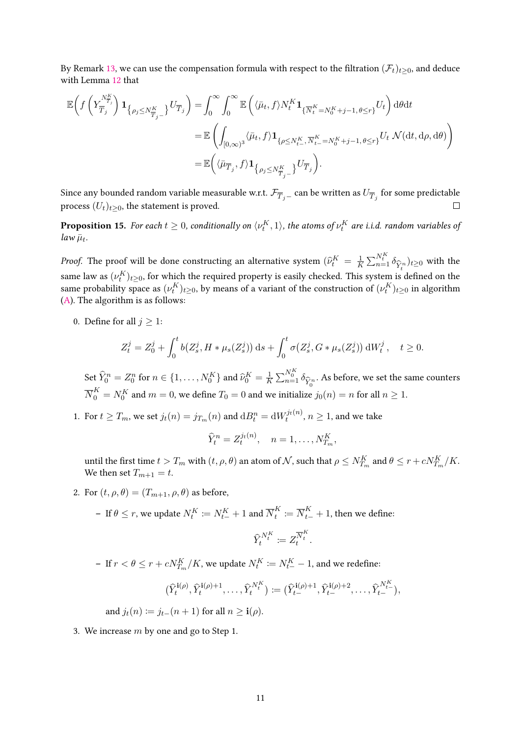By Remark 13, we can use the compensation formula with respect to the filtration $(\mathcal{F}_t)_{t\geq 0}$, and deduce with Lemma 12 that

$$
\begin{aligned}
\mathbb{E}\Big( f\Big(Y^{N^K_{\overline{T}_j}}_{\overline{T}_j}\Big)\mathbf{1}_{\left\{\rho_j \leq N^K_{\overline{T}_j -}\right\}} U_{\overline{T}_j}\Big) &= \int_0^\infty \int_0^\infty \mathbb{E}\left( \langle \bar{\mu}_t, f\rangle N^K_t \mathbf{1}_{\{\overline{N}^K_t = N^K_0 + j-1,\, \theta \leq r\}} U_t \right) \mathrm{d}\theta \mathrm{d}t \\
&= \mathbb{E}\left( \int_{[0,\infty)^3} \langle \bar{\mu}_t, f\rangle \mathbf{1}_{\{\rho \leq N^K_{t-},\, \overline{N}^K_{t-} = N^K_0 + j-1,\, \theta\leq r\}} U_t \, \mathcal{N}(\mathrm{d}t, \mathrm{d}\rho, \mathrm{d}\theta) \right) \\
&= \mathbb{E}\Big( \langle \bar{\mu}_{\overline{T}_j}, f\rangle \mathbf{1}_{\left\{\rho_j \leq N^K_{\overline{T}_j -}\right\}} U_{\overline{T}_j} \Big).
\end{aligned}
$$

Since any bounded random variable measurable w.r.t. $\mathcal{F}_{\overline{T}_j -}$ can be written as $U_{\overline{T}_j}$ for some predictable process $(U_t)_{t\geq 0}$, the statement is proved. □

**Proposition 15.** *For each $t \geq 0$, conditionally on $\langle \nu^K_t, 1\rangle$, the atoms of $\nu^K_t$ are i.i.d. random variables of law $\bar{\mu}_t$.*

*Proof.* The proof will be done constructing an alternative system $(\widehat{\nu}^K_t = \frac{1}{K}\sum_{n=1}^{N^K_t} \delta_{\widehat{Y}^n_t})_{t\geq 0}$ with the same law as $(\nu^K_t)_{t\geq 0}$, for which the required property is easily checked. This system is defined on the same probability space as $(\nu^K_t)_{t\geq 0}$, by means of a variant of the construction of $(\nu^K_t)_{t\geq 0}$ in algorithm (A). The algorithm is as follows:

0. Define for all $j \geq 1$:

$$
Z^j_t = Z^j_0 + \int_0^t b(Z^j_s, H * \mu_s(Z^j_s))\, \mathrm{d}s + \int_0^t \sigma(Z^j_s, G * \mu_s(Z^j_s))\, \mathrm{d}W^j_t\,, \quad t \geq 0.
$$

   Set $\widehat{Y}^n_0 = Z^n_0$ for $n \in \{1, \dots, N^K_0\}$ and $\widehat{\nu}^K_0 = \frac{1}{K}\sum_{n=1}^{N^K_0} \delta_{\widehat{Y}^n_0}$. As before, we set the same counters $\overline{N}^K_0 = N^K_0$ and $m = 0$, we define $T_0 = 0$ and we initialize $j_0(n) = n$ for all $n \geq 1$.

1. For $t \geq T_m$, we set $j_t(n) = j_{T_m}(n)$ and $\mathrm{d}B^n_t = \mathrm{d}W^{j_t(n)}_t$, $n \geq 1$, and we take

$$
\widehat{Y}^n_t = Z^{j_t(n)}_t, \quad n = 1, \dots, N^K_{T_m},
$$

   until the first time $t > T_m$ with $(t, \rho, \theta)$ an atom of $\mathcal{N}$, such that $\rho \leq N^K_{T_m}$ and $\theta \leq r + cN^K_{T_m}/K$. We then set $T_{m+1} = t$.

2. For $(t, \rho, \theta) = (T_{m+1}, \rho, \theta)$ as before,

   – If $\theta \leq r$, we update $N^K_t := N^K_{t-} + 1$ and $\overline{N}^K_t := \overline{N}^K_{t-} + 1$, then we define:

$$
\widehat{Y}^{N^K_t}_t := Z^{\overline{N}^K_t}_t.
$$

   – If $r < \theta \leq r + cN^K_{T_m}/K$, we update $N^K_t := N^K_{t-} - 1$, and we redefine:

$$
(\widehat{Y}^{\mathbf{i}(\rho)}_t, \widehat{Y}^{\mathbf{i}(\rho)+1}_t, \dots, \widehat{Y}^{N^K_t}_t) := (\widehat{Y}^{\mathbf{i}(\rho)+1}_{t-}, \widehat{Y}^{\mathbf{i}(\rho)+2}_{t-}, \dots, \widehat{Y}^{N^K_{t-}}_{t-}),
$$

   and $j_t(n) := j_{t-}(n+1)$ for all $n \geq \mathbf{i}(\rho)$.

3. We increase $m$ by one and go to Step 1.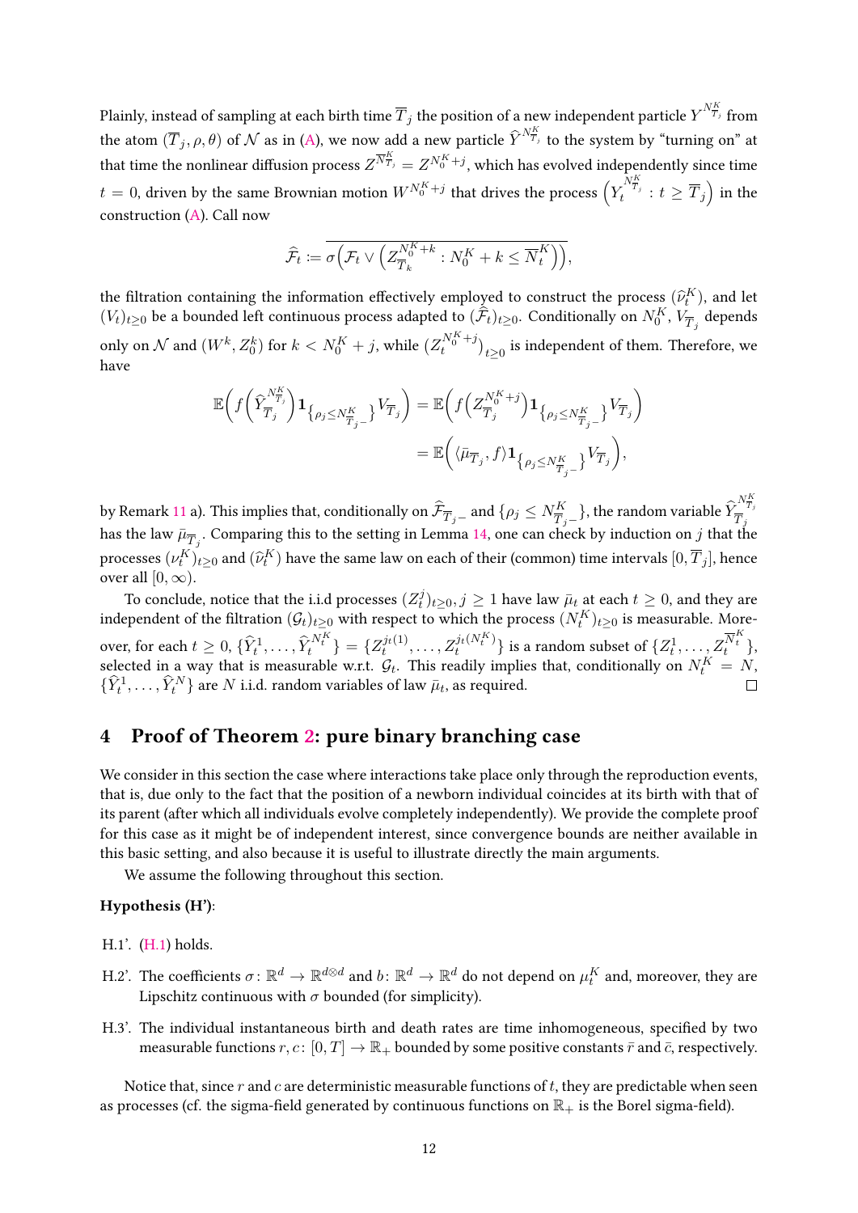Plainly, instead of sampling at each birth time $\overline{T}_j$ the position of a new independent particle $Y^{N^K_{\overline{T}_j}}$ from the atom $(\overline{T}_j, \rho, \theta)$ of $\mathcal{N}$ as in (A), we now add a new particle $\widehat{Y}^{N^K_{\overline{T}_j}}$ to the system by "turning on" at that time the nonlinear diffusion process $Z^{N^K_{\overline{T}_j}} = Z^{N^K_0+j}$, which has evolved independently since time $t = 0$, driven by the same Brownian motion $W^{N^K_0+j}$ that drives the process $\left(Y_t^{N^K_{\overline{T}_j}} : t \geq \overline{T}_j\right)$ in the construction (A). Call now

$$
\widehat{\mathcal{F}}_t := \overline{\sigma\Big(\mathcal{F}_t \vee \Big(Z^{N^K_0+k}_{\overline{T}_k} : N^K_0 + k \leq \overline{N}^K_t\Big)\Big)},
$$

the filtration containing the information effectively employed to construct the process $(\widehat{\nu}^K_t)$, and let $(V_t)_{t\geq 0}$ be a bounded left continuous process adapted to $(\widehat{\mathcal{F}}_t)_{t\geq 0}$. Conditionally on $N^K_0$, $V_{\overline{T}_j}$ depends only on $\mathcal{N}$ and $(W^k, Z^k_0)$ for $k < N^K_0 + j$, while $(Z^{N^K_0+j}_t)_{t\geq 0}$ is independent of them. Therefore, we have

$$
\begin{aligned}
\mathbb{E}\bigg( f\Big(\widehat{Y}^{N^K_{\overline{T}_j}}_{\overline{T}_j}\Big) \mathbf{1}_{\big\{\rho_j \leq N^K_{\overline{T}_j -}\big\}} V_{\overline{T}_j}\bigg) &= \mathbb{E}\bigg( f\Big(Z^{N^K_0+j}_{\overline{T}_j}\Big) \mathbf{1}_{\big\{\rho_j \leq N^K_{\overline{T}_j -}\big\}} V_{\overline{T}_j}\bigg) \\
&= \mathbb{E}\bigg( \langle \bar{\mu}_{\overline{T}_j}, f\rangle \mathbf{1}_{\big\{\rho_j \leq N^K_{\overline{T}_j -}\big\}} V_{\overline{T}_j}\bigg),
\end{aligned}
$$

by Remark 11 a). This implies that, conditionally on $\widehat{\mathcal{F}}_{\overline{T}_j -}$ and $\{\rho_j \leq N^K_{\overline{T}_j -}\}$, the random variable $\widehat{Y}^{N^K_{\overline{T}_j}}_{\overline{T}_j}$ has the law $\bar{\mu}_{\overline{T}_j}$. Comparing this to the setting in Lemma 14, one can check by induction on $j$ that the processes $(\nu^K_t)_{t\geq 0}$ and $(\widehat{\nu}^K_t)$ have the same law on each of their (common) time intervals $[0, \overline{T}_j]$, hence over all $[0, \infty)$.

To conclude, notice that the i.i.d processes $(Z^j_t)_{t\geq 0}, j \geq 1$ have law $\bar{\mu}_t$ at each $t \geq 0$, and they are independent of the filtration $(\mathcal{G}_t)_{t\geq 0}$ with respect to which the process $(N^K_t)_{t\geq 0}$ is measurable. Moreover, for each $t \geq 0$, $\{\widehat{Y}^1_t, \dots, \widehat{Y}^{N^K_t}_t\} = \{Z^{j_t(1)}_t, \dots, Z^{j_t(N^K_t)}_t\}$ is a random subset of $\{Z^1_t, \dots, Z^{\overline{N}^K_t}_t\}$, selected in a way that is measurable w.r.t. $\mathcal{G}_t$. This readily implies that, conditionally on $N^K_t = N$, $\{\widehat{Y}^1_t, \dots, \widehat{Y}^N_t\}$ are $N$ i.i.d. random variables of law $\bar{\mu}_t$, as required. $\square$

## 4 Proof of Theorem 2: pure binary branching case

We consider in this section the case where interactions take place only through the reproduction events, that is, due only to the fact that the position of a newborn individual coincides at its birth with that of its parent (after which all individuals evolve completely independently). We provide the complete proof for this case as it might be of independent interest, since convergence bounds are neither available in this basic setting, and also because it is useful to illustrate directly the main arguments.

We assume the following throughout this section.

**Hypothesis (H')**:

- H.1'. (H.1) holds.
- H.2'. The coefficients $\sigma \colon \mathbb{R}^d \to \mathbb{R}^{d\otimes d}$ and $b \colon \mathbb{R}^d \to \mathbb{R}^d$ do not depend on $\mu^K_t$ and, moreover, they are Lipschitz continuous with $\sigma$ bounded (for simplicity).
- H.3'. The individual instantaneous birth and death rates are time inhomogeneous, specified by two measurable functions $r, c \colon [0, T] \to \mathbb{R}_+$ bounded by some positive constants $\bar{r}$ and $\bar{c}$, respectively.

Notice that, since $r$ and $c$ are deterministic measurable functions of $t$, they are predictable when seen as processes (cf. the sigma-field generated by continuous functions on $\mathbb{R}_+$ is the Borel sigma-field).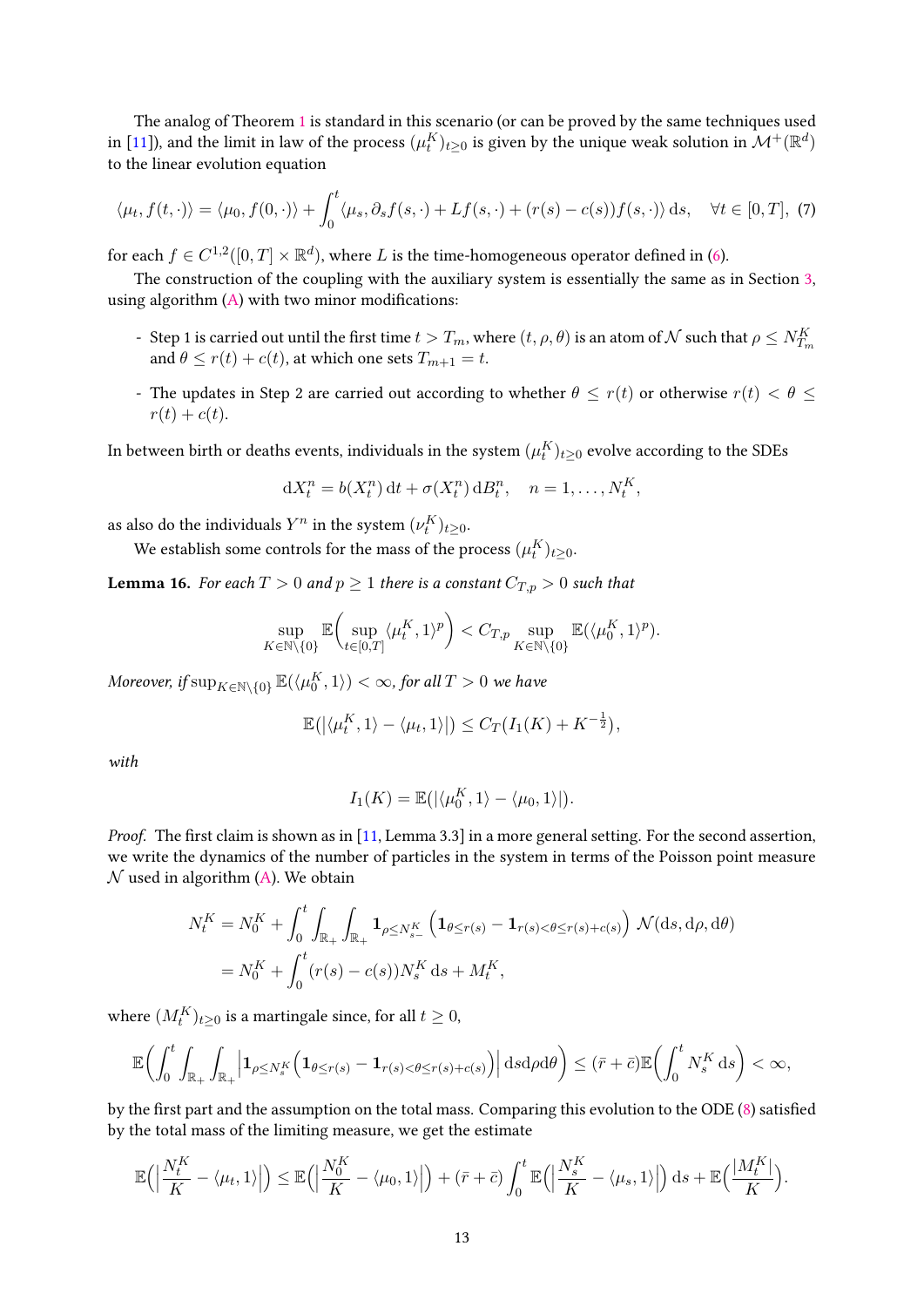The analog of Theorem 1 is standard in this scenario (or can be proved by the same techniques used in [11]), and the limit in law of the process $(\mu_t^K)_{t\geq 0}$ is given by the unique weak solution in $\mathcal{M}^+(\mathbb{R}^d)$ to the linear evolution equation

$$\langle \mu_t, f(t,\cdot)\rangle = \langle \mu_0, f(0,\cdot)\rangle + \int_0^t \langle \mu_s, \partial_s f(s,\cdot) + Lf(s,\cdot) + (r(s)-c(s))f(s,\cdot)\rangle \,\mathrm{d}s, \quad \forall t\in[0,T], \tag{7}$$

for each $f\in C^{1,2}([0,T]\times\mathbb{R}^d)$, where $L$ is the time-homogeneous operator defined in (6).

The construction of the coupling with the auxiliary system is essentially the same as in Section 3, using algorithm (A) with two minor modifications:

- Step 1 is carried out until the first time $t > T_m$, where $(t,\rho,\theta)$ is an atom of $\mathcal{N}$ such that $\rho \leq N_{T_m}^K$ and $\theta \leq r(t)+c(t)$, at which one sets $T_{m+1}=t$.
- The updates in Step 2 are carried out according to whether $\theta \leq r(t)$ or otherwise $r(t) < \theta \leq r(t)+c(t)$.

In between birth or deaths events, individuals in the system $(\mu_t^K)_{t\geq 0}$ evolve according to the SDEs

$$\mathrm{d}X_t^n = b(X_t^n)\,\mathrm{d}t + \sigma(X_t^n)\,\mathrm{d}B_t^n, \quad n=1,\ldots,N_t^K,$$

as also do the individuals $Y^n$ in the system $(\nu_t^K)_{t\geq 0}$.

We establish some controls for the mass of the process $(\mu_t^K)_{t\geq 0}$.

**Lemma 16.** *For each $T>0$ and $p\geq 1$ there is a constant $C_{T,p}>0$ such that*

$$\sup_{K\in\mathbb{N}\setminus\{0\}} \mathbb{E}\bigg(\sup_{t\in[0,T]} \langle \mu_t^K, 1\rangle^p\bigg) < C_{T,p} \sup_{K\in\mathbb{N}\setminus\{0\}} \mathbb{E}(\langle \mu_0^K, 1\rangle^p).$$

*Moreover, if $\sup_{K\in\mathbb{N}\setminus\{0\}}\mathbb{E}(\langle \mu_0^K,1\rangle)<\infty$, for all $T>0$ we have*

$$\mathbb{E}(|\langle \mu_t^K,1\rangle - \langle \mu_t,1\rangle|) \leq C_T(I_1(K) + K^{-\frac{1}{2}}),$$

*with*

$$I_1(K) = \mathbb{E}(|\langle \mu_0^K,1\rangle - \langle \mu_0,1\rangle|).$$

*Proof.* The first claim is shown as in [11, Lemma 3.3] in a more general setting. For the second assertion, we write the dynamics of the number of particles in the system in terms of the Poisson point measure $\mathcal{N}$ used in algorithm (A). We obtain

$$\begin{aligned}
N_t^K &= N_0^K + \int_0^t \int_{\mathbb{R}_+}\int_{\mathbb{R}_+} \mathbf{1}_{\rho\leq N_{s-}^K}\left(\mathbf{1}_{\theta\leq r(s)} - \mathbf{1}_{r(s)<\theta\leq r(s)+c(s)}\right)\mathcal{N}(\mathrm{d}s,\mathrm{d}\rho,\mathrm{d}\theta)\\
&= N_0^K + \int_0^t (r(s)-c(s))N_s^K\,\mathrm{d}s + M_t^K,
\end{aligned}$$

where $(M_t^K)_{t\geq 0}$ is a martingale since, for all $t\geq 0$,

$$\mathbb{E}\bigg(\int_0^t\int_{\mathbb{R}_+}\int_{\mathbb{R}_+}\Big|\mathbf{1}_{\rho\leq N_s^K}\Big(\mathbf{1}_{\theta\leq r(s)} - \mathbf{1}_{r(s)<\theta\leq r(s)+c(s)}\Big)\Big|\,\mathrm{d}s\mathrm{d}\rho\mathrm{d}\theta\bigg) \leq (\bar{r}+\bar{c})\mathbb{E}\bigg(\int_0^t N_s^K\,\mathrm{d}s\bigg) < \infty,$$

by the first part and the assumption on the total mass. Comparing this evolution to the ODE (8) satisfied by the total mass of the limiting measure, we get the estimate

$$\mathbb{E}\Big(\Big|\frac{N_t^K}{K} - \langle \mu_t,1\rangle\Big|\Big) \leq \mathbb{E}\Big(\Big|\frac{N_0^K}{K} - \langle \mu_0,1\rangle\Big|\Big) + (\bar{r}+\bar{c})\int_0^t \mathbb{E}\Big(\Big|\frac{N_s^K}{K} - \langle \mu_s,1\rangle\Big|\Big)\,\mathrm{d}s + \mathbb{E}\Big(\frac{|M_t^K|}{K}\Big).$$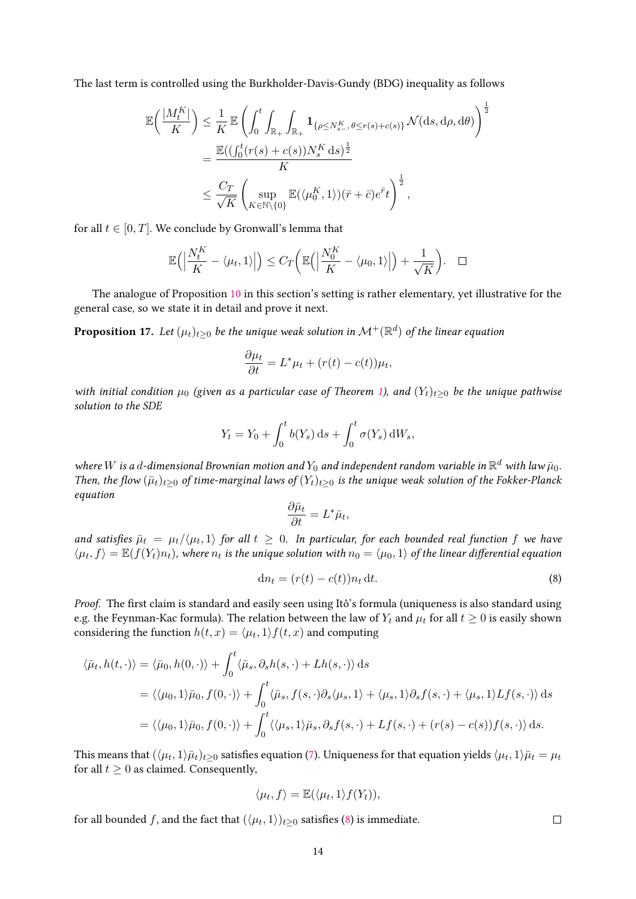The last term is controlled using the Burkholder-Davis-Gundy (BDG) inequality as follows

$$
\begin{aligned}
\mathbb{E}\Big(\frac{|M_t^K|}{K}\Big) &\leq \frac{1}{K}\,\mathbb{E}\left(\int_0^t\int_{\mathbb{R}_+}\int_{\mathbb{R}_+}\mathbf{1}_{\{\rho\leq N_{s-}^K,\,\theta\leq r(s)+c(s)\}}\,\mathcal{N}(\mathrm{d}s,\mathrm{d}\rho,\mathrm{d}\theta)\right)^{\frac{1}{2}}\\
&= \frac{\mathbb{E}((\int_0^t(r(s)+c(s))N_s^K\,\mathrm{d}s)^{\frac{1}{2}}}{K}\\
&\leq \frac{C_T}{\sqrt{K}}\left(\sup_{K\in\mathbb{N}\setminus\{0\}}\mathbb{E}(\langle\mu_0^K,1\rangle)(\bar{r}+\bar{c})e^{\bar{r}}t\right)^{\frac{1}{2}},
\end{aligned}
$$

for all $t\in[0,T]$. We conclude by Gronwall's lemma that

$$
\mathbb{E}\Big(\Big|\frac{N_t^K}{K}-\langle\mu_t,1\rangle\Big|\Big)\leq C_T\Big(\mathbb{E}\Big(\Big|\frac{N_0^K}{K}-\langle\mu_0,1\rangle\Big|\Big)+\frac{1}{\sqrt{K}}\Big).\quad\square
$$

The analogue of Proposition 10 in this section's setting is rather elementary, yet illustrative for the general case, so we state it in detail and prove it next.

**Proposition 17.** *Let $(\mu_t)_{t\geq 0}$ be the unique weak solution in $\mathcal{M}^+(\mathbb{R}^d)$ of the linear equation*

$$
\frac{\partial\mu_t}{\partial t}=L^*\mu_t+(r(t)-c(t))\mu_t,
$$

*with initial condition $\mu_0$ (given as a particular case of Theorem 1), and $(Y_t)_{t\geq 0}$ be the unique pathwise solution to the SDE*

$$
Y_t=Y_0+\int_0^t b(Y_s)\,\mathrm{d}s+\int_0^t\sigma(Y_s)\,\mathrm{d}W_s,
$$

*where $W$ is a $d$-dimensional Brownian motion and $Y_0$ and independent random variable in $\mathbb{R}^d$ with law $\bar{\mu}_0$. Then, the flow $(\bar{\mu}_t)_{t\geq 0}$ of time-marginal laws of $(Y_t)_{t\geq 0}$ is the unique weak solution of the Fokker-Planck equation*

$$
\frac{\partial\bar{\mu}_t}{\partial t}=L^*\bar{\mu}_t,
$$

*and satisfies $\bar{\mu}_t=\mu_t/\langle\mu_t,1\rangle$ for all $t\geq 0$. In particular, for each bounded real function $f$ we have $\langle\mu_t,f\rangle=\mathbb{E}(f(Y_t)n_t)$, where $n_t$ is the unique solution with $n_0=\langle\mu_0,1\rangle$ of the linear differential equation*

$$
\mathrm{d}n_t=(r(t)-c(t))n_t\,\mathrm{d}t. \tag{8}
$$

*Proof.* The first claim is standard and easily seen using Itô's formula (uniqueness is also standard using e.g. the Feynman-Kac formula). The relation between the law of $Y_t$ and $\mu_t$ for all $t\geq 0$ is easily shown considering the function $h(t,x)=\langle\mu_t,1\rangle f(t,x)$ and computing

$$
\begin{aligned}
\langle\bar{\mu}_t,h(t,\cdot)\rangle &= \langle\bar{\mu}_0,h(0,\cdot)\rangle+\int_0^t\langle\bar{\mu}_s,\partial_s h(s,\cdot)+Lh(s,\cdot)\rangle\,\mathrm{d}s\\
&= \langle\langle\mu_0,1\rangle\bar{\mu}_0,f(0,\cdot)\rangle+\int_0^t\langle\bar{\mu}_s,f(s,\cdot)\partial_s\langle\mu_s,1\rangle+\langle\mu_s,1\rangle\partial_s f(s,\cdot)+\langle\mu_s,1\rangle Lf(s,\cdot)\rangle\,\mathrm{d}s\\
&= \langle\langle\mu_0,1\rangle\bar{\mu}_0,f(0,\cdot)\rangle+\int_0^t\langle\langle\mu_s,1\rangle\bar{\mu}_s,\partial_s f(s,\cdot)+Lf(s,\cdot)+(r(s)-c(s))f(s,\cdot)\rangle\,\mathrm{d}s.
\end{aligned}
$$

This means that $(\langle\mu_t,1\rangle\bar{\mu}_t)_{t\geq 0}$ satisfies equation (7). Uniqueness for that equation yields $\langle\mu_t,1\rangle\bar{\mu}_t=\mu_t$ for all $t\geq 0$ as claimed. Consequently,

$$
\langle\mu_t,f\rangle=\mathbb{E}(\langle\mu_t,1\rangle f(Y_t)),
$$

for all bounded $f$, and the fact that $(\langle\mu_t,1\rangle)_{t\geq 0}$ satisfies (8) is immediate. $\square$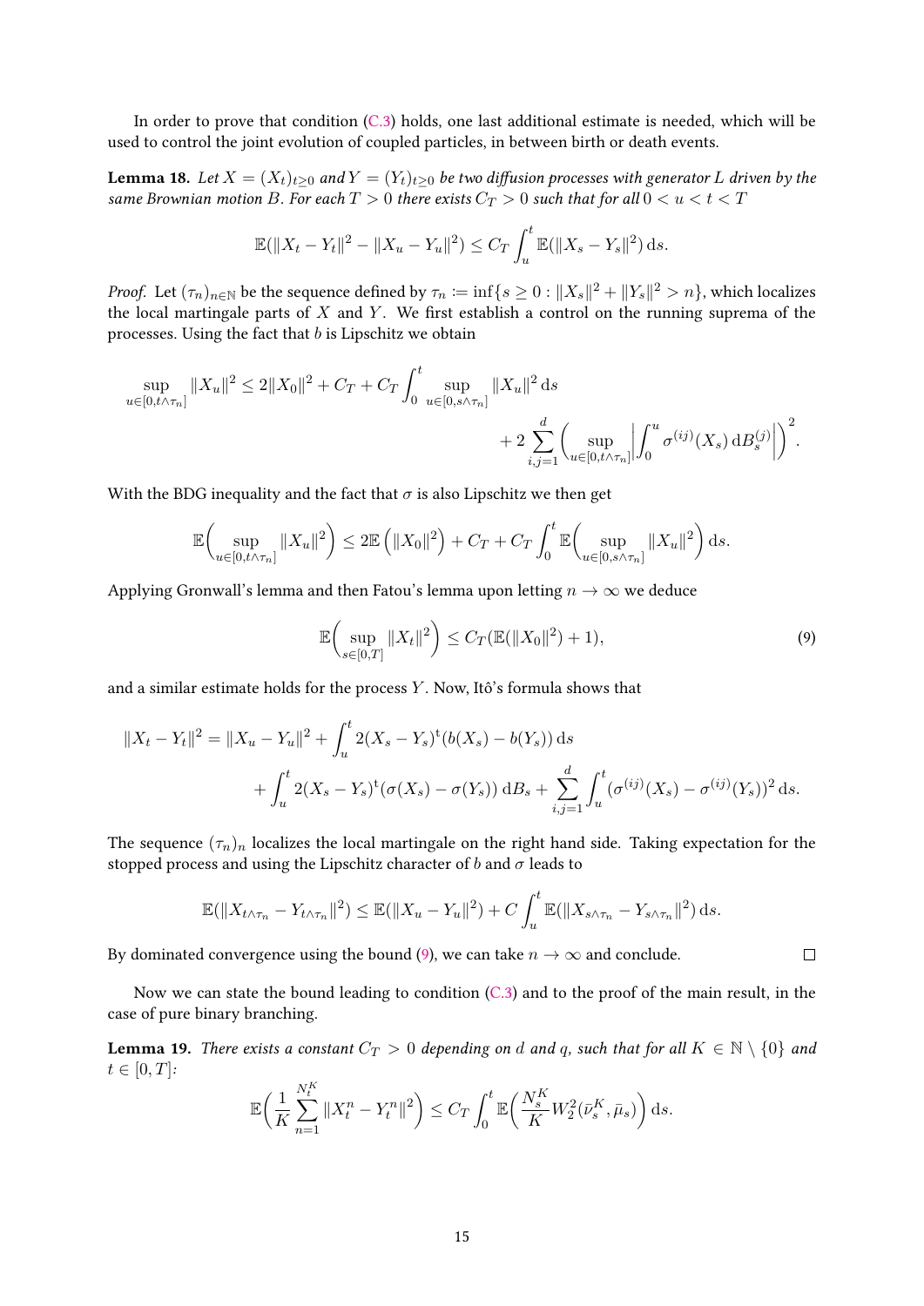In order to prove that condition (C.3) holds, one last additional estimate is needed, which will be used to control the joint evolution of coupled particles, in between birth or death events.

**Lemma 18.** *Let $X = (X_t)_{t\geq 0}$ and $Y = (Y_t)_{t\geq 0}$ be two diffusion processes with generator $L$ driven by the same Brownian motion $B$. For each $T > 0$ there exists $C_T > 0$ such that for all $0 < u < t < T$*

$$\mathbb{E}(\|X_t - Y_t\|^2 - \|X_u - Y_u\|^2) \leq C_T \int_u^t \mathbb{E}(\|X_s - Y_s\|^2)\,\mathrm{d}s.$$

*Proof.* Let $(\tau_n)_{n\in\mathbb{N}}$ be the sequence defined by $\tau_n := \inf\{s \geq 0 : \|X_s\|^2 + \|Y_s\|^2 > n\}$, which localizes the local martingale parts of $X$ and $Y$. We first establish a control on the running suprema of the processes. Using the fact that $b$ is Lipschitz we obtain

$$\sup_{u\in[0,t\wedge\tau_n]} \|X_u\|^2 \leq 2\|X_0\|^2 + C_T + C_T \int_0^t \sup_{u\in[0,s\wedge\tau_n]} \|X_u\|^2\,\mathrm{d}s + 2\sum_{i,j=1}^d \bigg(\sup_{u\in[0,t\wedge\tau_n]}\bigg|\int_0^u \sigma^{(ij)}(X_s)\,\mathrm{d}B_s^{(j)}\bigg|\bigg)^2.$$

With the BDG inequality and the fact that $\sigma$ is also Lipschitz we then get

$$\mathbb{E}\bigg(\sup_{u\in[0,t\wedge\tau_n]} \|X_u\|^2\bigg) \leq 2\mathbb{E}\left(\|X_0\|^2\right) + C_T + C_T \int_0^t \mathbb{E}\bigg(\sup_{u\in[0,s\wedge\tau_n]} \|X_u\|^2\bigg)\,\mathrm{d}s.$$

Applying Gronwall's lemma and then Fatou's lemma upon letting $n \to \infty$ we deduce

$$\mathbb{E}\bigg(\sup_{s\in[0,T]} \|X_t\|^2\bigg) \leq C_T(\mathbb{E}(\|X_0\|^2) + 1), \tag{9}$$

and a similar estimate holds for the process $Y$. Now, Itô's formula shows that

$$\|X_t - Y_t\|^2 = \|X_u - Y_u\|^2 + \int_u^t 2(X_s - Y_s)^{\mathrm{t}}(b(X_s) - b(Y_s))\,\mathrm{d}s + \int_u^t 2(X_s - Y_s)^{\mathrm{t}}(\sigma(X_s) - \sigma(Y_s))\,\mathrm{d}B_s + \sum_{i,j=1}^d \int_u^t (\sigma^{(ij)}(X_s) - \sigma^{(ij)}(Y_s))^2\,\mathrm{d}s.$$

The sequence $(\tau_n)_n$ localizes the local martingale on the right hand side. Taking expectation for the stopped process and using the Lipschitz character of $b$ and $\sigma$ leads to

$$\mathbb{E}(\|X_{t\wedge\tau_n} - Y_{t\wedge\tau_n}\|^2) \leq \mathbb{E}(\|X_u - Y_u\|^2) + C\int_u^t \mathbb{E}(\|X_{s\wedge\tau_n} - Y_{s\wedge\tau_n}\|^2)\,\mathrm{d}s.$$

By dominated convergence using the bound (9), we can take $n \to \infty$ and conclude. $\square$

Now we can state the bound leading to condition (C.3) and to the proof of the main result, in the case of pure binary branching.

**Lemma 19.** *There exists a constant $C_T > 0$ depending on $d$ and $q$, such that for all $K \in \mathbb{N}\setminus\{0\}$ and $t \in [0, T]$:*

$$\mathbb{E}\bigg(\frac{1}{K}\sum_{n=1}^{N_t^K} \|X_t^n - Y_t^n\|^2\bigg) \leq C_T \int_0^t \mathbb{E}\bigg(\frac{N_s^K}{K} W_2^2(\bar{\nu}_s^K, \bar{\mu}_s)\bigg)\,\mathrm{d}s.$$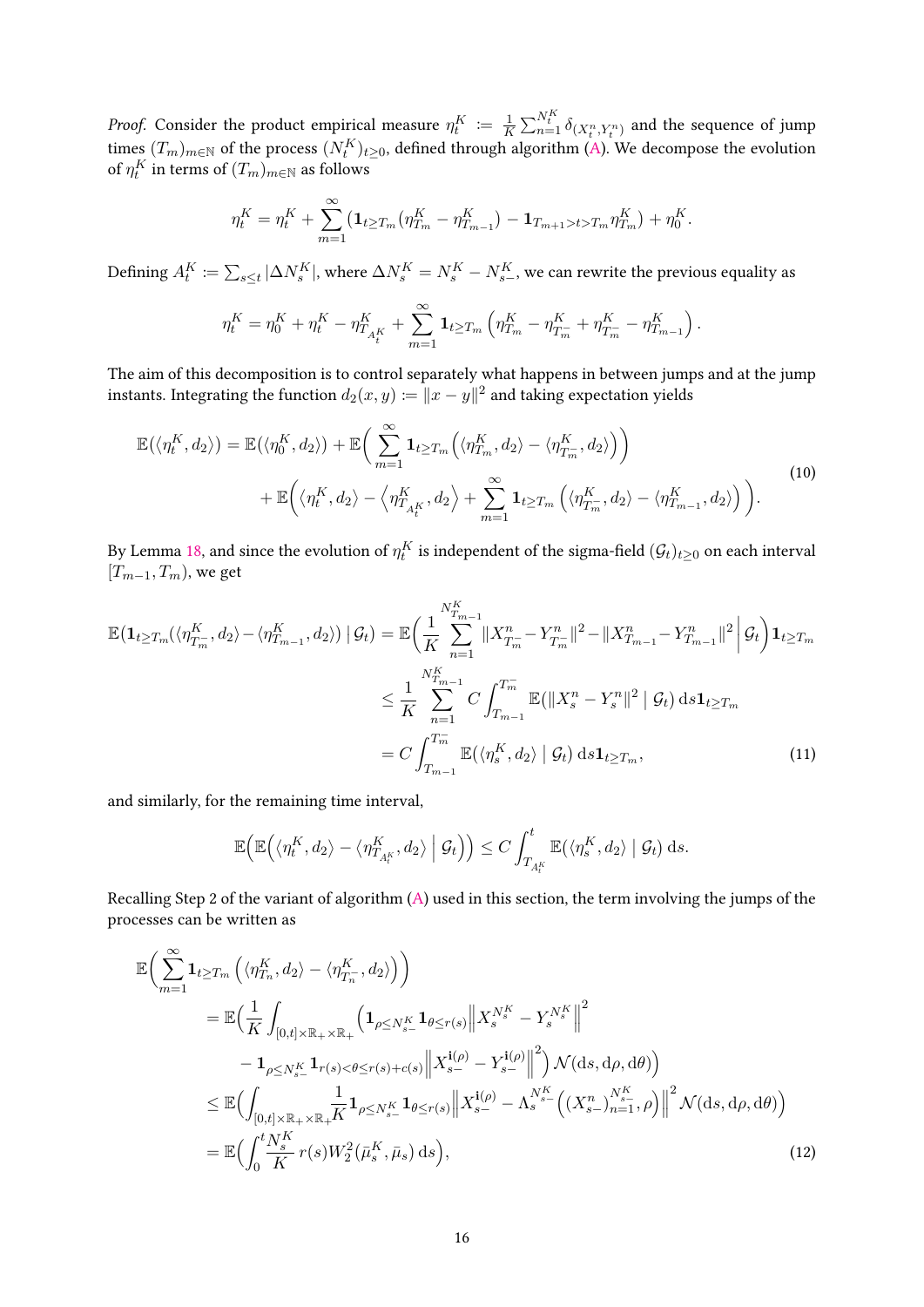*Proof.* Consider the product empirical measure $\eta_t^K := \frac{1}{K}\sum_{n=1}^{N_t^K} \delta_{(X_t^n, Y_t^n)}$ and the sequence of jump times $(T_m)_{m\in\mathbb{N}}$ of the process $(N_t^K)_{t\geq 0}$, defined through algorithm (A). We decompose the evolution of $\eta_t^K$ in terms of $(T_m)_{m\in\mathbb{N}}$ as follows

$$\eta_t^K = \eta_t^K + \sum_{m=1}^{\infty} \left(\mathbf{1}_{t\geq T_m}(\eta_{T_m}^K - \eta_{T_{m-1}}^K) - \mathbf{1}_{T_{m+1}>t>T_m}\eta_{T_m}^K\right) + \eta_0^K.$$

Defining $A_t^K := \sum_{s\leq t} |\Delta N_s^K|$, where $\Delta N_s^K = N_s^K - N_{s-}^K$, we can rewrite the previous equality as

$$\eta_t^K = \eta_0^K + \eta_t^K - \eta_{T_{A_t^K}}^K + \sum_{m=1}^{\infty} \mathbf{1}_{t\geq T_m}\left(\eta_{T_m}^K - \eta_{T_m^-}^K + \eta_{T_m^-}^K - \eta_{T_{m-1}}^K\right).$$

The aim of this decomposition is to control separately what happens in between jumps and at the jump instants. Integrating the function $d_2(x,y) := \|x-y\|^2$ and taking expectation yields

$$\begin{aligned}
\mathbb{E}(\langle \eta_t^K, d_2\rangle) = \mathbb{E}(\langle \eta_0^K, d_2\rangle) &+ \mathbb{E}\Big(\sum_{m=1}^{\infty} \mathbf{1}_{t\geq T_m}\Big(\langle \eta_{T_m}^K, d_2\rangle - \langle \eta_{T_m^-}^K, d_2\rangle\Big)\Big) \\
&+ \mathbb{E}\Big(\langle \eta_t^K, d_2\rangle - \Big\langle \eta_{T_{A_t^K}}^K, d_2\Big\rangle + \sum_{m=1}^{\infty} \mathbf{1}_{t\geq T_m}\Big(\langle \eta_{T_m^-}^K, d_2\rangle - \langle \eta_{T_{m-1}}^K, d_2\rangle\Big)\Big).
\end{aligned} \tag{10}$$

By Lemma 18, and since the evolution of $\eta_t^K$ is independent of the sigma-field $(\mathcal{G}_t)_{t\geq 0}$ on each interval $[T_{m-1}, T_m)$, we get

$$\begin{aligned}
\mathbb{E}\big(\mathbf{1}_{t\geq T_m}(\langle \eta_{T_m^-}^K, d_2\rangle - \langle \eta_{T_{m-1}}^K, d_2\rangle) \mid \mathcal{G}_t\big) &= \mathbb{E}\Big(\frac{1}{K}\sum_{n=1}^{N_{T_{m-1}}^K} \|X_{T_m^-}^n - Y_{T_m^-}^n\|^2 - \|X_{T_{m-1}}^n - Y_{T_{m-1}}^n\|^2 \,\Big|\, \mathcal{G}_t\Big)\mathbf{1}_{t\geq T_m} \\
&\leq \frac{1}{K}\sum_{n=1}^{N_{T_{m-1}}^K} C\int_{T_{m-1}}^{T_m^-} \mathbb{E}(\|X_s^n - Y_s^n\|^2 \mid \mathcal{G}_t)\,\mathrm{d}s\mathbf{1}_{t\geq T_m} \\
&= C\int_{T_{m-1}}^{T_m^-} \mathbb{E}(\langle \eta_s^K, d_2\rangle \mid \mathcal{G}_t)\,\mathrm{d}s\mathbf{1}_{t\geq T_m},
\end{aligned} \tag{11}$$

and similarly, for the remaining time interval,

$$\mathbb{E}\Big(\mathbb{E}\Big(\langle \eta_t^K, d_2\rangle - \langle \eta_{T_{A_t^K}}^K, d_2\rangle \,\Big|\, \mathcal{G}_t\Big)\Big) \leq C\int_{T_{A_t^K}}^{t} \mathbb{E}(\langle \eta_s^K, d_2\rangle \mid \mathcal{G}_t)\,\mathrm{d}s.$$

Recalling Step 2 of the variant of algorithm (A) used in this section, the term involving the jumps of the processes can be written as

$$\begin{aligned}
&\mathbb{E}\Big(\sum_{m=1}^{\infty} \mathbf{1}_{t\geq T_m}\Big(\langle \eta_{T_n}^K, d_2\rangle - \langle \eta_{T_n^-}^K, d_2\rangle\Big)\Big) \\
&\quad= \mathbb{E}\Big(\frac{1}{K}\int_{[0,t]\times\mathbb{R}_+\times\mathbb{R}_+} \Big(\mathbf{1}_{\rho\leq N_{s-}^K}\mathbf{1}_{\theta\leq r(s)}\Big\|X_s^{N_s^K} - Y_s^{N_s^K}\Big\|^2 \\
&\qquad\quad - \mathbf{1}_{\rho\leq N_{s-}^K}\mathbf{1}_{r(s)<\theta\leq r(s)+c(s)}\Big\|X_{s-}^{\mathbf{i}(\rho)} - Y_{s-}^{\mathbf{i}(\rho)}\Big\|^2\Big)\,\mathcal{N}(\mathrm{d}s,\mathrm{d}\rho,\mathrm{d}\theta)\Big) \\
&\quad\leq \mathbb{E}\Big(\int_{[0,t]\times\mathbb{R}_+\times\mathbb{R}_+} \frac{1}{K}\mathbf{1}_{\rho\leq N_{s-}^K}\mathbf{1}_{\theta\leq r(s)}\Big\|X_{s-}^{\mathbf{i}(\rho)} - \Lambda_s^{N_{s-}^K}\Big((X_{s-}^n)_{n=1}^{N_{s-}^K}, \rho\Big)\Big\|^2\,\mathcal{N}(\mathrm{d}s,\mathrm{d}\rho,\mathrm{d}\theta)\Big) \\
&\quad= \mathbb{E}\Big(\int_0^t \frac{N_s^K}{K}\, r(s)W_2^2(\bar{\mu}_s^K, \bar{\mu}_s)\,\mathrm{d}s\Big),
\end{aligned} \tag{12}$$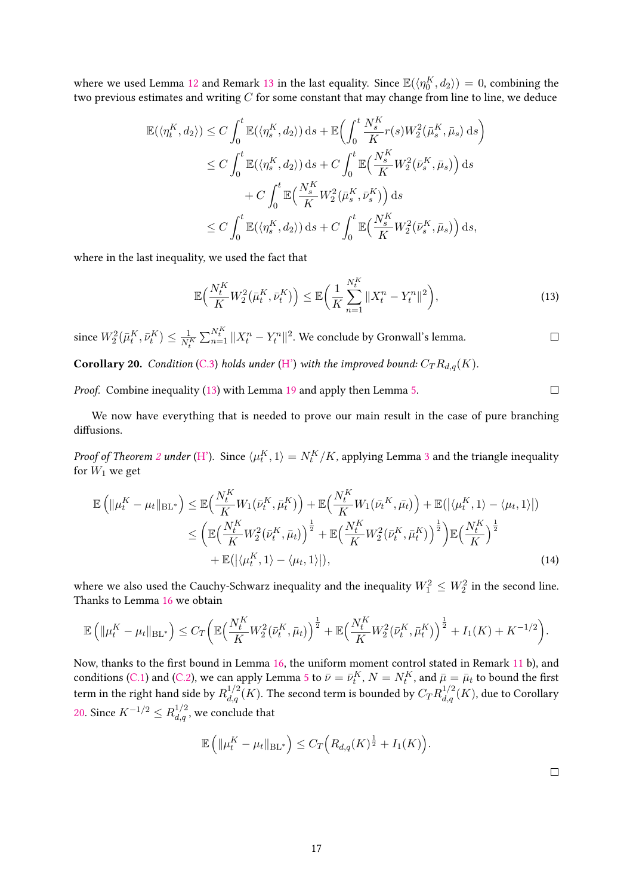where we used Lemma 12 and Remark 13 in the last equality. Since $\mathbb{E}(\langle \eta_0^K, d_2\rangle) = 0$, combining the two previous estimates and writing $C$ for some constant that may change from line to line, we deduce

$$
\begin{aligned}
\mathbb{E}(\langle \eta_t^K, d_2\rangle) &\leq C\int_0^t \mathbb{E}(\langle \eta_s^K, d_2\rangle)\,\mathrm{d}s + \mathbb{E}\Big(\int_0^t \frac{N_s^K}{K} r(s) W_2^2(\bar{\mu}_s^K, \bar{\mu}_s)\,\mathrm{d}s\Big)\\
&\leq C\int_0^t \mathbb{E}(\langle \eta_s^K, d_2\rangle)\,\mathrm{d}s + C\int_0^t \mathbb{E}\Big(\frac{N_s^K}{K} W_2^2(\bar{\nu}_s^K, \bar{\mu}_s)\Big)\,\mathrm{d}s\\
&\quad + C\int_0^t \mathbb{E}\Big(\frac{N_s^K}{K} W_2^2(\bar{\mu}_s^K, \bar{\nu}_s^K)\Big)\,\mathrm{d}s\\
&\leq C\int_0^t \mathbb{E}(\langle \eta_s^K, d_2\rangle)\,\mathrm{d}s + C\int_0^t \mathbb{E}\Big(\frac{N_s^K}{K} W_2^2(\bar{\nu}_s^K, \bar{\mu}_s)\Big)\,\mathrm{d}s,
\end{aligned}
$$

where in the last inequality, we used the fact that

$$
\mathbb{E}\Big(\frac{N_t^K}{K} W_2^2(\bar{\mu}_t^K, \bar{\nu}_t^K)\Big) \leq \mathbb{E}\Big(\frac{1}{K}\sum_{n=1}^{N_t^K} \|X_t^n - Y_t^n\|^2\Big), \tag{13}
$$

since $W_2^2(\bar{\mu}_t^K, \bar{\nu}_t^K) \leq \frac{1}{N_t^K}\sum_{n=1}^{N_t^K} \|X_t^n - Y_t^n\|^2$. We conclude by Gronwall's lemma. $\square$

**Corollary 20.** *Condition (C.3) holds under (H') with the improved bound: $C_T R_{d,q}(K)$.*

*Proof.* Combine inequality (13) with Lemma 19 and apply then Lemma 5. $\square$

We now have everything that is needed to prove our main result in the case of pure branching diffusions.

*Proof of Theorem 2 under (H').* Since $\langle \mu_t^K, 1\rangle = N_t^K/K$, applying Lemma 3 and the triangle inequality for $W_1$ we get

$$
\begin{aligned}
\mathbb{E}\left(\|\mu_t^K - \mu_t\|_{\mathrm{BL}^*}\right) &\leq \mathbb{E}\Big(\frac{N_t^K}{K} W_1(\bar{\nu}_t^K, \bar{\mu}_t^K)\Big) + \mathbb{E}\Big(\frac{N_t^K}{K} W_1(\bar{\nu}_t{}^K, \bar{\mu}_t)\Big) + \mathbb{E}(|\langle \mu_t^K, 1\rangle - \langle \mu_t, 1\rangle|)\\
&\leq \left(\mathbb{E}\Big(\frac{N_t^K}{K} W_2^2(\bar{\nu}_t^K, \bar{\mu}_t)\Big)^{\frac{1}{2}} + \mathbb{E}\Big(\frac{N_t^K}{K} W_2^2(\bar{\nu}_t^K, \bar{\mu}_t^K)\Big)^{\frac{1}{2}}\right)\mathbb{E}\Big(\frac{N_t^K}{K}\Big)^{\frac{1}{2}}\\
&\quad + \mathbb{E}(|\langle \mu_t^K, 1\rangle - \langle \mu_t, 1\rangle|),
\end{aligned} \tag{14}
$$

where we also used the Cauchy-Schwarz inequality and the inequality $W_1^2 \leq W_2^2$ in the second line. Thanks to Lemma 16 we obtain

$$
\mathbb{E}\left(\|\mu_t^K - \mu_t\|_{\mathrm{BL}^*}\right) \leq C_T\left(\mathbb{E}\Big(\frac{N_t^K}{K} W_2^2(\bar{\nu}_t^K, \bar{\mu}_t)\Big)^{\frac{1}{2}} + \mathbb{E}\Big(\frac{N_t^K}{K} W_2^2(\bar{\nu}_t^K, \bar{\mu}_t^K)\Big)^{\frac{1}{2}} + I_1(K) + K^{-1/2}\right).
$$

Now, thanks to the first bound in Lemma 16, the uniform moment control stated in Remark 11 b), and conditions (C.1) and (C.2), we can apply Lemma 5 to $\bar{\nu} = \bar{\nu}_t^K$, $N = N_t^K$, and $\bar{\mu} = \bar{\mu}_t$ to bound the first term in the right hand side by $R_{d,q}^{1/2}(K)$. The second term is bounded by $C_T R_{d,q}^{1/2}(K)$, due to Corollary 20. Since $K^{-1/2} \leq R_{d,q}^{1/2}$, we conclude that

$$
\mathbb{E}\left(\|\mu_t^K - \mu_t\|_{\mathrm{BL}^*}\right) \leq C_T\Big(R_{d,q}(K)^{\frac{1}{2}} + I_1(K)\Big).
$$

$\square$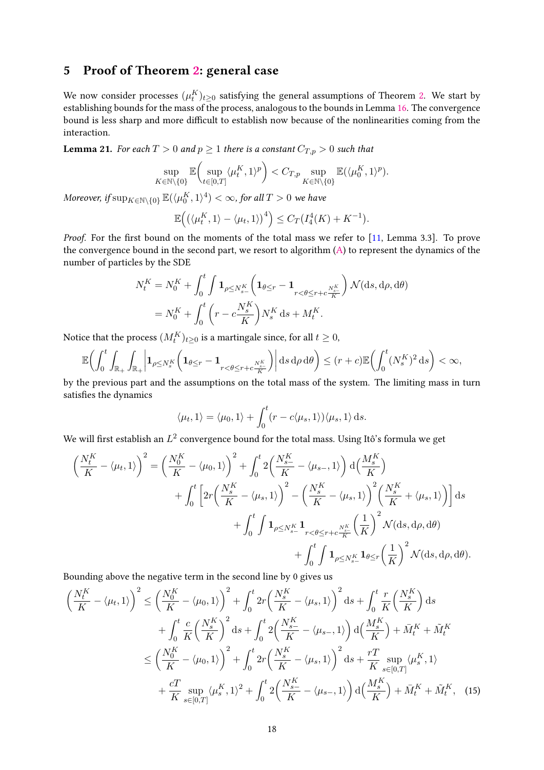## 5 Proof of Theorem 2: general case

We now consider processes $(\mu_t^K)_{t\geq 0}$ satisfying the general assumptions of Theorem 2. We start by establishing bounds for the mass of the process, analogous to the bounds in Lemma 16. The convergence bound is less sharp and more difficult to establish now because of the nonlinearities coming from the interaction.

**Lemma 21.** *For each $T > 0$ and $p \geq 1$ there is a constant $C_{T,p} > 0$ such that*

$$\sup_{K\in\mathbb{N}\setminus\{0\}} \mathbb{E}\Big( \sup_{t\in[0,T]} \langle \mu_t^K, 1\rangle^p \Big) < C_{T,p} \sup_{K\in\mathbb{N}\setminus\{0\}} \mathbb{E}(\langle \mu_0^K, 1\rangle^p).$$

*Moreover, if $\sup_{K\in\mathbb{N}\setminus\{0\}} \mathbb{E}(\langle \mu_0^K, 1\rangle^4) < \infty$, for all $T > 0$ we have*

$$\mathbb{E}\Big( \big( \langle \mu_t^K, 1\rangle - \langle \mu_t, 1\rangle \big)^4 \Big) \leq C_T\big(I_4^4(K) + K^{-1}\big).$$

*Proof.* For the first bound on the moments of the total mass we refer to [11, Lemma 3.3]. To prove the convergence bound in the second part, we resort to algorithm (A) to represent the dynamics of the number of particles by the SDE

$$\begin{aligned} N_t^K &= N_0^K + \int_0^t \int \mathbf{1}_{\rho\leq N_{s-}^K}\Big( \mathbf{1}_{\theta\leq r} - \mathbf{1}_{r<\theta\leq r+c\frac{N_{s-}^K}{K}} \Big) \mathcal{N}(\mathrm{d}s, \mathrm{d}\rho, \mathrm{d}\theta) \\ &= N_0^K + \int_0^t \Big( r - c\frac{N_s^K}{K} \Big) N_s^K \,\mathrm{d}s + M_t^K. \end{aligned}$$

Notice that the process $(M_t^K)_{t\geq 0}$ is a martingale since, for all $t \geq 0$,

$$\mathbb{E}\Big( \int_0^t \int_{\mathbb{R}_+} \int_{\mathbb{R}_+} \Big| \mathbf{1}_{\rho\leq N_s^K}\Big( \mathbf{1}_{\theta\leq r} - \mathbf{1}_{r<\theta\leq r+c\frac{N_{s-}^K}{K}} \Big) \Big| \,\mathrm{d}s\,\mathrm{d}\rho\,\mathrm{d}\theta \Big) \leq (r + c)\mathbb{E}\Big( \int_0^t (N_s^K)^2 \,\mathrm{d}s \Big) < \infty,$$

by the previous part and the assumptions on the total mass of the system. The limiting mass in turn satisfies the dynamics

$$\langle \mu_t, 1\rangle = \langle \mu_0, 1\rangle + \int_0^t (r - c\langle \mu_s, 1\rangle)\langle \mu_s, 1\rangle \,\mathrm{d}s.$$

We will first establish an $L^2$ convergence bound for the total mass. Using Itô's formula we get

$$\begin{aligned} \Big( \frac{N_t^K}{K} - \langle \mu_t, 1\rangle \Big)^2 = \Big( \frac{N_0^K}{K} - \langle \mu_0, 1\rangle \Big)^2 &+ \int_0^t 2\Big( \frac{N_{s-}^K}{K} - \langle \mu_{s-}, 1\rangle \Big) \,\mathrm{d}\Big( \frac{M_s^K}{K} \Big) \\ &+ \int_0^t \Big[ 2r\Big( \frac{N_s^K}{K} - \langle \mu_s, 1\rangle \Big)^2 - \Big( \frac{N_s^K}{K} - \langle \mu_s, 1\rangle \Big)^2 \Big( \frac{N_s^K}{K} + \langle \mu_s, 1\rangle \Big) \Big] \mathrm{d}s \\ &+ \int_0^t \int \mathbf{1}_{\rho\leq N_{s-}^K} \mathbf{1}_{r<\theta\leq r+c\frac{N_{s-}^K}{K}} \Big( \frac{1}{K} \Big)^2 \mathcal{N}(\mathrm{d}s, \mathrm{d}\rho, \mathrm{d}\theta) \\ &+ \int_0^t \int \mathbf{1}_{\rho\leq N_{s-}^K} \mathbf{1}_{\theta\leq r} \Big( \frac{1}{K} \Big)^2 \mathcal{N}(\mathrm{d}s, \mathrm{d}\rho, \mathrm{d}\theta). \end{aligned}$$

Bounding above the negative term in the second line by 0 gives us

$$\begin{aligned} \Big( \frac{N_t^K}{K} - \langle \mu_t, 1\rangle \Big)^2 &\leq \Big( \frac{N_0^K}{K} - \langle \mu_0, 1\rangle \Big)^2 + \int_0^t 2r\Big( \frac{N_s^K}{K} - \langle \mu_s, 1\rangle \Big)^2 \mathrm{d}s + \int_0^t \frac{r}{K}\Big( \frac{N_s^K}{K} \Big) \mathrm{d}s \\ &\quad + \int_0^t \frac{c}{K}\Big( \frac{N_s^K}{K} \Big)^2 \mathrm{d}s + \int_0^t 2\Big( \frac{N_{s-}^K}{K} - \langle \mu_{s-}, 1\rangle \Big) \,\mathrm{d}\Big( \frac{M_s^K}{K} \Big) + \bar{M}_t^K + \tilde{M}_t^K \\ &\leq \Big( \frac{N_0^K}{K} - \langle \mu_0, 1\rangle \Big)^2 + \int_0^t 2r\Big( \frac{N_s^K}{K} - \langle \mu_s, 1\rangle \Big)^2 \mathrm{d}s + \frac{rT}{K} \sup_{s\in[0,T]} \langle \mu_s^K, 1\rangle \\ &\quad + \frac{cT}{K} \sup_{s\in[0,T]} \langle \mu_s^K, 1\rangle^2 + \int_0^t 2\Big( \frac{N_{s-}^K}{K} - \langle \mu_{s-}, 1\rangle \Big) \,\mathrm{d}\Big( \frac{M_s^K}{K} \Big) + \bar{M}_t^K + \tilde{M}_t^K, \quad (15) \end{aligned}$$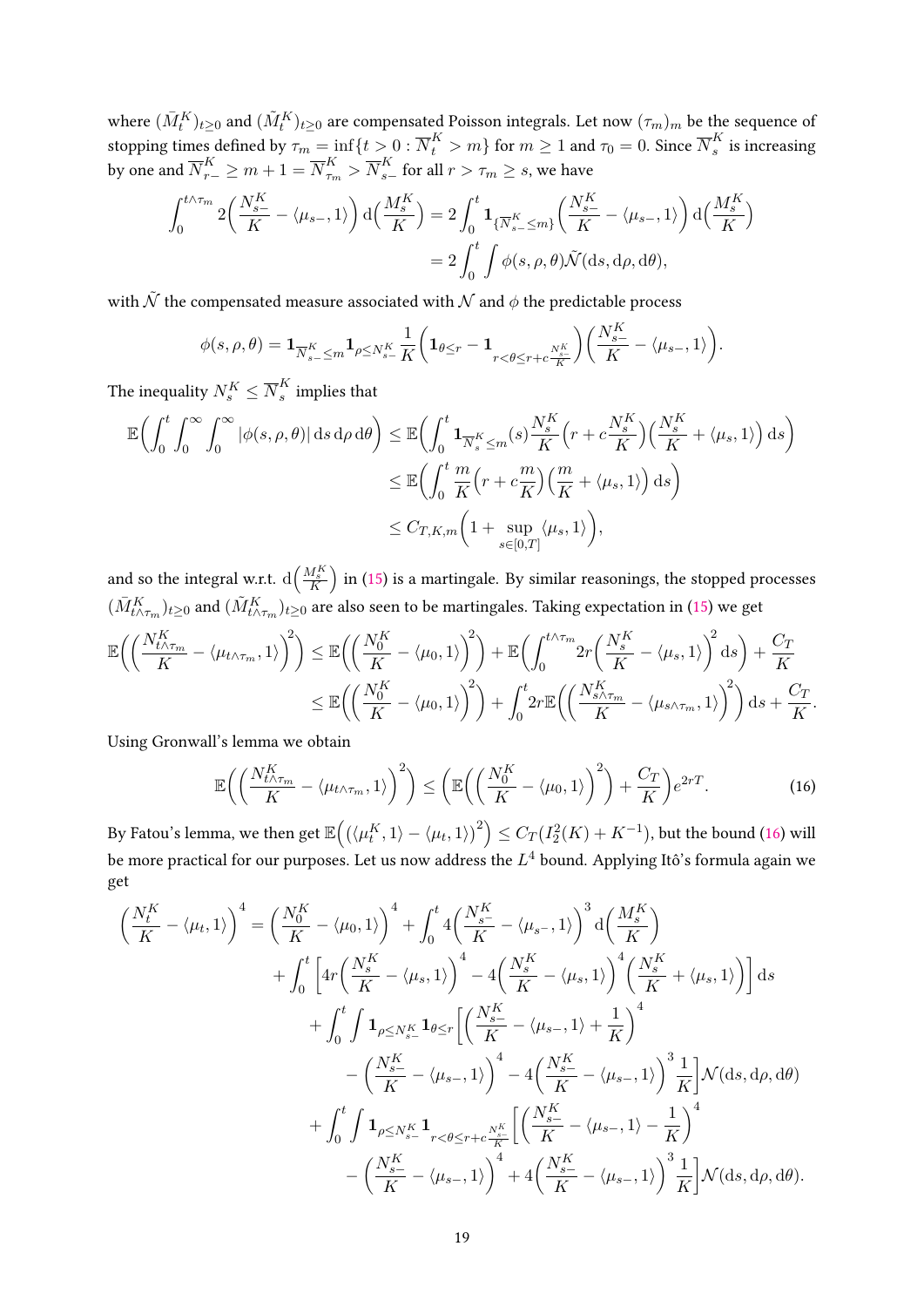where $(\bar{M}_t^K)_{t\geq 0}$ and $(\tilde{M}_t^K)_{t\geq 0}$ are compensated Poisson integrals. Let now $(\tau_m)_m$ be the sequence of stopping times defined by $\tau_m = \inf\{t > 0 : \overline{N}_t^K > m\}$ for $m \geq 1$ and $\tau_0 = 0$. Since $\overline{N}_s^K$ is increasing by one and $\overline{N}_{r-}^K \geq m+1 = \overline{N}_{\tau_m}^K > \overline{N}_{s-}^K$ for all $r > \tau_m \geq s$, we have

$$\int_0^{t\wedge\tau_m} 2\Big(\frac{N_{s-}^K}{K} - \langle \mu_{s-}, 1\rangle\Big)\,\mathrm{d}\Big(\frac{M_s^K}{K}\Big) = 2\int_0^t \mathbf{1}_{\{\overline{N}_{s-}^K \leq m\}}\Big(\frac{N_{s-}^K}{K} - \langle \mu_{s-}, 1\rangle\Big)\,\mathrm{d}\Big(\frac{M_s^K}{K}\Big)$$
$$= 2\int_0^t \int \phi(s,\rho,\theta)\tilde{\mathcal{N}}(\mathrm{d}s,\mathrm{d}\rho,\mathrm{d}\theta),$$

with $\tilde{\mathcal{N}}$ the compensated measure associated with $\mathcal{N}$ and $\phi$ the predictable process

$$\phi(s,\rho,\theta) = \mathbf{1}_{\overline{N}_{s-}^K\leq m}\mathbf{1}_{\rho\leq N_{s-}^K}\frac{1}{K}\Big(\mathbf{1}_{\theta\leq r} - \mathbf{1}_{r<\theta\leq r+c\frac{N_{s-}^K}{K}}\Big)\Big(\frac{N_{s-}^K}{K} - \langle \mu_{s-}, 1\rangle\Big).$$

The inequality $N_s^K \leq \overline{N}_s^K$ implies that

$$\mathbb{E}\Big(\int_0^t\int_0^\infty\int_0^\infty |\phi(s,\rho,\theta)|\,\mathrm{d}s\,\mathrm{d}\rho\,\mathrm{d}\theta\Big) \leq \mathbb{E}\Big(\int_0^t \mathbf{1}_{\overline{N}_s^K\leq m}(s)\frac{N_s^K}{K}\Big(r + c\frac{N_s^K}{K}\Big)\Big(\frac{N_s^K}{K} + \langle \mu_s, 1\rangle\Big)\,\mathrm{d}s\Big)$$
$$\leq \mathbb{E}\Big(\int_0^t \frac{m}{K}\Big(r + c\frac{m}{K}\Big)\Big(\frac{m}{K} + \langle \mu_s, 1\rangle\Big)\,\mathrm{d}s\Big)$$
$$\leq C_{T,K,m}\Big(1 + \sup_{s\in[0,T]}\langle \mu_s, 1\rangle\Big),$$

and so the integral w.r.t. $\mathrm{d}\big(\frac{M_s^K}{K}\big)$ in (15) is a martingale. By similar reasonings, the stopped processes $(\bar{M}_{t\wedge\tau_m}^K)_{t\geq 0}$ and $(\tilde{M}_{t\wedge\tau_m}^K)_{t\geq 0}$ are also seen to be martingales. Taking expectation in (15) we get

$$\mathbb{E}\Big(\Big(\frac{N_{t\wedge\tau_m}^K}{K} - \langle \mu_{t\wedge\tau_m}, 1\rangle\Big)^2\Big) \leq \mathbb{E}\Big(\Big(\frac{N_0^K}{K} - \langle \mu_0, 1\rangle\Big)^2\Big) + \mathbb{E}\Big(\int_0^{t\wedge\tau_m} 2r\Big(\frac{N_s^K}{K} - \langle \mu_s, 1\rangle\Big)^2\mathrm{d}s\Big) + \frac{C_T}{K}$$
$$\leq \mathbb{E}\Big(\Big(\frac{N_0^K}{K} - \langle \mu_0, 1\rangle\Big)^2\Big) + \int_0^t 2r\mathbb{E}\Big(\Big(\frac{N_{s\wedge\tau_m}^K}{K} - \langle \mu_{s\wedge\tau_m}, 1\rangle\Big)^2\Big)\,\mathrm{d}s + \frac{C_T}{K}.$$

Using Gronwall's lemma we obtain

$$\mathbb{E}\Big(\Big(\frac{N_{t\wedge\tau_m}^K}{K} - \langle \mu_{t\wedge\tau_m}, 1\rangle\Big)^2\Big) \leq \Big(\mathbb{E}\Big(\Big(\frac{N_0^K}{K} - \langle \mu_0, 1\rangle\Big)^2\Big) + \frac{C_T}{K}\Big)e^{2rT}. \tag{16}$$

By Fatou's lemma, we then get $\mathbb{E}\Big(\big(\langle \mu_t^K, 1\rangle - \langle \mu_t, 1\rangle\big)^2\Big) \leq C_T(I_2^2(K) + K^{-1})$, but the bound (16) will be more practical for our purposes. Let us now address the $L^4$ bound. Applying Itô's formula again we get

$$\Big(\frac{N_t^K}{K} - \langle \mu_t, 1\rangle\Big)^4 = \Big(\frac{N_0^K}{K} - \langle \mu_0, 1\rangle\Big)^4 + \int_0^t 4\Big(\frac{N_{s-}^K}{K} - \langle \mu_{s^-}, 1\rangle\Big)^3\,\mathrm{d}\Big(\frac{M_s^K}{K}\Big)$$
$$+ \int_0^t \Big[4r\Big(\frac{N_s^K}{K} - \langle \mu_s, 1\rangle\Big)^4 - 4\Big(\frac{N_s^K}{K} - \langle \mu_s, 1\rangle\Big)^4\Big(\frac{N_s^K}{K} + \langle \mu_s, 1\rangle\Big)\Big]\,\mathrm{d}s$$
$$+ \int_0^t\int \mathbf{1}_{\rho\leq N_{s-}^K}\mathbf{1}_{\theta\leq r}\Big[\Big(\frac{N_{s-}^K}{K} - \langle \mu_{s-}, 1\rangle + \frac{1}{K}\Big)^4$$
$$- \Big(\frac{N_{s-}^K}{K} - \langle \mu_{s-}, 1\rangle\Big)^4 - 4\Big(\frac{N_{s-}^K}{K} - \langle \mu_{s-}, 1\rangle\Big)^3\frac{1}{K}\Big]\mathcal{N}(\mathrm{d}s,\mathrm{d}\rho,\mathrm{d}\theta)$$
$$+ \int_0^t\int \mathbf{1}_{\rho\leq N_{s-}^K}\mathbf{1}_{r<\theta\leq r+c\frac{N_{s-}^K}{K}}\Big[\Big(\frac{N_{s-}^K}{K} - \langle \mu_{s-}, 1\rangle - \frac{1}{K}\Big)^4$$
$$- \Big(\frac{N_{s-}^K}{K} - \langle \mu_{s-}, 1\rangle\Big)^4 + 4\Big(\frac{N_{s-}^K}{K} - \langle \mu_{s-}, 1\rangle\Big)^3\frac{1}{K}\Big]\mathcal{N}(\mathrm{d}s,\mathrm{d}\rho,\mathrm{d}\theta).$$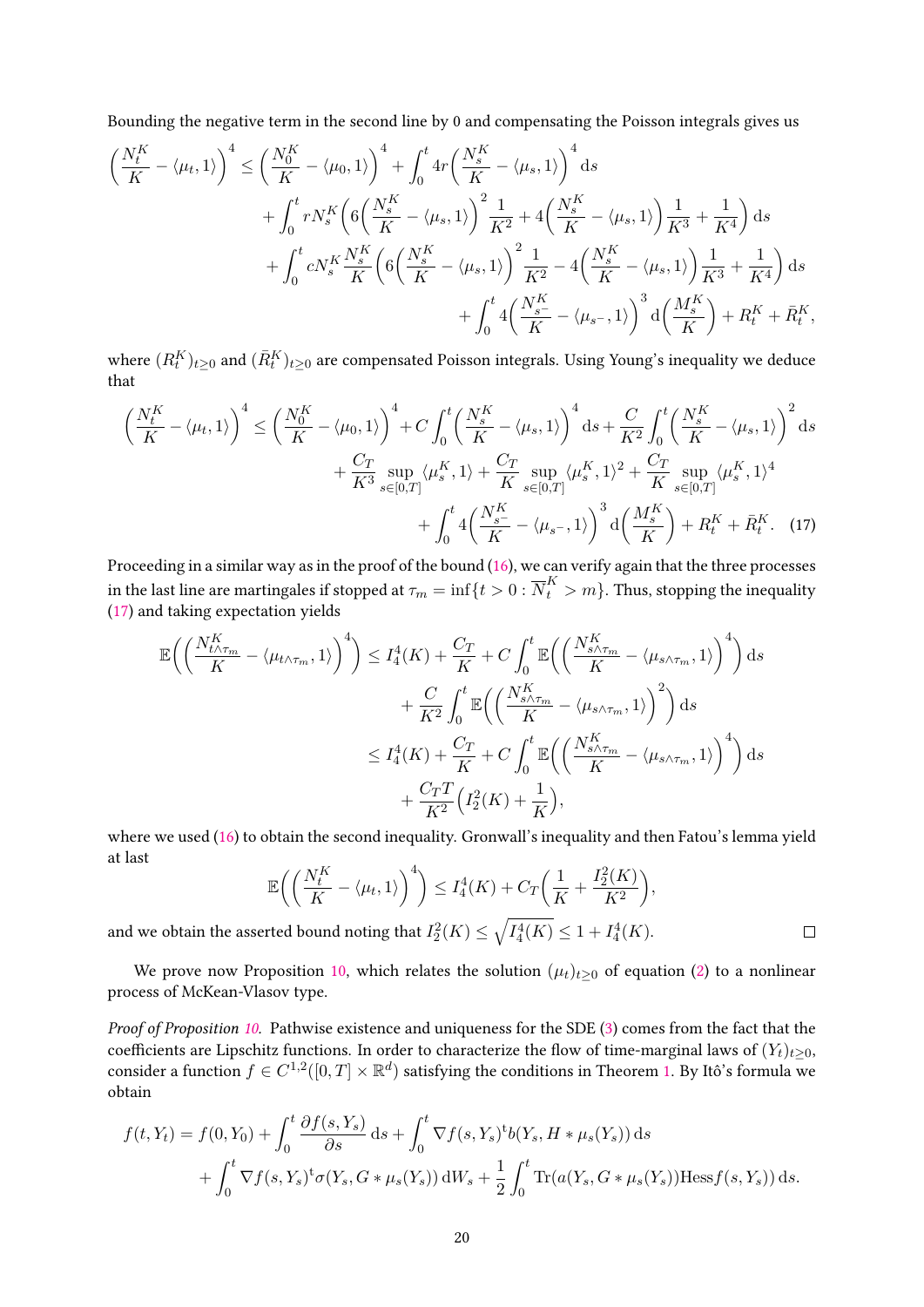Bounding the negative term in the second line by 0 and compensating the Poisson integrals gives us

$$
\begin{aligned}
\Big(\frac{N_t^K}{K} - \langle \mu_t, 1\rangle\Big)^4 \le{}& \Big(\frac{N_0^K}{K} - \langle \mu_0, 1\rangle\Big)^4 + \int_0^t 4r\Big(\frac{N_s^K}{K} - \langle \mu_s, 1\rangle\Big)^4 \,\mathrm{d}s \\
&+ \int_0^t rN_s^K\Big(6\Big(\frac{N_s^K}{K} - \langle \mu_s, 1\rangle\Big)^2 \frac{1}{K^2} + 4\Big(\frac{N_s^K}{K} - \langle \mu_s, 1\rangle\Big)\frac{1}{K^3} + \frac{1}{K^4}\Big)\,\mathrm{d}s \\
&+ \int_0^t cN_s^K \frac{N_s^K}{K}\Big(6\Big(\frac{N_s^K}{K} - \langle \mu_s, 1\rangle\Big)^2 \frac{1}{K^2} - 4\Big(\frac{N_s^K}{K} - \langle \mu_s, 1\rangle\Big)\frac{1}{K^3} + \frac{1}{K^4}\Big)\,\mathrm{d}s \\
&+ \int_0^t 4\Big(\frac{N_{s^-}^K}{K} - \langle \mu_{s^-}, 1\rangle\Big)^3 \,\mathrm{d}\Big(\frac{M_s^K}{K}\Big) + R_t^K + \bar{R}_t^K,
\end{aligned}
$$

where $(R_t^K)_{t\ge 0}$ and $(\bar{R}_t^K)_{t\ge 0}$ are compensated Poisson integrals. Using Young's inequality we deduce that

$$
\begin{aligned}
\Big(\frac{N_t^K}{K} - \langle \mu_t, 1\rangle\Big)^4 \le{}& \Big(\frac{N_0^K}{K} - \langle \mu_0, 1\rangle\Big)^4 + C\int_0^t \Big(\frac{N_s^K}{K} - \langle \mu_s, 1\rangle\Big)^4 \,\mathrm{d}s + \frac{C}{K^2}\int_0^t \Big(\frac{N_s^K}{K} - \langle \mu_s, 1\rangle\Big)^2 \,\mathrm{d}s \\
&+ \frac{C_T}{K^3}\sup_{s\in[0,T]} \langle \mu_s^K, 1\rangle + \frac{C_T}{K}\sup_{s\in[0,T]} \langle \mu_s^K, 1\rangle^2 + \frac{C_T}{K}\sup_{s\in[0,T]} \langle \mu_s^K, 1\rangle^4 \\
&+ \int_0^t 4\Big(\frac{N_{s^-}^K}{K} - \langle \mu_{s^-}, 1\rangle\Big)^3 \,\mathrm{d}\Big(\frac{M_s^K}{K}\Big) + R_t^K + \bar{R}_t^K. \quad (17)
\end{aligned}
$$

Proceeding in a similar way as in the proof of the bound (16), we can verify again that the three processes in the last line are martingales if stopped at $\tau_m = \inf\{t > 0 : \overline{N}_t^K > m\}$. Thus, stopping the inequality (17) and taking expectation yields

$$
\begin{aligned}
\mathbb{E}\Big(\Big(\frac{N_{t\wedge\tau_m}^K}{K} - \langle \mu_{t\wedge\tau_m}, 1\rangle\Big)^4\Big) \le{}& I_4^4(K) + \frac{C_T}{K} + C\int_0^t \mathbb{E}\Big(\Big(\frac{N_{s\wedge\tau_m}^K}{K} - \langle \mu_{s\wedge\tau_m}, 1\rangle\Big)^4\Big)\,\mathrm{d}s \\
&+ \frac{C}{K^2}\int_0^t \mathbb{E}\Big(\Big(\frac{N_{s\wedge\tau_m}^K}{K} - \langle \mu_{s\wedge\tau_m}, 1\rangle\Big)^2\Big)\,\mathrm{d}s \\
\le{}& I_4^4(K) + \frac{C_T}{K} + C\int_0^t \mathbb{E}\Big(\Big(\frac{N_{s\wedge\tau_m}^K}{K} - \langle \mu_{s\wedge\tau_m}, 1\rangle\Big)^4\Big)\,\mathrm{d}s \\
&+ \frac{C_T T}{K^2}\Big(I_2^2(K) + \frac{1}{K}\Big),
\end{aligned}
$$

where we used (16) to obtain the second inequality. Gronwall's inequality and then Fatou's lemma yield at last

$$
\mathbb{E}\Big(\Big(\frac{N_t^K}{K} - \langle \mu_t, 1\rangle\Big)^4\Big) \le I_4^4(K) + C_T\Big(\frac{1}{K} + \frac{I_2^2(K)}{K^2}\Big),
$$

and we obtain the asserted bound noting that $I_2^2(K) \le \sqrt{I_4^4(K)} \le 1 + I_4^4(K)$. $\square$

We prove now Proposition 10, which relates the solution $(\mu_t)_{t\ge 0}$ of equation (2) to a nonlinear process of McKean-Vlasov type.

*Proof of Proposition 10.* Pathwise existence and uniqueness for the SDE (3) comes from the fact that the coefficients are Lipschitz functions. In order to characterize the flow of time-marginal laws of $(Y_t)_{t\ge 0}$, consider a function $f \in C^{1,2}([0,T]\times\mathbb{R}^d)$ satisfying the conditions in Theorem 1. By Itô's formula we obtain

$$
\begin{aligned}
f(t, Y_t) ={}& f(0, Y_0) + \int_0^t \frac{\partial f(s, Y_s)}{\partial s}\,\mathrm{d}s + \int_0^t \nabla f(s, Y_s)^{\mathrm{t}} b(Y_s, H * \mu_s(Y_s))\,\mathrm{d}s \\
&+ \int_0^t \nabla f(s, Y_s)^{\mathrm{t}} \sigma(Y_s, G * \mu_s(Y_s))\,\mathrm{d}W_s + \frac{1}{2}\int_0^t \mathrm{Tr}(a(Y_s, G * \mu_s(Y_s))\mathrm{Hess} f(s, Y_s))\,\mathrm{d}s.
\end{aligned}
$$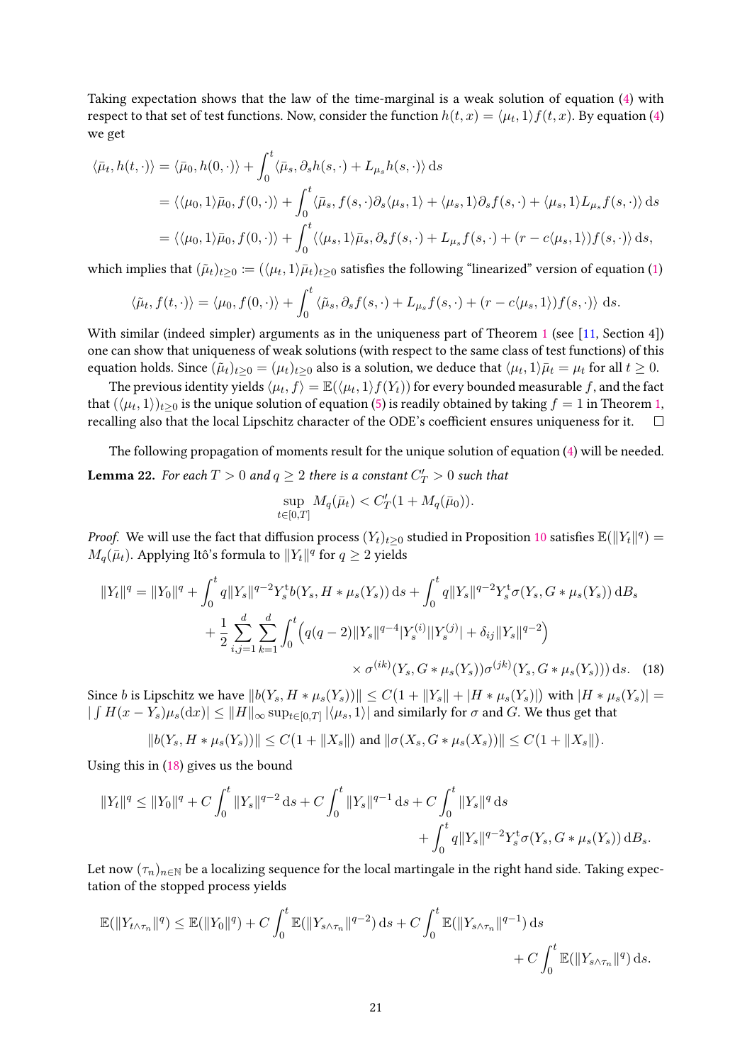Taking expectation shows that the law of the time-marginal is a weak solution of equation (4) with respect to that set of test functions. Now, consider the function $h(t,x) = \langle \mu_t, 1\rangle f(t,x)$. By equation (4) we get

$$
\begin{aligned}
\langle \bar\mu_t, h(t,\cdot)\rangle &= \langle \bar\mu_0, h(0,\cdot)\rangle + \int_0^t \langle \bar\mu_s, \partial_s h(s,\cdot) + L_{\mu_s} h(s,\cdot)\rangle \,\mathrm{d}s \\
&= \langle \langle \mu_0, 1\rangle \bar\mu_0, f(0,\cdot)\rangle + \int_0^t \langle \bar\mu_s, f(s,\cdot)\partial_s \langle \mu_s, 1\rangle + \langle \mu_s, 1\rangle \partial_s f(s,\cdot) + \langle \mu_s, 1\rangle L_{\mu_s} f(s,\cdot)\rangle \,\mathrm{d}s \\
&= \langle \langle \mu_0, 1\rangle \bar\mu_0, f(0,\cdot)\rangle + \int_0^t \langle \langle \mu_s, 1\rangle \bar\mu_s, \partial_s f(s,\cdot) + L_{\mu_s} f(s,\cdot) + (r - c\langle \mu_s, 1\rangle) f(s,\cdot)\rangle \,\mathrm{d}s,
\end{aligned}
$$

which implies that $(\tilde\mu_t)_{t\ge 0} := (\langle \mu_t, 1\rangle \bar\mu_t)_{t\ge 0}$ satisfies the following "linearized" version of equation (1)

$$
\langle \tilde\mu_t, f(t,\cdot)\rangle = \langle \mu_0, f(0,\cdot)\rangle + \int_0^t \langle \tilde\mu_s, \partial_s f(s,\cdot) + L_{\mu_s} f(s,\cdot) + (r - c\langle \mu_s, 1\rangle) f(s,\cdot)\rangle \,\mathrm{d}s.
$$

With similar (indeed simpler) arguments as in the uniqueness part of Theorem 1 (see [11, Section 4]) one can show that uniqueness of weak solutions (with respect to the same class of test functions) of this equation holds. Since $(\tilde\mu_t)_{t\ge 0} = (\mu_t)_{t\ge 0}$ also is a solution, we deduce that $\langle \mu_t, 1\rangle \bar\mu_t = \mu_t$ for all $t \ge 0$.

The previous identity yields $\langle \mu_t, f\rangle = \mathbb{E}(\langle \mu_t, 1\rangle f(Y_t))$ for every bounded measurable $f$, and the fact that $(\langle \mu_t, 1\rangle)_{t\ge 0}$ is the unique solution of equation (5) is readily obtained by taking $f = 1$ in Theorem 1, recalling also that the local Lipschitz character of the ODE's coefficient ensures uniqueness for it. $\square$

The following propagation of moments result for the unique solution of equation (4) will be needed.

**Lemma 22.** *For each $T > 0$ and $q \ge 2$ there is a constant $C'_T > 0$ such that*

$$
\sup_{t\in[0,T]} M_q(\bar\mu_t) < C'_T(1 + M_q(\bar\mu_0)).
$$

*Proof.* We will use the fact that diffusion process $(Y_t)_{t\ge 0}$ studied in Proposition 10 satisfies $\mathbb{E}(\|Y_t\|^q) = M_q(\bar\mu_t)$. Applying Itô's formula to $\|Y_t\|^q$ for $q \ge 2$ yields

$$
\begin{aligned}
\|Y_t\|^q = \|Y_0\|^q &+ \int_0^t q\|Y_s\|^{q-2} Y_s^{\mathrm{t}} b(Y_s, H * \mu_s(Y_s))\,\mathrm{d}s + \int_0^t q\|Y_s\|^{q-2} Y_s^{\mathrm{t}} \sigma(Y_s, G * \mu_s(Y_s))\,\mathrm{d}B_s \\
&+ \frac{1}{2}\sum_{i,j=1}^d \sum_{k=1}^d \int_0^t \Big( q(q-2)\|Y_s\|^{q-4} |Y_s^{(i)}||Y_s^{(j)}| + \delta_{ij}\|Y_s\|^{q-2}\Big) \\
&\qquad\qquad \times \sigma^{(ik)}(Y_s, G * \mu_s(Y_s))\sigma^{(jk)}(Y_s, G * \mu_s(Y_s)))\,\mathrm{d}s. \quad (18)
\end{aligned}
$$

Since $b$ is Lipschitz we have $\|b(Y_s, H * \mu_s(Y_s))\| \le C(1 + \|Y_s\| + |H * \mu_s(Y_s)|)$ with $|H * \mu_s(Y_s)| = |\int H(x - Y_s)\mu_s(\mathrm{d}x)| \le \|H\|_\infty \sup_{t\in[0,T]} |\langle \mu_s, 1\rangle|$ and similarly for $\sigma$ and $G$. We thus get that

$$
\|b(Y_s, H * \mu_s(Y_s))\| \le C(1 + \|X_s\|) \text{ and } \|\sigma(X_s, G * \mu_s(X_s))\| \le C(1 + \|X_s\|).
$$

Using this in (18) gives us the bound

$$
\begin{aligned}
\|Y_t\|^q \le \|Y_0\|^q + C\int_0^t \|Y_s\|^{q-2}\,\mathrm{d}s + C\int_0^t \|Y_s\|^{q-1}\,\mathrm{d}s + C\int_0^t \|Y_s\|^q\,\mathrm{d}s \\
+ \int_0^t q\|Y_s\|^{q-2} Y_s^{\mathrm{t}} \sigma(Y_s, G * \mu_s(Y_s))\,\mathrm{d}B_s.
\end{aligned}
$$

Let now $(\tau_n)_{n\in\mathbb{N}}$ be a localizing sequence for the local martingale in the right hand side. Taking expectation of the stopped process yields

$$
\begin{aligned}
\mathbb{E}(\|Y_{t\wedge\tau_n}\|^q) \le \mathbb{E}(\|Y_0\|^q) + C\int_0^t \mathbb{E}(\|Y_{s\wedge\tau_n}\|^{q-2})\,\mathrm{d}s + C\int_0^t \mathbb{E}(\|Y_{s\wedge\tau_n}\|^{q-1})\,\mathrm{d}s \\
+ C\int_0^t \mathbb{E}(\|Y_{s\wedge\tau_n}\|^q)\,\mathrm{d}s.
\end{aligned}
$$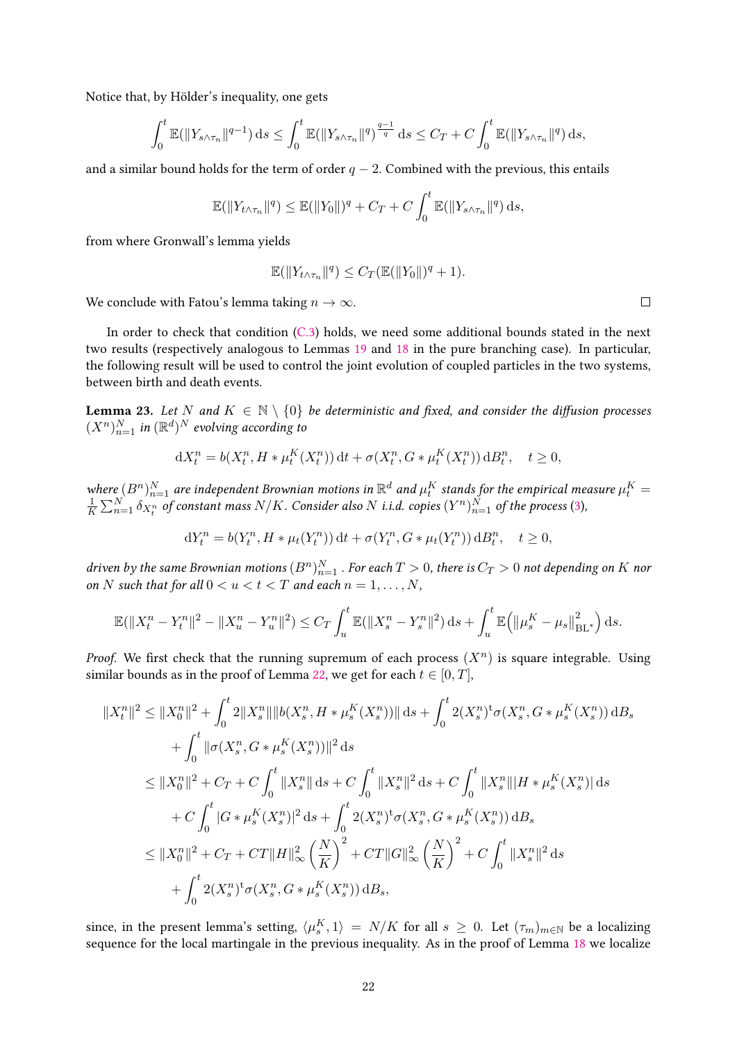Notice that, by Hölder's inequality, one gets

$$\int_0^t \mathbb{E}(\|Y_{s\wedge\tau_n}\|^{q-1})\,\mathrm{d}s \le \int_0^t \mathbb{E}(\|Y_{s\wedge\tau_n}\|^{q})^{\frac{q-1}{q}}\,\mathrm{d}s \le C_T + C\int_0^t \mathbb{E}(\|Y_{s\wedge\tau_n}\|^q)\,\mathrm{d}s,$$

and a similar bound holds for the term of order $q-2$. Combined with the previous, this entails

$$\mathbb{E}(\|Y_{t\wedge\tau_n}\|^q) \le \mathbb{E}(\|Y_0\|)^q + C_T + C\int_0^t \mathbb{E}(\|Y_{s\wedge\tau_n}\|^q)\,\mathrm{d}s,$$

from where Gronwall's lemma yields

$$\mathbb{E}(\|Y_{t\wedge\tau_n}\|^q) \le C_T(\mathbb{E}(\|Y_0\|)^q + 1).$$

We conclude with Fatou's lemma taking $n\to\infty$. □

In order to check that condition (C.3) holds, we need some additional bounds stated in the next two results (respectively analogous to Lemmas 19 and 18 in the pure branching case). In particular, the following result will be used to control the joint evolution of coupled particles in the two systems, between birth and death events.

**Lemma 23.** *Let $N$ and $K \in \mathbb{N}\setminus\{0\}$ be deterministic and fixed, and consider the diffusion processes $(X^n)_{n=1}^N$ in $(\mathbb{R}^d)^N$ evolving according to*

$$\mathrm{d}X_t^n = b(X_t^n, H*\mu_t^K(X_t^n))\,\mathrm{d}t + \sigma(X_t^n, G*\mu_t^K(X_t^n))\,\mathrm{d}B_t^n, \quad t\ge 0,$$

*where $(B^n)_{n=1}^N$ are independent Brownian motions in $\mathbb{R}^d$ and $\mu_t^K$ stands for the empirical measure $\mu_t^K = \frac{1}{K}\sum_{n=1}^N \delta_{X_t^n}$ of constant mass $N/K$. Consider also $N$ i.i.d. copies $(Y^n)_{n=1}^N$ of the process (3),*

$$\mathrm{d}Y_t^n = b(Y_t^n, H*\mu_t(Y_t^n))\,\mathrm{d}t + \sigma(Y_t^n, G*\mu_t(Y_t^n))\,\mathrm{d}B_t^n, \quad t\ge 0,$$

*driven by the same Brownian motions $(B^n)_{n=1}^N$. For each $T>0$, there is $C_T>0$ not depending on $K$ nor on $N$ such that for all $0<u<t<T$ and each $n=1,\dots,N$,*

$$\mathbb{E}(\|X_t^n - Y_t^n\|^2 - \|X_u^n - Y_u^n\|^2) \le C_T\int_u^t \mathbb{E}(\|X_s^n - Y_s^n\|^2)\,\mathrm{d}s + \int_u^t \mathbb{E}\Big(\|\mu_s^K - \mu_s\|_{\mathrm{BL}^*}^2\Big)\,\mathrm{d}s.$$

*Proof.* We first check that the running supremum of each process $(X^n)$ is square integrable. Using similar bounds as in the proof of Lemma 22, we get for each $t\in[0,T]$,

$$\begin{aligned}
\|X_t^n\|^2 &\le \|X_0^n\|^2 + \int_0^t 2\|X_s^n\|\|b(X_s^n, H*\mu_s^K(X_s^n))\|\,\mathrm{d}s + \int_0^t 2(X_s^n)^{\mathrm{t}}\sigma(X_s^n, G*\mu_s^K(X_s^n))\,\mathrm{d}B_s \\
&\quad + \int_0^t \|\sigma(X_s^n, G*\mu_s^K(X_s^n))\|^2\,\mathrm{d}s \\
&\le \|X_0^n\|^2 + C_T + C\int_0^t \|X_s^n\|\,\mathrm{d}s + C\int_0^t \|X_s^n\|^2\,\mathrm{d}s + C\int_0^t \|X_s^n\||H*\mu_s^K(X_s^n)|\,\mathrm{d}s \\
&\quad + C\int_0^t |G*\mu_s^K(X_s^n)|^2\,\mathrm{d}s + \int_0^t 2(X_s^n)^{\mathrm{t}}\sigma(X_s^n, G*\mu_s^K(X_s^n))\,\mathrm{d}B_s \\
&\le \|X_0^n\|^2 + C_T + CT\|H\|_\infty^2\left(\frac{N}{K}\right)^2 + CT\|G\|_\infty^2\left(\frac{N}{K}\right)^2 + C\int_0^t \|X_s^n\|^2\,\mathrm{d}s \\
&\quad + \int_0^t 2(X_s^n)^{\mathrm{t}}\sigma(X_s^n, G*\mu_s^K(X_s^n))\,\mathrm{d}B_s,
\end{aligned}$$

since, in the present lemma's setting, $\langle \mu_s^K, 1\rangle = N/K$ for all $s\ge 0$. Let $(\tau_m)_{m\in\mathbb{N}}$ be a localizing sequence for the local martingale in the previous inequality. As in the proof of Lemma 18 we localize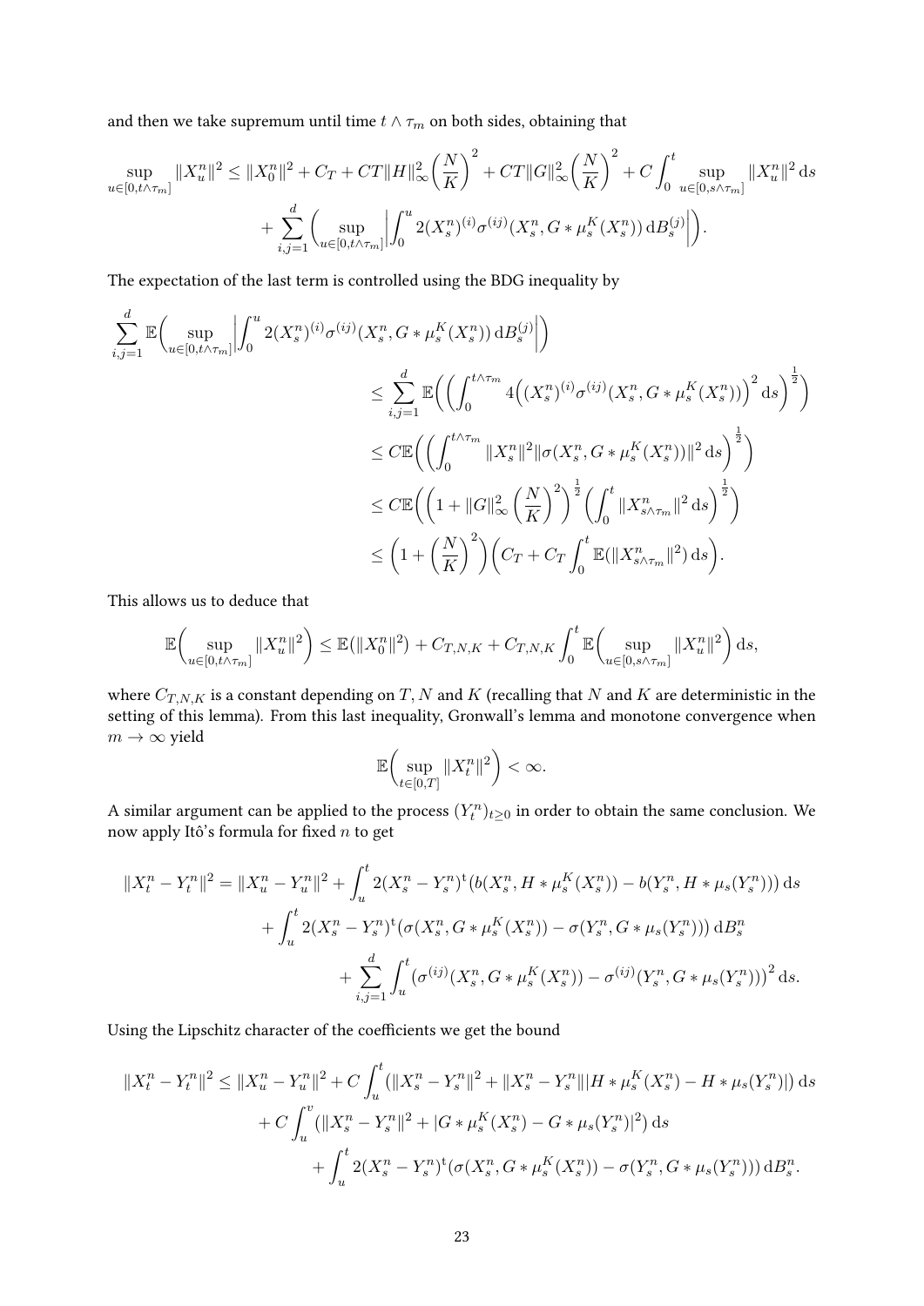and then we take supremum until time $t \wedge \tau_m$ on both sides, obtaining that

$$
\sup_{u\in[0,t\wedge\tau_m]} \|X_u^n\|^2 \le \|X_0^n\|^2 + C_T + CT\|H\|_\infty^2 \Big(\frac{N}{K}\Big)^2 + CT\|G\|_\infty^2 \Big(\frac{N}{K}\Big)^2 + C\int_0^t \sup_{u\in[0,s\wedge\tau_m]} \|X_u^n\|^2 \,\mathrm{d}s
$$
$$
+ \sum_{i,j=1}^d \bigg( \sup_{u\in[0,t\wedge\tau_m]} \bigg| \int_0^u 2(X_s^n)^{(i)} \sigma^{(ij)}(X_s^n, G * \mu_s^K(X_s^n)) \,\mathrm{d}B_s^{(j)} \bigg| \bigg).
$$

The expectation of the last term is controlled using the BDG inequality by

$$
\begin{aligned}
\sum_{i,j=1}^d \mathbb{E}\bigg( \sup_{u\in[0,t\wedge\tau_m]} \bigg| \int_0^u 2(X_s^n)^{(i)} \sigma^{(ij)}(X_s^n, G * \mu_s^K(X_s^n)) \,\mathrm{d}B_s^{(j)} \bigg| \bigg) \\
&\le \sum_{i,j=1}^d \mathbb{E}\bigg( \Big( \int_0^{t\wedge\tau_m} 4\Big( (X_s^n)^{(i)} \sigma^{(ij)}(X_s^n, G * \mu_s^K(X_s^n)) \Big)^2 \,\mathrm{d}s \Big)^{\frac{1}{2}} \bigg) \\
&\le C\mathbb{E}\bigg( \Big( \int_0^{t\wedge\tau_m} \|X_s^n\|^2 \|\sigma(X_s^n, G * \mu_s^K(X_s^n))\|^2 \,\mathrm{d}s \Big)^{\frac{1}{2}} \bigg) \\
&\le C\mathbb{E}\bigg( \Big( 1 + \|G\|_\infty^2 \Big(\frac{N}{K}\Big)^2 \Big)^{\frac{1}{2}} \Big( \int_0^t \|X_{s\wedge\tau_m}^n\|^2 \,\mathrm{d}s \Big)^{\frac{1}{2}} \bigg) \\
&\le \Big( 1 + \Big(\frac{N}{K}\Big)^2 \Big) \Big( C_T + C_T \int_0^t \mathbb{E}(\|X_{s\wedge\tau_m}^n\|^2) \,\mathrm{d}s \Big).
\end{aligned}
$$

This allows us to deduce that

$$
\mathbb{E}\bigg( \sup_{u\in[0,t\wedge\tau_m]} \|X_u^n\|^2 \bigg) \le \mathbb{E}(\|X_0^n\|^2) + C_{T,N,K} + C_{T,N,K} \int_0^t \mathbb{E}\bigg( \sup_{u\in[0,s\wedge\tau_m]} \|X_u^n\|^2 \bigg) \,\mathrm{d}s,
$$

where $C_{T,N,K}$ is a constant depending on $T$, $N$ and $K$ (recalling that $N$ and $K$ are deterministic in the setting of this lemma). From this last inequality, Gronwall's lemma and monotone convergence when $m \to \infty$ yield

$$
\mathbb{E}\bigg( \sup_{t\in[0,T]} \|X_t^n\|^2 \bigg) < \infty.
$$

A similar argument can be applied to the process $(Y_t^n)_{t\ge0}$ in order to obtain the same conclusion. We now apply Itô's formula for fixed $n$ to get

$$
\begin{aligned}
\|X_t^n - Y_t^n\|^2 = \|X_u^n - Y_u^n\|^2 &+ \int_u^t 2(X_s^n - Y_s^n)^{\mathrm{t}} \big( b(X_s^n, H * \mu_s^K(X_s^n)) - b(Y_s^n, H * \mu_s(Y_s^n)) \big) \,\mathrm{d}s \\
&+ \int_u^t 2(X_s^n - Y_s^n)^{\mathrm{t}} \big( \sigma(X_s^n, G * \mu_s^K(X_s^n)) - \sigma(Y_s^n, G * \mu_s(Y_s^n)) \big) \,\mathrm{d}B_s^n \\
&+ \sum_{i,j=1}^d \int_u^t \big( \sigma^{(ij)}(X_s^n, G * \mu_s^K(X_s^n)) - \sigma^{(ij)}(Y_s^n, G * \mu_s(Y_s^n)) \big)^2 \,\mathrm{d}s.
\end{aligned}
$$

Using the Lipschitz character of the coefficients we get the bound

$$
\begin{aligned}
\|X_t^n - Y_t^n\|^2 \le \|X_u^n - Y_u^n\|^2 &+ C\int_u^t \big( \|X_s^n - Y_s^n\|^2 + \|X_s^n - Y_s^n\| |H * \mu_s^K(X_s^n) - H * \mu_s(Y_s^n)| \big) \,\mathrm{d}s \\
&+ C\int_u^v \big( \|X_s^n - Y_s^n\|^2 + |G * \mu_s^K(X_s^n) - G * \mu_s(Y_s^n)|^2 \big) \,\mathrm{d}s \\
&+ \int_u^t 2(X_s^n - Y_s^n)^{\mathrm{t}} \big( \sigma(X_s^n, G * \mu_s^K(X_s^n)) - \sigma(Y_s^n, G * \mu_s(Y_s^n)) \big) \,\mathrm{d}B_s^n.
\end{aligned}
$$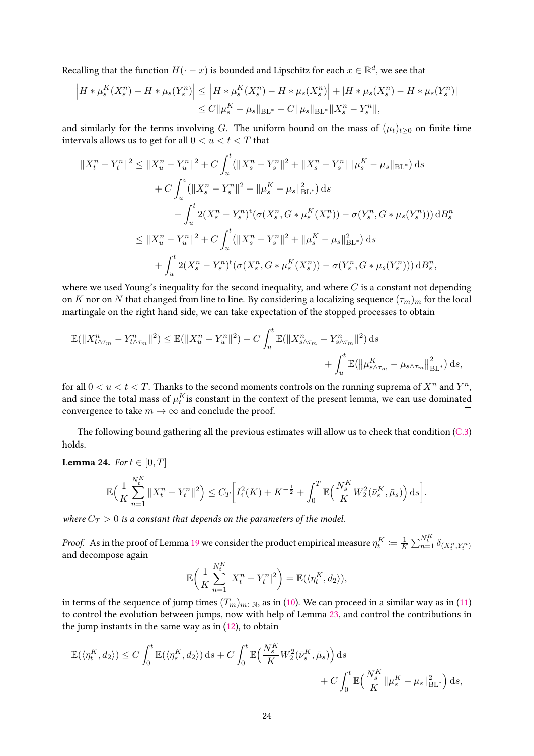Recalling that the function $H(\cdot - x)$ is bounded and Lipschitz for each $x \in \mathbb{R}^d$, we see that

$$
\begin{aligned}
\Big| H * \mu_s^K(X_s^n) - H * \mu_s(Y_s^n) \Big| &\le \Big| H * \mu_s^K(X_s^n) - H * \mu_s(X_s^n) \Big| + |H * \mu_s(X_s^n) - H * \mu_s(Y_s^n)| \\
&\le C \|\mu_s^K - \mu_s\|_{\mathrm{BL}^*} + C \|\mu_s\|_{\mathrm{BL}^*} \|X_s^n - Y_s^n\|,
\end{aligned}
$$

and similarly for the terms involving $G$. The uniform bound on the mass of $(\mu_t)_{t\ge 0}$ on finite time intervals allows us to get for all $0 < u < t < T$ that

$$
\begin{aligned}
\|X_t^n - Y_t^n\|^2 &\le \|X_u^n - Y_u^n\|^2 + C \int_u^t (\|X_s^n - Y_s^n\|^2 + \|X_s^n - Y_s^n\| \|\mu_s^K - \mu_s\|_{\mathrm{BL}^*}) \,\mathrm{d}s \\
&\quad + C \int_u^v (\|X_s^n - Y_s^n\|^2 + \|\mu_s^K - \mu_s\|_{\mathrm{BL}^*}^2) \,\mathrm{d}s \\
&\qquad + \int_u^t 2(X_s^n - Y_s^n)^{\mathrm{t}} (\sigma(X_s^n, G * \mu_s^K(X_s^n)) - \sigma(Y_s^n, G * \mu_s(Y_s^n))) \,\mathrm{d}B_s^n \\
&\le \|X_u^n - Y_u^n\|^2 + C \int_u^t (\|X_s^n - Y_s^n\|^2 + \|\mu_s^K - \mu_s\|_{\mathrm{BL}^*}^2) \,\mathrm{d}s \\
&\quad + \int_u^t 2(X_s^n - Y_s^n)^{\mathrm{t}} (\sigma(X_s^n, G * \mu_s^K(X_s^n)) - \sigma(Y_s^n, G * \mu_s(Y_s^n))) \,\mathrm{d}B_s^n,
\end{aligned}
$$

where we used Young's inequality for the second inequality, and where $C$ is a constant not depending on $K$ nor on $N$ that changed from line to line. By considering a localizing sequence $(\tau_m)_m$ for the local martingale on the right hand side, we can take expectation of the stopped processes to obtain

$$
\mathbb{E}(\|X_{t\wedge\tau_m}^n - Y_{t\wedge\tau_m}^n\|^2) \le \mathbb{E}(\|X_u^n - Y_u^n\|^2) + C \int_u^t \mathbb{E}(\|X_{s\wedge\tau_m}^n - Y_{s\wedge\tau_m}^n\|^2) \,\mathrm{d}s + \int_u^t \mathbb{E}(\|\mu_{s\wedge\tau_m}^K - \mu_{s\wedge\tau_m}\|_{\mathrm{BL}^*}^2) \,\mathrm{d}s,
$$

for all $0 < u < t < T$. Thanks to the second moments controls on the running suprema of $X^n$ and $Y^n$, and since the total mass of $\mu_t^K$ is constant in the context of the present lemma, we can use dominated convergence to take $m \to \infty$ and conclude the proof. □

The following bound gathering all the previous estimates will allow us to check that condition (C.3) holds.

**Lemma 24.** *For $t \in [0, T]$*

$$
\mathbb{E}\Big(\frac{1}{K} \sum_{n=1}^{N_t^K} \|X_t^n - Y_t^n\|^2\Big) \le C_T \Big[ I_4^2(K) + K^{-\frac{1}{2}} + \int_0^T \mathbb{E}\Big(\frac{N_s^K}{K} W_2^2(\bar{\nu}_s^K, \bar{\mu}_s)\Big) \,\mathrm{d}s \Big].
$$

*where $C_T > 0$ is a constant that depends on the parameters of the model.*

*Proof.* As in the proof of Lemma 19 we consider the product empirical measure $\eta_t^K := \frac{1}{K} \sum_{n=1}^{N_t^K} \delta_{(X_t^n, Y_t^n)}$ and decompose again

$$
\mathbb{E}\Big(\frac{1}{K} \sum_{n=1}^{N_t^K} |X_t^n - Y_t^n|^2\Big) = \mathbb{E}(\langle \eta_t^K, d_2 \rangle),
$$

in terms of the sequence of jump times $(T_m)_{m\in\mathbb{N}}$, as in (10). We can proceed in a similar way as in (11) to control the evolution between jumps, now with help of Lemma 23, and control the contributions in the jump instants in the same way as in (12), to obtain

$$
\mathbb{E}(\langle \eta_t^K, d_2 \rangle) \le C \int_0^t \mathbb{E}(\langle \eta_s^K, d_2 \rangle) \,\mathrm{d}s + C \int_0^t \mathbb{E}\Big(\frac{N_s^K}{K} W_2^2(\bar{\nu}_s^K, \bar{\mu}_s)\Big) \,\mathrm{d}s + C \int_0^t \mathbb{E}\Big(\frac{N_s^K}{K} \|\mu_s^K - \mu_s\|_{\mathrm{BL}^*}^2\Big) \,\mathrm{d}s,
$$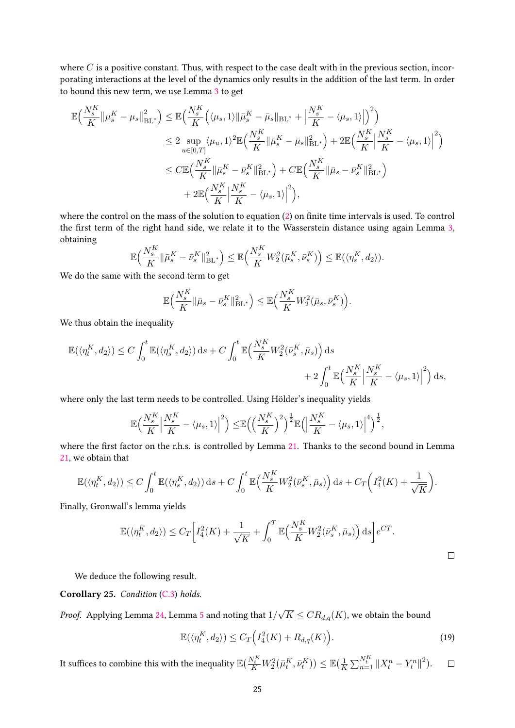where $C$ is a positive constant. Thus, with respect to the case dealt with in the previous section, incorporating interactions at the level of the dynamics only results in the addition of the last term. In order to bound this new term, we use Lemma 3 to get

$$
\begin{aligned}
\mathbb{E}\Big(\frac{N_s^K}{K}\|\mu_s^K-\mu_s\|_{\mathrm{BL}^*}^2\Big) &\leq \mathbb{E}\Big(\frac{N_s^K}{K}\Big(\langle \mu_s,1\rangle \|\bar{\mu}_s^K-\bar{\mu}_s\|_{\mathrm{BL}^*}+\Big|\frac{N_s^K}{K}-\langle \mu_s,1\rangle\Big|\Big)^2\Big)\\
&\leq 2\sup_{u\in[0,T]}\langle \mu_u,1\rangle^2\mathbb{E}\Big(\frac{N_s^K}{K}\|\bar{\mu}_s^K-\bar{\mu}_s\|_{\mathrm{BL}^*}^2\Big)+2\mathbb{E}\Big(\frac{N_s^K}{K}\Big|\frac{N_s^K}{K}-\langle \mu_s,1\rangle\Big|^2\Big)\\
&\leq C\mathbb{E}\Big(\frac{N_s^K}{K}\|\bar{\mu}_s^K-\bar{\nu}_s^K\|_{\mathrm{BL}^*}^2\Big)+C\mathbb{E}\Big(\frac{N_s^K}{K}\|\bar{\mu}_s-\bar{\nu}_s^K\|_{\mathrm{BL}^*}^2\Big)\\
&\quad +2\mathbb{E}\Big(\frac{N_s^K}{K}\Big|\frac{N_s^K}{K}-\langle \mu_s,1\rangle\Big|^2\Big),
\end{aligned}
$$

where the control on the mass of the solution to equation (2) on finite time intervals is used. To control the first term of the right hand side, we relate it to the Wasserstein distance using again Lemma 3, obtaining

$$
\mathbb{E}\Big(\frac{N_s^K}{K}\|\bar{\mu}_s^K-\bar{\nu}_s^K\|_{\mathrm{BL}^*}^2\Big)\leq \mathbb{E}\Big(\frac{N_s^K}{K}W_2^2(\bar{\mu}_s^K,\bar{\nu}_s^K)\Big)\leq \mathbb{E}(\langle \eta_s^K,d_2\rangle).
$$

We do the same with the second term to get

$$
\mathbb{E}\Big(\frac{N_s^K}{K}\|\bar{\mu}_s-\bar{\nu}_s^K\|_{\mathrm{BL}^*}^2\Big)\leq \mathbb{E}\Big(\frac{N_s^K}{K}W_2^2(\bar{\mu}_s,\bar{\nu}_s^K)\Big).
$$

We thus obtain the inequality

$$
\mathbb{E}(\langle \eta_t^K,d_2\rangle)\leq C\int_0^t\mathbb{E}(\langle \eta_s^K,d_2\rangle)\,\mathrm{d}s+C\int_0^t\mathbb{E}\Big(\frac{N_s^K}{K}W_2^2(\bar{\nu}_s^K,\bar{\mu}_s)\Big)\,\mathrm{d}s+2\int_0^t\mathbb{E}\Big(\frac{N_s^K}{K}\Big|\frac{N_s^K}{K}-\langle \mu_s,1\rangle\Big|^2\Big)\,\mathrm{d}s,
$$

where only the last term needs to be controlled. Using Hölder's inequality yields

$$
\mathbb{E}\Big(\frac{N_s^K}{K}\Big|\frac{N_s^K}{K}-\langle \mu_s,1\rangle\Big|^2\Big)\leq \mathbb{E}\Big(\Big(\frac{N_s^K}{K}\Big)^2\Big)^{\frac{1}{2}}\mathbb{E}\Big(\Big|\frac{N_s^K}{K}-\langle \mu_s,1\rangle\Big|^4\Big)^{\frac{1}{2}},
$$

where the first factor on the r.h.s. is controlled by Lemma 21. Thanks to the second bound in Lemma 21, we obtain that

$$
\mathbb{E}(\langle \eta_t^K,d_2\rangle)\leq C\int_0^t\mathbb{E}(\langle \eta_s^K,d_2\rangle)\,\mathrm{d}s+C\int_0^t\mathbb{E}\Big(\frac{N_s^K}{K}W_2^2(\bar{\nu}_s^K,\bar{\mu}_s)\Big)\,\mathrm{d}s+C_T\Big(I_4^2(K)+\frac{1}{\sqrt{K}}\Big).
$$

Finally, Gronwall's lemma yields

$$
\mathbb{E}(\langle \eta_t^K,d_2\rangle)\leq C_T\Big[I_4^2(K)+\frac{1}{\sqrt{K}}+\int_0^T\mathbb{E}\Big(\frac{N_s^K}{K}W_2^2(\bar{\nu}_s^K,\bar{\mu}_s)\Big)\,\mathrm{d}s\Big]e^{CT}.
$$

□

We deduce the following result.

**Corollary 25.** *Condition (C.3) holds.*

*Proof.* Applying Lemma 24, Lemma 5 and noting that $1/\sqrt{K}\leq CR_{d,q}(K)$, we obtain the bound

$$
\mathbb{E}(\langle \eta_t^K,d_2\rangle)\leq C_T\Big(I_4^2(K)+R_{d,q}(K)\Big). \tag{19}
$$

It suffices to combine this with the inequality $\mathbb{E}(\frac{N_t^K}{K}W_2^2(\bar{\mu}_t^K,\bar{\nu}_t^K))\leq \mathbb{E}(\frac{1}{K}\sum_{n=1}^{N_t^K}\|X_t^n-Y_t^n\|^2)$. □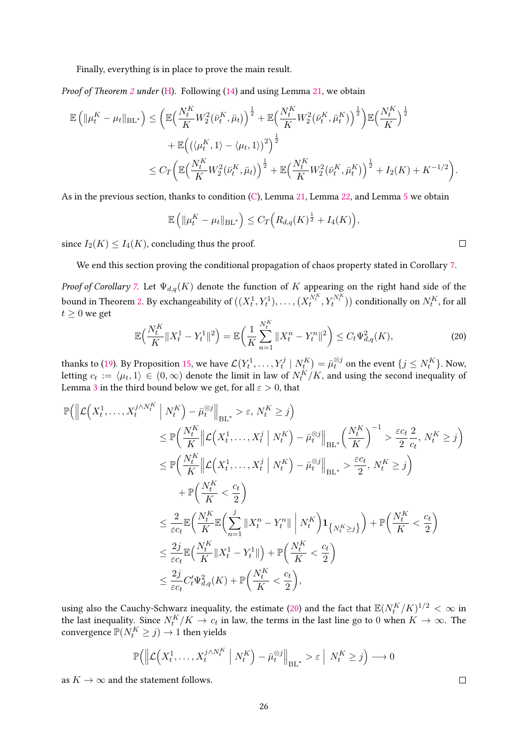Finally, everything is in place to prove the main result.

*Proof of Theorem 2 under (H).* Following (14) and using Lemma 21, we obtain

$$
\begin{aligned}
\mathbb{E}\left(\|\mu_t^K - \mu_t\|_{\mathrm{BL}^*}\right) &\le \left(\mathbb{E}\Big(\frac{N_t^K}{K} W_2^2(\bar\nu_t^K, \bar\mu_t)\Big)^{\frac12} + \mathbb{E}\Big(\frac{N_t^K}{K} W_2^2(\bar\nu_t^K, \bar\mu_t^K)\Big)^{\frac12}\right)\mathbb{E}\Big(\frac{N_t^K}{K}\Big)^{\frac12} \\
&\quad + \mathbb{E}\Big(\big(\langle \mu_t^K, 1\rangle - \langle \mu_t, 1\rangle\big)^2\Big)^{\frac12} \\
&\le C_T\Big(\mathbb{E}\Big(\frac{N_t^K}{K} W_2^2(\bar\nu_t^K, \bar\mu_t)\Big)^{\frac12} + \mathbb{E}\Big(\frac{N_t^K}{K} W_2^2(\bar\nu_t^K, \bar\mu_t^K)\Big)^{\frac12} + I_2(K) + K^{-1/2}\Big).
\end{aligned}
$$

As in the previous section, thanks to condition (C), Lemma 21, Lemma 22, and Lemma 5 we obtain

$$
\mathbb{E}\left(\|\mu_t^K - \mu_t\|_{\mathrm{BL}^*}\right) \le C_T\Big(R_{d,q}(K)^{\frac12} + I_4(K)\Big),
$$

since $I_2(K) \le I_4(K)$, concluding thus the proof. ◻

We end this section proving the conditional propagation of chaos property stated in Corollary 7.

*Proof of Corollary 7.* Let $\Psi_{d,q}(K)$ denote the function of $K$ appearing on the right hand side of the bound in Theorem 2. By exchangeability of $((X_t^1, Y_t^1), \dots, (X_t^{N_t^K}, Y_t^{N_t^K}))$ conditionally on $N_t^K$, for all $t \ge 0$ we get

$$
\mathbb{E}\Big(\frac{N_t^K}{K}\|X_t^1 - Y_t^1\|^2\Big) = \mathbb{E}\Big(\frac{1}{K}\sum_{n=1}^{N_t^K}\|X_t^n - Y_t^n\|^2\Big) \le C_t \Psi_{d,q}^2(K), \tag{20}
$$

thanks to (19). By Proposition 15, we have $\mathcal{L}(Y_t^1, \dots, Y_t^j \mid N_t^K) = \bar\mu_t^{\otimes j}$ on the event $\{j \le N_t^K\}$. Now, letting $c_t := \langle \mu_t, 1\rangle \in (0,\infty)$ denote the limit in law of $N_t^K/K$, and using the second inequality of Lemma 3 in the third bound below we get, for all $\varepsilon > 0$, that

$$
\begin{aligned}
\mathbb{P}\Big(\Big\|\mathcal{L}\Big(X_t^1, \dots, X_t^{j\wedge N_t^K} \;\Big|\; N_t^K\Big) - \bar\mu_t^{\otimes j}\Big\|_{\mathrm{BL}^*} > \varepsilon,\, N_t^K \ge j\Big) \\
&\le \mathbb{P}\Big(\frac{N_t^K}{K}\Big\|\mathcal{L}\Big(X_t^1, \dots, X_t^j \;\Big|\; N_t^K\Big) - \bar\mu_t^{\otimes j}\Big\|_{\mathrm{BL}^*}\Big(\frac{N_t^K}{K}\Big)^{-1} > \frac{\varepsilon c_t}{2}\frac{2}{c_t},\, N_t^K \ge j\Big) \\
&\le \mathbb{P}\Big(\frac{N_t^K}{K}\Big\|\mathcal{L}\Big(X_t^1, \dots, X_t^j \;\Big|\; N_t^K\Big) - \bar\mu_t^{\otimes j}\Big\|_{\mathrm{BL}^*} > \frac{\varepsilon c_t}{2},\, N_t^K \ge j\Big) \\
&\quad + \mathbb{P}\Big(\frac{N_t^K}{K} < \frac{c_t}{2}\Big) \\
&\le \frac{2}{\varepsilon c_t}\mathbb{E}\Big(\frac{N_t^K}{K}\mathbb{E}\Big(\sum_{n=1}^{j}\|X_t^n - Y_t^n\| \;\Big|\; N_t^K\Big)\mathbf{1}_{\{N_t^K \ge j\}}\Big) + \mathbb{P}\Big(\frac{N_t^K}{K} < \frac{c_t}{2}\Big) \\
&\le \frac{2j}{\varepsilon c_t}\mathbb{E}\Big(\frac{N_t^K}{K}\|X_t^1 - Y_t^1\|\Big) + \mathbb{P}\Big(\frac{N_t^K}{K} < \frac{c_t}{2}\Big) \\
&\le \frac{2j}{\varepsilon c_t}C_t'\Psi_{d,q}^2(K) + \mathbb{P}\Big(\frac{N_t^K}{K} < \frac{c_t}{2}\Big),
\end{aligned}
$$

using also the Cauchy-Schwarz inequality, the estimate (20) and the fact that $\mathbb{E}(N_t^K/K)^{1/2} < \infty$ in the last inequality. Since $N_t^K/K \to c_t$ in law, the terms in the last line go to 0 when $K \to \infty$. The convergence $\mathbb{P}(N_t^K \ge j) \to 1$ then yields

$$
\mathbb{P}\Big(\Big\|\mathcal{L}\Big(X_t^1, \dots, X_t^{j\wedge N_t^K} \;\Big|\; N_t^K\Big) - \bar\mu_t^{\otimes j}\Big\|_{\mathrm{BL}^*} > \varepsilon \;\Big|\; N_t^K \ge j\Big) \longrightarrow 0
$$

as $K \to \infty$ and the statement follows. ◻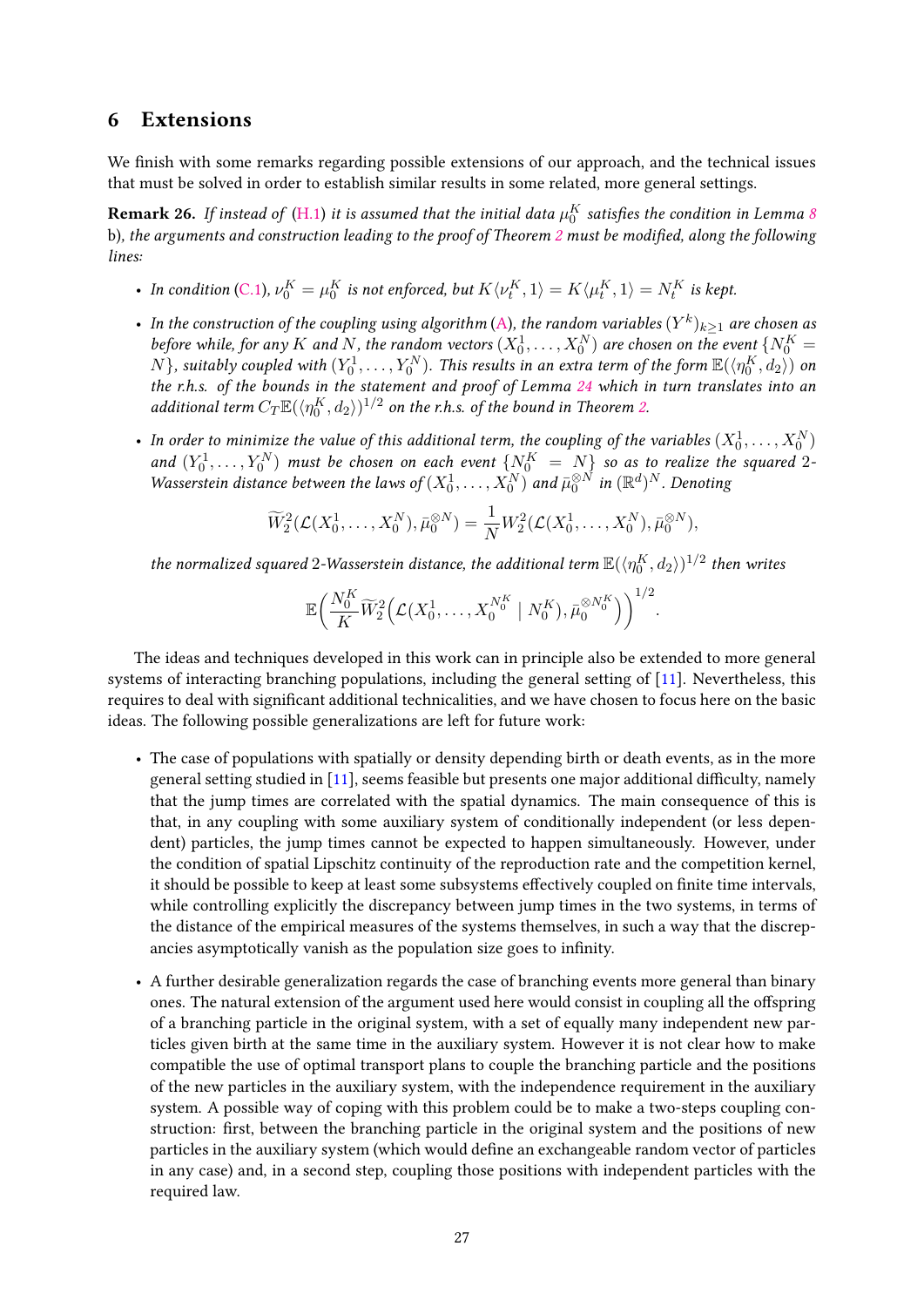## 6 Extensions

We finish with some remarks regarding possible extensions of our approach, and the technical issues that must be solved in order to establish similar results in some related, more general settings.

**Remark 26.** *If instead of (H.1) it is assumed that the initial data $\mu_0^K$ satisfies the condition in Lemma 8* b)*, the arguments and construction leading to the proof of Theorem 2 must be modified, along the following lines:*

- *In condition (C.1), $\nu_0^K = \mu_0^K$ is not enforced, but $K\langle \nu_t^K, 1\rangle = K\langle \mu_t^K, 1\rangle = N_t^K$ is kept.*
- *In the construction of the coupling using algorithm (A), the random variables $(Y^k)_{k\geq 1}$ are chosen as before while, for any $K$ and $N$, the random vectors $(X_0^1, \ldots, X_0^N)$ are chosen on the event $\{N_0^K = N\}$, suitably coupled with $(Y_0^1, \ldots, Y_0^N)$. This results in an extra term of the form $\mathbb{E}(\langle \eta_0^K, d_2\rangle)$ on the r.h.s. of the bounds in the statement and proof of Lemma 24 which in turn translates into an additional term $C_T \mathbb{E}(\langle \eta_0^K, d_2\rangle)^{1/2}$ on the r.h.s. of the bound in Theorem 2.*
- *In order to minimize the value of this additional term, the coupling of the variables $(X_0^1, \ldots, X_0^N)$ and $(Y_0^1, \ldots, Y_0^N)$ must be chosen on each event $\{N_0^K = N\}$ so as to realize the squared 2-Wasserstein distance between the laws of $(X_0^1, \ldots, X_0^N)$ and $\bar{\mu}_0^{\otimes N}$ in $(\mathbb{R}^d)^N$. Denoting*

$$\widetilde{W}_2^2(\mathcal{L}(X_0^1, \ldots, X_0^N), \bar{\mu}_0^{\otimes N}) = \frac{1}{N} W_2^2(\mathcal{L}(X_0^1, \ldots, X_0^N), \bar{\mu}_0^{\otimes N}),$$

*the normalized squared 2-Wasserstein distance, the additional term $\mathbb{E}(\langle \eta_0^K, d_2\rangle)^{1/2}$ then writes*

$$\mathbb{E}\Big(\frac{N_0^K}{K} \widetilde{W}_2^2\Big(\mathcal{L}(X_0^1, \ldots, X_0^{N_0^K} \mid N_0^K), \bar{\mu}_0^{\otimes N_0^K}\Big)\Big)^{1/2}.$$

The ideas and techniques developed in this work can in principle also be extended to more general systems of interacting branching populations, including the general setting of [11]. Nevertheless, this requires to deal with significant additional technicalities, and we have chosen to focus here on the basic ideas. The following possible generalizations are left for future work:

- The case of populations with spatially or density depending birth or death events, as in the more general setting studied in [11], seems feasible but presents one major additional difficulty, namely that the jump times are correlated with the spatial dynamics. The main consequence of this is that, in any coupling with some auxiliary system of conditionally independent (or less dependent) particles, the jump times cannot be expected to happen simultaneously. However, under the condition of spatial Lipschitz continuity of the reproduction rate and the competition kernel, it should be possible to keep at least some subsystems effectively coupled on finite time intervals, while controlling explicitly the discrepancy between jump times in the two systems, in terms of the distance of the empirical measures of the systems themselves, in such a way that the discrepancies asymptotically vanish as the population size goes to infinity.
- A further desirable generalization regards the case of branching events more general than binary ones. The natural extension of the argument used here would consist in coupling all the offspring of a branching particle in the original system, with a set of equally many independent new particles given birth at the same time in the auxiliary system. However it is not clear how to make compatible the use of optimal transport plans to couple the branching particle and the positions of the new particles in the auxiliary system, with the independence requirement in the auxiliary system. A possible way of coping with this problem could be to make a two-steps coupling construction: first, between the branching particle in the original system and the positions of new particles in the auxiliary system (which would define an exchangeable random vector of particles in any case) and, in a second step, coupling those positions with independent particles with the required law.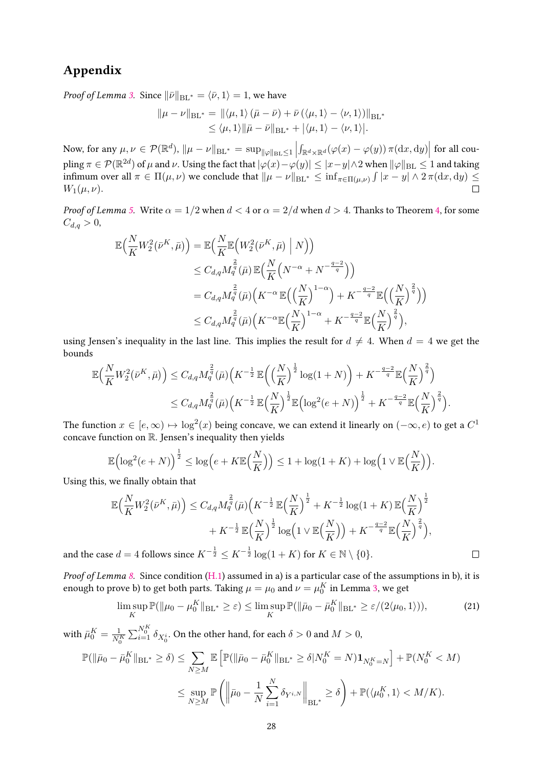## Appendix

*Proof of Lemma 3.* Since $\|\bar{\nu}\|_{\mathrm{BL}^*} = \langle \bar{\nu}, 1\rangle = 1$, we have

$$\begin{aligned}\|\mu - \nu\|_{\mathrm{BL}^*} &= \|\langle \mu, 1\rangle (\bar{\mu} - \bar{\nu}) + \bar{\nu} (\langle \mu, 1\rangle - \langle \nu, 1\rangle)\|_{\mathrm{BL}^*} \\ &\le \langle \mu, 1\rangle \|\bar{\mu} - \bar{\nu}\|_{\mathrm{BL}^*} + |\langle \mu, 1\rangle - \langle \nu, 1\rangle|.\end{aligned}$$

Now, for any $\mu, \nu \in \mathcal{P}(\mathbb{R}^d)$, $\|\mu - \nu\|_{\mathrm{BL}^*} = \sup_{\|\varphi\|_{\mathrm{BL}} \le 1} \left| \int_{\mathbb{R}^d \times \mathbb{R}^d} (\varphi(x) - \varphi(y))\, \pi(\mathrm{d}x, \mathrm{d}y) \right|$ for all coupling $\pi \in \mathcal{P}(\mathbb{R}^{2d})$ of $\mu$ and $\nu$. Using the fact that $|\varphi(x) - \varphi(y)| \le |x - y| \wedge 2$ when $\|\varphi\|_{\mathrm{BL}} \le 1$ and taking infimum over all $\pi \in \Pi(\mu, \nu)$ we conclude that $\|\mu - \nu\|_{\mathrm{BL}^*} \le \inf_{\pi \in \Pi(\mu,\nu)} \int |x - y| \wedge 2\, \pi(\mathrm{d}x, \mathrm{d}y) \le W_1(\mu, \nu)$. □

*Proof of Lemma 5.* Write $\alpha = 1/2$ when $d < 4$ or $\alpha = 2/d$ when $d > 4$. Thanks to Theorem 4, for some $C_{d,q} > 0$,

$$\begin{aligned}\mathbb{E}\Big(\frac{N}{K} W_2^2(\bar{\nu}^K, \bar{\mu})\Big) &= \mathbb{E}\Big(\frac{N}{K} \mathbb{E}\Big(W_2^2(\bar{\nu}^K, \bar{\mu}) \;\Big|\; N\Big)\Big) \\ &\le C_{d,q} M_q^{\frac{2}{q}}(\bar{\mu})\, \mathbb{E}\Big(\frac{N}{K}\Big(N^{-\alpha} + N^{-\frac{q-2}{q}}\Big)\Big) \\ &= C_{d,q} M_q^{\frac{2}{q}}(\bar{\mu}) \Big(K^{-\alpha}\, \mathbb{E}\Big(\Big(\frac{N}{K}\Big)^{1-\alpha}\Big) + K^{-\frac{q-2}{q}} \mathbb{E}\Big(\Big(\frac{N}{K}\Big)^{\frac{2}{q}}\Big)\Big) \\ &\le C_{d,q} M_q^{\frac{2}{q}}(\bar{\mu}) \Big(K^{-\alpha} \mathbb{E}\Big(\frac{N}{K}\Big)^{1-\alpha} + K^{-\frac{q-2}{q}} \mathbb{E}\Big(\frac{N}{K}\Big)^{\frac{2}{q}}\Big),\end{aligned}$$

using Jensen's inequality in the last line. This implies the result for $d \ne 4$. When $d = 4$ we get the bounds

$$\begin{aligned}\mathbb{E}\Big(\frac{N}{K} W_2^2(\bar{\nu}^K, \bar{\mu})\Big) &\le C_{d,q} M_q^{\frac{2}{q}}(\bar{\mu}) \Big(K^{-\frac{1}{2}}\, \mathbb{E}\Big(\Big(\frac{N}{K}\Big)^{\frac{1}{2}} \log(1 + N)\Big) + K^{-\frac{q-2}{q}} \mathbb{E}\Big(\frac{N}{K}\Big)^{\frac{2}{q}}\Big) \\ &\le C_{d,q} M_q^{\frac{2}{q}}(\bar{\mu}) \Big(K^{-\frac{1}{2}}\, \mathbb{E}\Big(\frac{N}{K}\Big)^{\frac{1}{2}} \mathbb{E}\Big(\log^2(e + N)\Big)^{\frac{1}{2}} + K^{-\frac{q-2}{q}} \mathbb{E}\Big(\frac{N}{K}\Big)^{\frac{2}{q}}\Big).\end{aligned}$$

The function $x \in [e, \infty) \mapsto \log^2(x)$ being concave, we can extend it linearly on $(-\infty, e)$ to get a $C^1$ concave function on $\mathbb{R}$. Jensen's inequality then yields

$$\mathbb{E}\Big(\log^2(e + N)\Big)^{\frac{1}{2}} \le \log\Big(e + K \mathbb{E}\Big(\frac{N}{K}\Big)\Big) \le 1 + \log(1 + K) + \log\Big(1 \vee \mathbb{E}\Big(\frac{N}{K}\Big)\Big).$$

Using this, we finally obtain that

$$\begin{aligned}\mathbb{E}\Big(\frac{N}{K} W_2^2(\bar{\nu}^K, \bar{\mu})\Big) \le C_{d,q} M_q^{\frac{2}{q}}(\bar{\mu}) \Big(&K^{-\frac{1}{2}}\, \mathbb{E}\Big(\frac{N}{K}\Big)^{\frac{1}{2}} + K^{-\frac{1}{2}} \log(1 + K)\, \mathbb{E}\Big(\frac{N}{K}\Big)^{\frac{1}{2}} \\ &+ K^{-\frac{1}{2}}\, \mathbb{E}\Big(\frac{N}{K}\Big)^{\frac{1}{2}} \log\Big(1 \vee \mathbb{E}\Big(\frac{N}{K}\Big)\Big) + K^{-\frac{q-2}{q}} \mathbb{E}\Big(\frac{N}{K}\Big)^{\frac{2}{q}}\Big),\end{aligned}$$

and the case $d = 4$ follows since $K^{-\frac{1}{2}} \le K^{-\frac{1}{2}} \log(1 + K)$ for $K \in \mathbb{N} \setminus \{0\}$. □

*Proof of Lemma 8.* Since condition (H.1) assumed in a) is a particular case of the assumptions in b), it is enough to prove b) to get both parts. Taking $\mu = \mu_0$ and $\nu = \mu_0^K$ in Lemma 3, we get

$$\limsup_K \mathbb{P}(\|\mu_0 - \mu_0^K\|_{\mathrm{BL}^*} \ge \varepsilon) \le \limsup_K \mathbb{P}(\|\bar{\mu}_0 - \bar{\mu}_0^K\|_{\mathrm{BL}^*} \ge \varepsilon / (2\langle \mu_0, 1\rangle)), \tag{21}$$

with $\bar{\mu}_0^K = \frac{1}{N_0^K} \sum_{i=1}^{N_0^K} \delta_{X_0^i}$. On the other hand, for each $\delta > 0$ and $M > 0$,

$$\begin{aligned}\mathbb{P}(\|\bar{\mu}_0 - \bar{\mu}_0^K\|_{\mathrm{BL}^*} \ge \delta) &\le \sum_{N \ge M} \mathbb{E}\left[\mathbb{P}(\|\bar{\mu}_0 - \bar{\mu}_0^K\|_{\mathrm{BL}^*} \ge \delta | N_0^K = N) \mathbf{1}_{N_0^K = N}\right] + \mathbb{P}(N_0^K < M) \\ &\le \sup_{N \ge M} \mathbb{P}\left(\left\|\bar{\mu}_0 - \frac{1}{N} \sum_{i=1}^N \delta_{Y^{i,N}}\right\|_{\mathrm{BL}^*} \ge \delta\right) + \mathbb{P}(\langle \mu_0^K, 1\rangle < M/K).\end{aligned}$$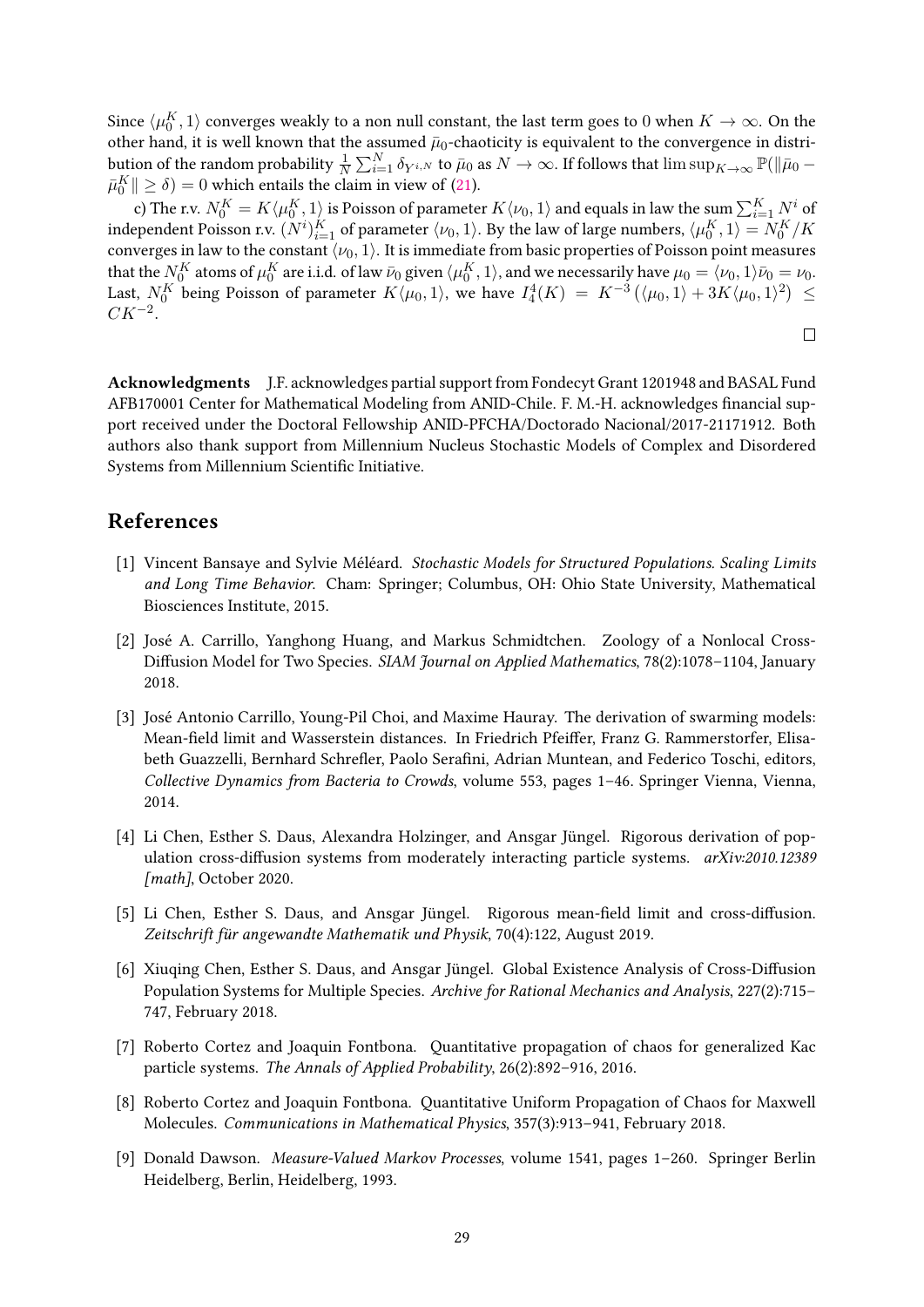Since $\langle \mu_0^K, 1\rangle$ converges weakly to a non null constant, the last term goes to 0 when $K \to \infty$. On the other hand, it is well known that the assumed $\bar{\mu}_0$-chaoticity is equivalent to the convergence in distribution of the random probability $\frac{1}{N}\sum_{i=1}^N \delta_{Y^{i,N}}$ to $\bar{\mu}_0$ as $N \to \infty$. If follows that $\limsup_{K\to\infty} \mathbb{P}(\|\bar{\mu}_0 - \bar{\mu}_0^K\| \geq \delta) = 0$ which entails the claim in view of (21).

c) The r.v. $N_0^K = K\langle \mu_0^K, 1\rangle$ is Poisson of parameter $K\langle \nu_0, 1\rangle$ and equals in law the sum $\sum_{i=1}^K N^i$ of independent Poisson r.v. $(N^i)_{i=1}^K$ of parameter $\langle \nu_0, 1\rangle$. By the law of large numbers, $\langle \mu_0^K, 1\rangle = N_0^K/K$ converges in law to the constant $\langle \nu_0, 1\rangle$. It is immediate from basic properties of Poisson point measures that the $N_0^K$ atoms of $\mu_0^K$ are i.i.d. of law $\bar{\nu}_0$ given $\langle \mu_0^K, 1\rangle$, and we necessarily have $\mu_0 = \langle \nu_0, 1\rangle\bar{\nu}_0 = \nu_0$. Last, $N_0^K$ being Poisson of parameter $K\langle \mu_0, 1\rangle$, we have $I_4^4(K) = K^{-3}\left(\langle \mu_0, 1\rangle + 3K\langle \mu_0, 1\rangle^2\right) \leq CK^{-2}$. □

**Acknowledgments** J.F. acknowledges partial support from Fondecyt Grant 1201948 and BASAL Fund AFB170001 Center for Mathematical Modeling from ANID-Chile. F. M.-H. acknowledges financial support received under the Doctoral Fellowship ANID-PFCHA/Doctorado Nacional/2017-21171912. Both authors also thank support from Millennium Nucleus Stochastic Models of Complex and Disordered Systems from Millennium Scientific Initiative.

## References

[1] Vincent Bansaye and Sylvie Méléard. *Stochastic Models for Structured Populations. Scaling Limits and Long Time Behavior.* Cham: Springer; Columbus, OH: Ohio State University, Mathematical Biosciences Institute, 2015.

[2] José A. Carrillo, Yanghong Huang, and Markus Schmidtchen. Zoology of a Nonlocal Cross-Diffusion Model for Two Species. *SIAM Journal on Applied Mathematics*, 78(2):1078–1104, January 2018.

[3] José Antonio Carrillo, Young-Pil Choi, and Maxime Hauray. The derivation of swarming models: Mean-field limit and Wasserstein distances. In Friedrich Pfeiffer, Franz G. Rammerstorfer, Elisabeth Guazzelli, Bernhard Schrefler, Paolo Serafini, Adrian Muntean, and Federico Toschi, editors, *Collective Dynamics from Bacteria to Crowds*, volume 553, pages 1–46. Springer Vienna, Vienna, 2014.

[4] Li Chen, Esther S. Daus, Alexandra Holzinger, and Ansgar Jüngel. Rigorous derivation of population cross-diffusion systems from moderately interacting particle systems. *arXiv:2010.12389 [math]*, October 2020.

[5] Li Chen, Esther S. Daus, and Ansgar Jüngel. Rigorous mean-field limit and cross-diffusion. *Zeitschrift für angewandte Mathematik und Physik*, 70(4):122, August 2019.

[6] Xiuqing Chen, Esther S. Daus, and Ansgar Jüngel. Global Existence Analysis of Cross-Diffusion Population Systems for Multiple Species. *Archive for Rational Mechanics and Analysis*, 227(2):715–747, February 2018.

[7] Roberto Cortez and Joaquin Fontbona. Quantitative propagation of chaos for generalized Kac particle systems. *The Annals of Applied Probability*, 26(2):892–916, 2016.

[8] Roberto Cortez and Joaquin Fontbona. Quantitative Uniform Propagation of Chaos for Maxwell Molecules. *Communications in Mathematical Physics*, 357(3):913–941, February 2018.

[9] Donald Dawson. *Measure-Valued Markov Processes*, volume 1541, pages 1–260. Springer Berlin Heidelberg, Berlin, Heidelberg, 1993.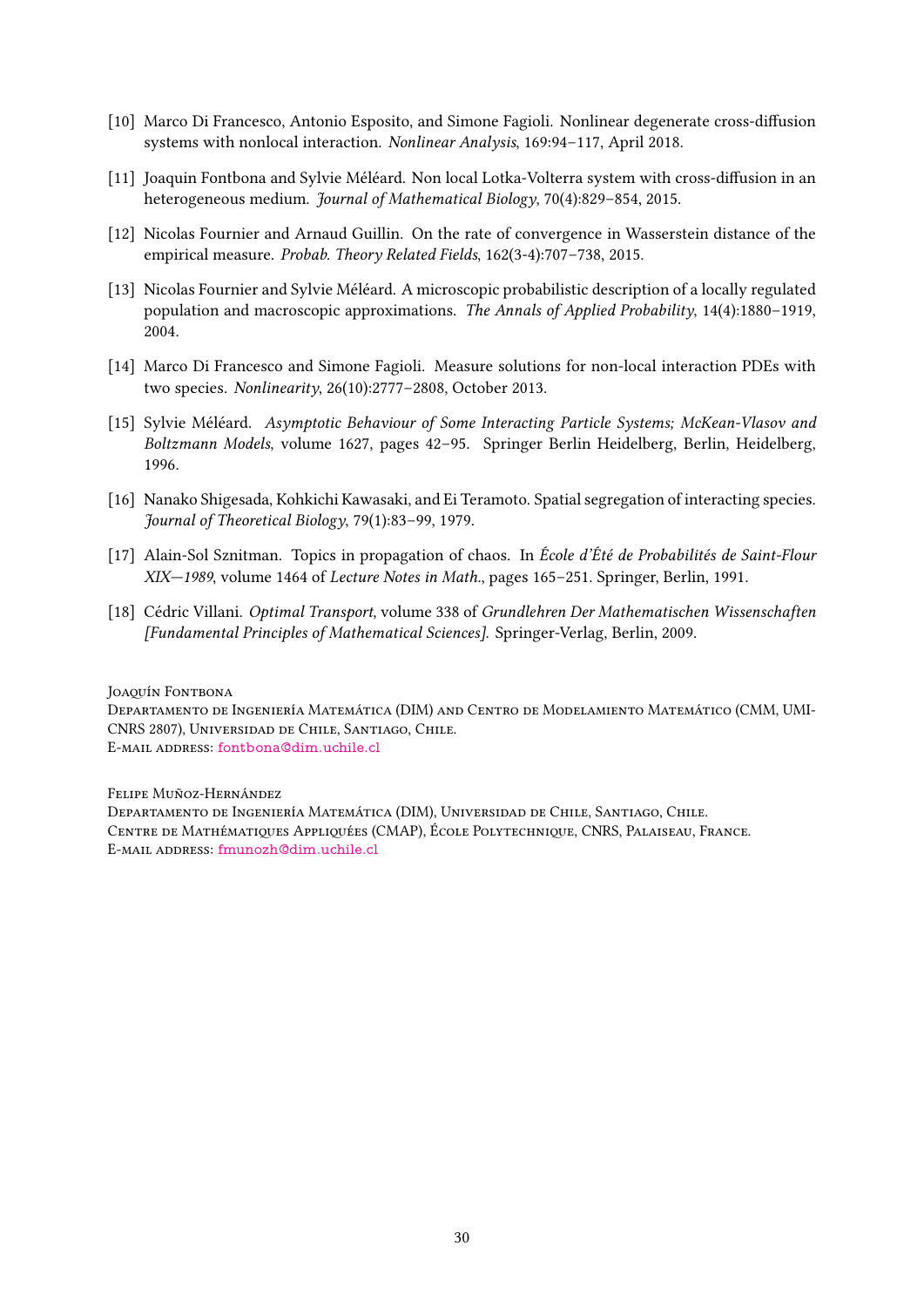[10] Marco Di Francesco, Antonio Esposito, and Simone Fagioli. Nonlinear degenerate cross-diffusion systems with nonlocal interaction. *Nonlinear Analysis*, 169:94–117, April 2018.

[11] Joaquin Fontbona and Sylvie Méléard. Non local Lotka-Volterra system with cross-diffusion in an heterogeneous medium. *Journal of Mathematical Biology*, 70(4):829–854, 2015.

[12] Nicolas Fournier and Arnaud Guillin. On the rate of convergence in Wasserstein distance of the empirical measure. *Probab. Theory Related Fields*, 162(3-4):707–738, 2015.

[13] Nicolas Fournier and Sylvie Méléard. A microscopic probabilistic description of a locally regulated population and macroscopic approximations. *The Annals of Applied Probability*, 14(4):1880–1919, 2004.

[14] Marco Di Francesco and Simone Fagioli. Measure solutions for non-local interaction PDEs with two species. *Nonlinearity*, 26(10):2777–2808, October 2013.

[15] Sylvie Méléard. *Asymptotic Behaviour of Some Interacting Particle Systems; McKean-Vlasov and Boltzmann Models*, volume 1627, pages 42–95. Springer Berlin Heidelberg, Berlin, Heidelberg, 1996.

[16] Nanako Shigesada, Kohkichi Kawasaki, and Ei Teramoto. Spatial segregation of interacting species. *Journal of Theoretical Biology*, 79(1):83–99, 1979.

[17] Alain-Sol Sznitman. Topics in propagation of chaos. In *École d'Été de Probabilités de Saint-Flour XIX—1989*, volume 1464 of *Lecture Notes in Math.*, pages 165–251. Springer, Berlin, 1991.

[18] Cédric Villani. *Optimal Transport*, volume 338 of *Grundlehren Der Mathematischen Wissenschaften [Fundamental Principles of Mathematical Sciences]*. Springer-Verlag, Berlin, 2009.

Joaquín Fontbona
Departamento de Ingeniería Matemática (DIM) and Centro de Modelamiento Matemático (CMM, UMI-CNRS 2807), Universidad de Chile, Santiago, Chile.
E-mail address: fontbona@dim.uchile.cl

Felipe Muñoz-Hernández
Departamento de Ingeniería Matemática (DIM), Universidad de Chile, Santiago, Chile.
Centre de Mathématiques Appliquées (CMAP), École Polytechnique, CNRS, Palaiseau, France.
E-mail address: fmunozh@dim.uchile.cl